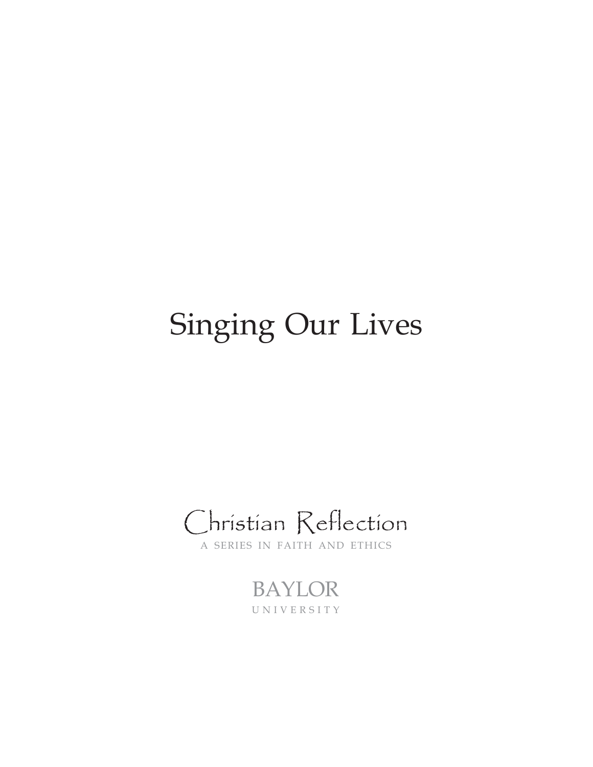# Singing Our Lives

Christian Reflection

A SERIES IN FAITH AND ETHICS

BAYLOR

UNIVERSITY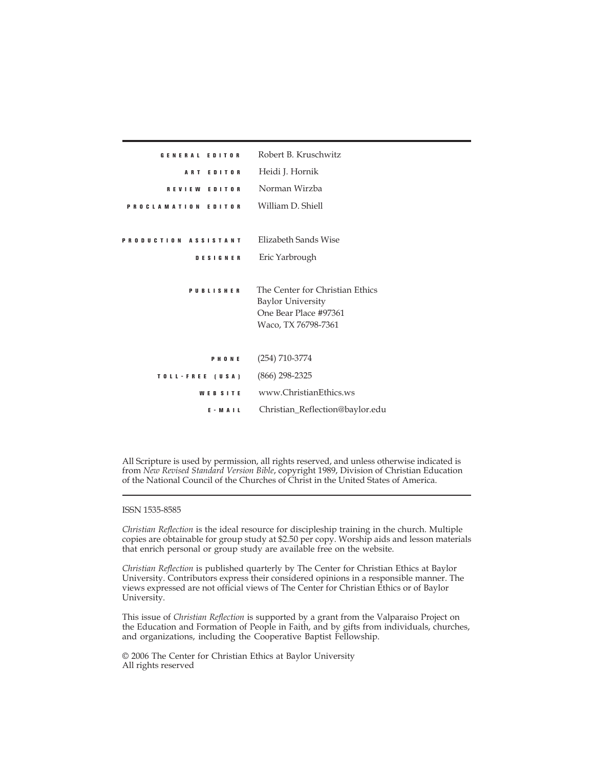| | |
|---|---|
| GENERAL EDITOR | Robert B. Kruschwitz |
| ART EDITOR | Heidi J. Hornik |
| REVIEW EDITOR | Norman Wirzba |
| PROCLAMATION EDITOR | William D. Shiell |
| PRODUCTION ASSISTANT | Elizabeth Sands Wise |
| DESIGNER | Eric Yarbrough |
| PUBLISHER | The Center for Christian Ethics<br>Baylor University<br>One Bear Place #97361<br>Waco, TX 76798-7361 |
| PHONE | (254) 710-3774 |
| TOLL-FREE (USA) | (866) 298-2325 |
| WEB SITE | www.ChristianEthics.ws |
| E-MAIL | Christian_Reflection@baylor.edu |

All Scripture is used by permission, all rights reserved, and unless otherwise indicated is from *New Revised Standard Version Bible*, copyright 1989, Division of Christian Education of the National Council of the Churches of Christ in the United States of America.

---

ISSN 1535-8585

*Christian Reflection* is the ideal resource for discipleship training in the church. Multiple copies are obtainable for group study at $2.50 per copy. Worship aids and lesson materials that enrich personal or group study are available free on the website.

*Christian Reflection* is published quarterly by The Center for Christian Ethics at Baylor University. Contributors express their considered opinions in a responsible manner. The views expressed are not official views of The Center for Christian Ethics or of Baylor University.

This issue of *Christian Reflection* is supported by a grant from the Valparaiso Project on the Education and Formation of People in Faith, and by gifts from individuals, churches, and organizations, including the Cooperative Baptist Fellowship.

© 2006 The Center for Christian Ethics at Baylor University
All rights reserved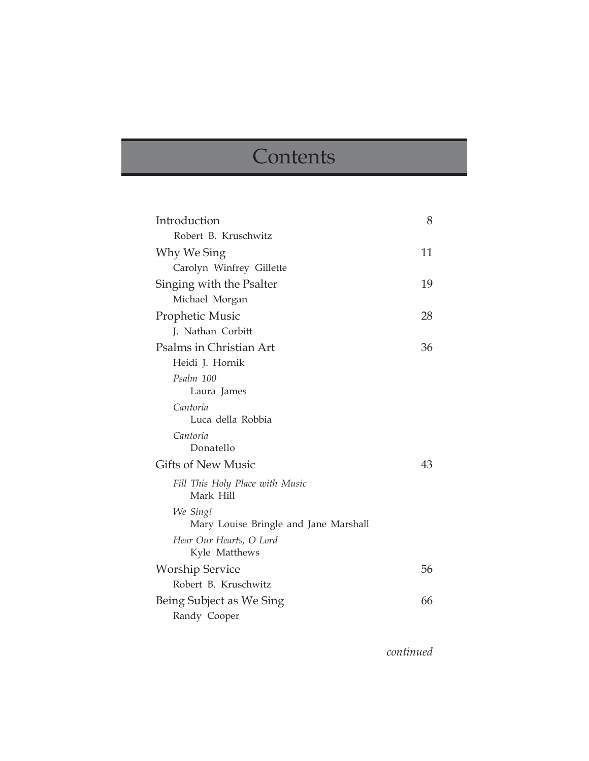# Contents

| | |
|---|---|
| Introduction<br>Robert B. Kruschwitz | 8 |
| Why We Sing<br>Carolyn Winfrey Gillette | 11 |
| Singing with the Psalter<br>Michael Morgan | 19 |
| Prophetic Music<br>J. Nathan Corbitt | 28 |
| Psalms in Christian Art<br>Heidi J. Hornik | 36 |
| *Psalm 100*<br>Laura James | |
| *Cantoria*<br>Luca della Robbia | |
| *Cantoria*<br>Donatello | |
| Gifts of New Music | 43 |
| *Fill This Holy Place with Music*<br>Mark Hill | |
| *We Sing!*<br>Mary Louise Bringle and Jane Marshall | |
| *Hear Our Hearts, O Lord*<br>Kyle Matthews | |
| Worship Service<br>Robert B. Kruschwitz | 56 |
| Being Subject as We Sing<br>Randy Cooper | 66 |

*continued*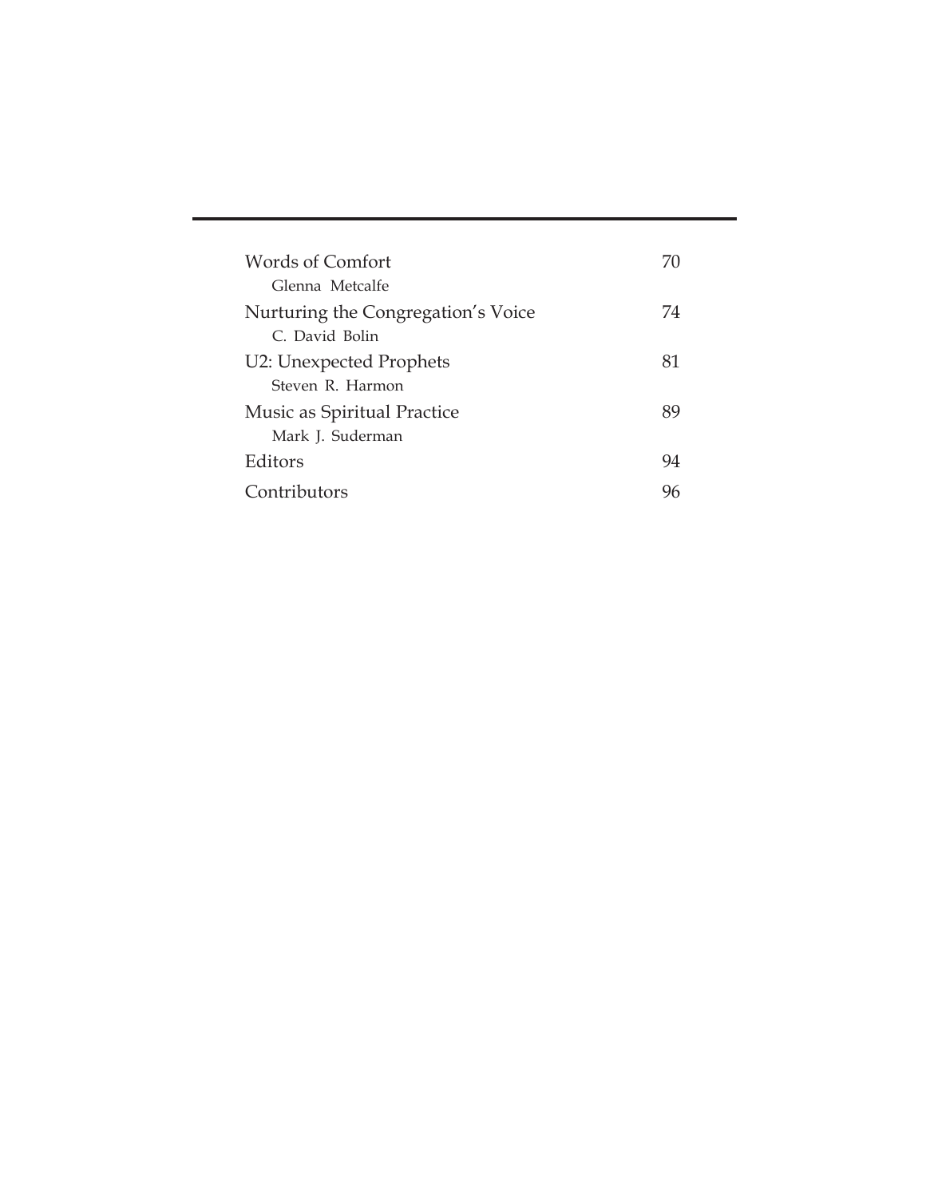| | |
|---|---|
| Words of Comfort<br>Glenna Metcalfe | 70 |
| Nurturing the Congregation's Voice<br>C. David Bolin | 74 |
| U2: Unexpected Prophets<br>Steven R. Harmon | 81 |
| Music as Spiritual Practice<br>Mark J. Suderman | 89 |
| Editors | 94 |
| Contributors | 96 |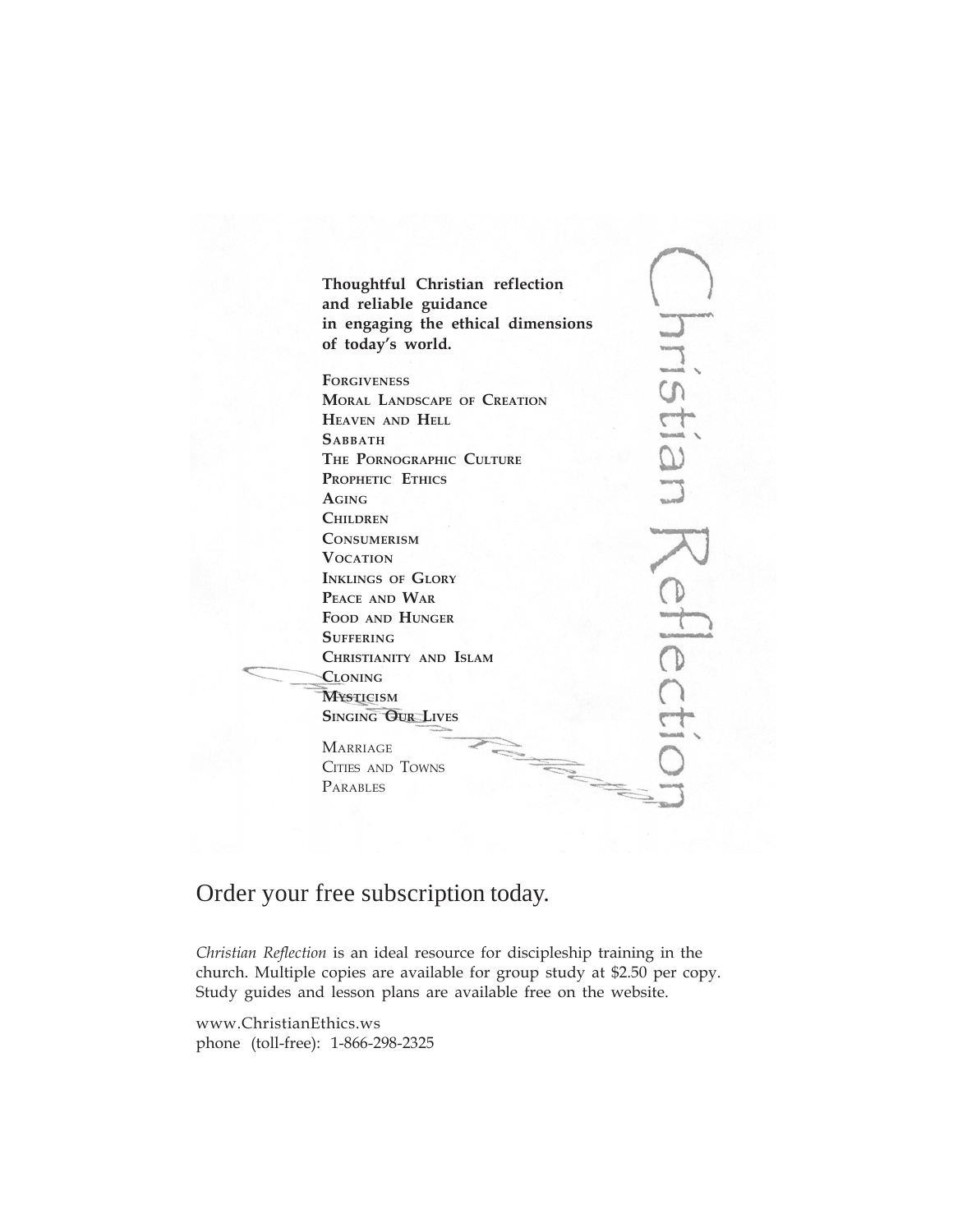**Thoughtful Christian reflection and reliable guidance in engaging the ethical dimensions of today's world.**

**FORGIVENESS**
**MORAL LANDSCAPE OF CREATION**
**HEAVEN AND HELL**
**SABBATH**
**THE PORNOGRAPHIC CULTURE**
**PROPHETIC ETHICS**
**AGING**
**CHILDREN**
**CONSUMERISM**
**VOCATION**
**INKLINGS OF GLORY**
**PEACE AND WAR**
**FOOD AND HUNGER**
**SUFFERING**
**CHRISTIANITY AND ISLAM**
**CLONING**
**MYSTICISM**
**SINGING OUR LIVES**

MARRIAGE
CITIES AND TOWNS
PARABLES

Christian Reflection

Order your free subscription today.

*Christian Reflection* is an ideal resource for discipleship training in the church. Multiple copies are available for group study at $2.50 per copy. Study guides and lesson plans are available free on the website.

www.ChristianEthics.ws
phone (toll-free): 1-866-298-2325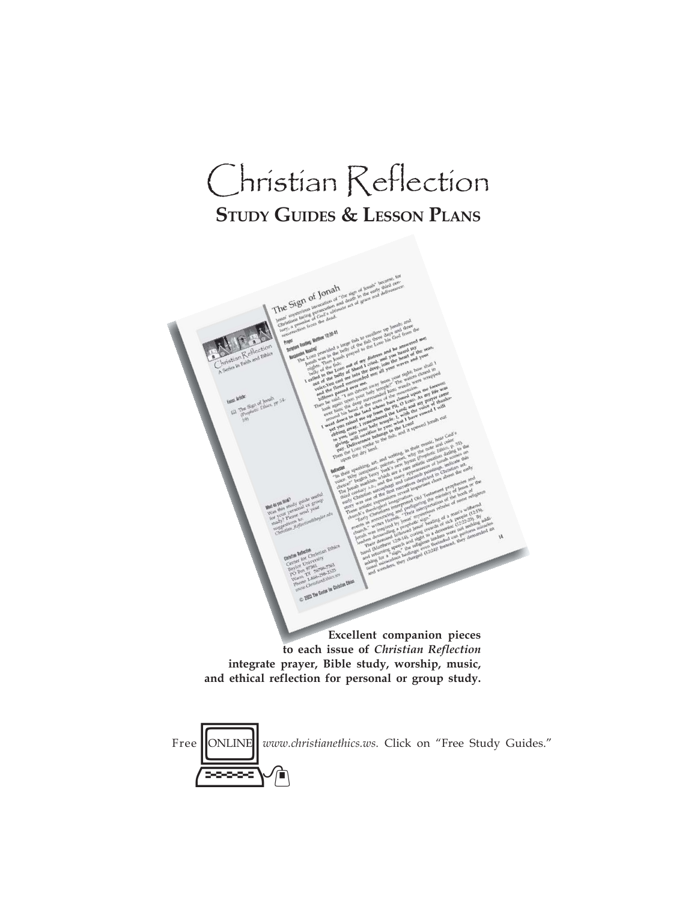# Christian Reflection

## STUDY GUIDES & LESSON PLANS

**Excellent companion pieces to each issue of *Christian Reflection* integrate prayer, Bible study, worship, music, and ethical reflection for personal or group study.**

Free ONLINE *www.christianethics.ws.* Click on "Free Study Guides."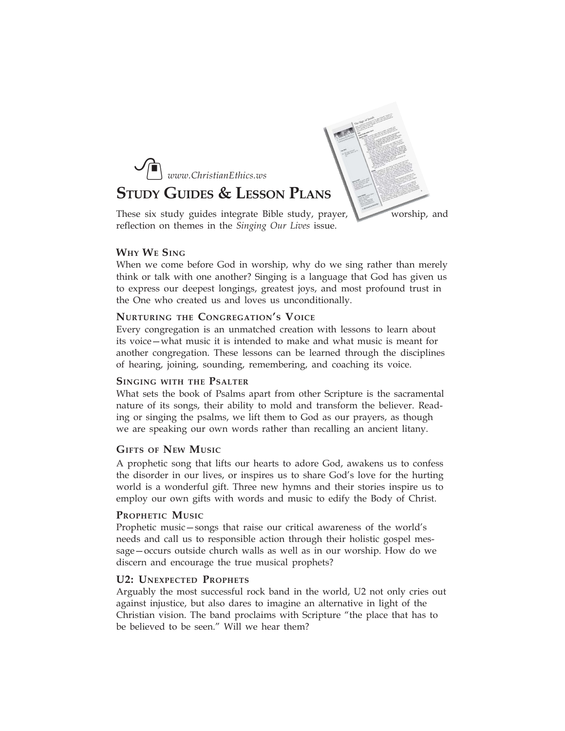*www.ChristianEthics.ws*

# STUDY GUIDES & LESSON PLANS

These six study guides integrate Bible study, prayer, worship, and reflection on themes in the *Singing Our Lives* issue.

## WHY WE SING

When we come before God in worship, why do we sing rather than merely think or talk with one another? Singing is a language that God has given us to express our deepest longings, greatest joys, and most profound trust in the One who created us and loves us unconditionally.

## NURTURING THE CONGREGATION'S VOICE

Every congregation is an unmatched creation with lessons to learn about its voice—what music it is intended to make and what music is meant for another congregation. These lessons can be learned through the disciplines of hearing, joining, sounding, remembering, and coaching its voice.

## SINGING WITH THE PSALTER

What sets the book of Psalms apart from other Scripture is the sacramental nature of its songs, their ability to mold and transform the believer. Reading or singing the psalms, we lift them to God as our prayers, as though we are speaking our own words rather than recalling an ancient litany.

## GIFTS OF NEW MUSIC

A prophetic song that lifts our hearts to adore God, awakens us to confess the disorder in our lives, or inspires us to share God's love for the hurting world is a wonderful gift. Three new hymns and their stories inspire us to employ our own gifts with words and music to edify the Body of Christ.

## PROPHETIC MUSIC

Prophetic music—songs that raise our critical awareness of the world's needs and call us to responsible action through their holistic gospel message—occurs outside church walls as well as in our worship. How do we discern and encourage the true musical prophets?

## U2: UNEXPECTED PROPHETS

Arguably the most successful rock band in the world, U2 not only cries out against injustice, but also dares to imagine an alternative in light of the Christian vision. The band proclaims with Scripture "the place that has to be believed to be seen." Will we hear them?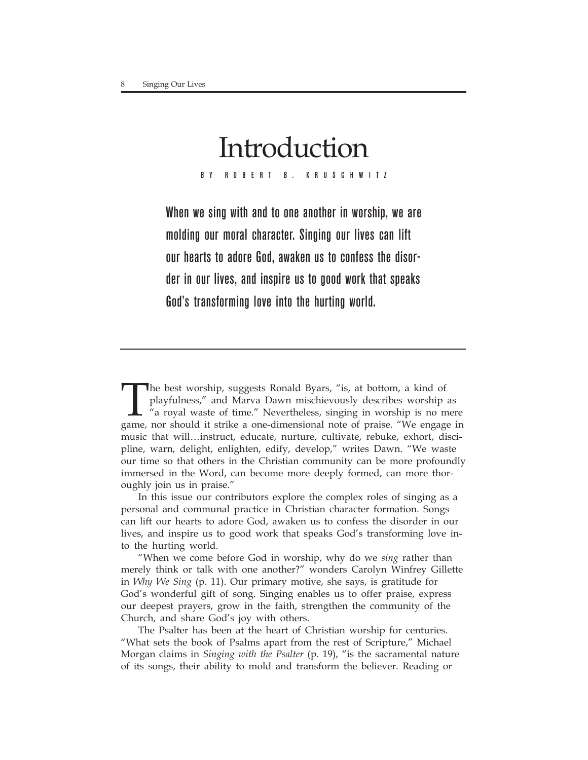# Introduction

BY ROBERT B. KRUSCHWITZ

**When we sing with and to one another in worship, we are molding our moral character. Singing our lives can lift our hearts to adore God, awaken us to confess the disorder in our lives, and inspire us to good work that speaks God's transforming love into the hurting world.**

The best worship, suggests Ronald Byars, "is, at bottom, a kind of playfulness," and Marva Dawn mischievously describes worship as "a royal waste of time." Nevertheless, singing in worship is no mere game, nor should it strike a one-dimensional note of praise. "We engage in music that will…instruct, educate, nurture, cultivate, rebuke, exhort, discipline, warn, delight, enlighten, edify, develop," writes Dawn. "We waste our time so that others in the Christian community can be more profoundly immersed in the Word, can become more deeply formed, can more thoroughly join us in praise."

In this issue our contributors explore the complex roles of singing as a personal and communal practice in Christian character formation. Songs can lift our hearts to adore God, awaken us to confess the disorder in our lives, and inspire us to good work that speaks God's transforming love into the hurting world.

"When we come before God in worship, why do we *sing* rather than merely think or talk with one another?" wonders Carolyn Winfrey Gillette in *Why We Sing* (p. 11). Our primary motive, she says, is gratitude for God's wonderful gift of song. Singing enables us to offer praise, express our deepest prayers, grow in the faith, strengthen the community of the Church, and share God's joy with others.

The Psalter has been at the heart of Christian worship for centuries. "What sets the book of Psalms apart from the rest of Scripture," Michael Morgan claims in *Singing with the Psalter* (p. 19), "is the sacramental nature of its songs, their ability to mold and transform the believer. Reading or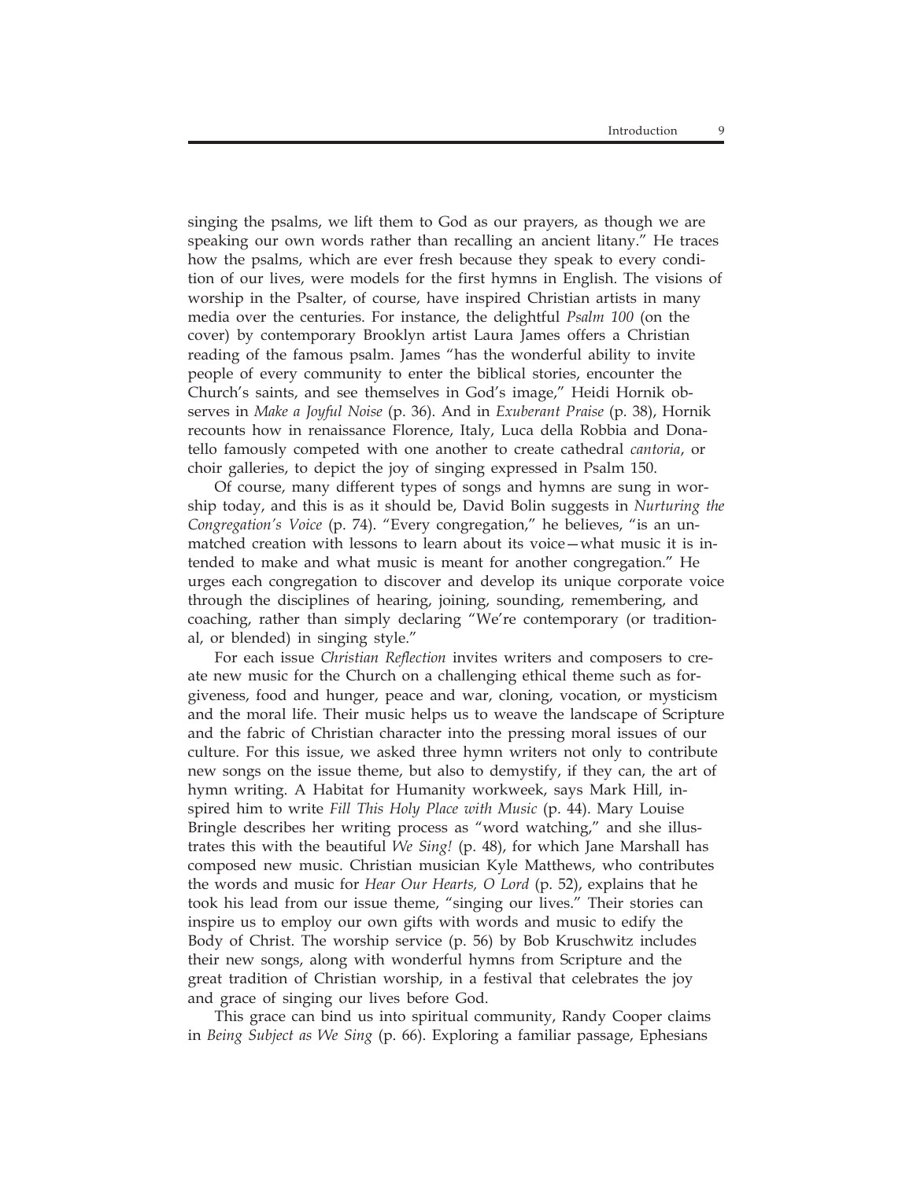singing the psalms, we lift them to God as our prayers, as though we are speaking our own words rather than recalling an ancient litany." He traces how the psalms, which are ever fresh because they speak to every condition of our lives, were models for the first hymns in English. The visions of worship in the Psalter, of course, have inspired Christian artists in many media over the centuries. For instance, the delightful *Psalm 100* (on the cover) by contemporary Brooklyn artist Laura James offers a Christian reading of the famous psalm. James "has the wonderful ability to invite people of every community to enter the biblical stories, encounter the Church's saints, and see themselves in God's image," Heidi Hornik observes in *Make a Joyful Noise* (p. 36). And in *Exuberant Praise* (p. 38), Hornik recounts how in renaissance Florence, Italy, Luca della Robbia and Donatello famously competed with one another to create cathedral *cantoria*, or choir galleries, to depict the joy of singing expressed in Psalm 150.

Of course, many different types of songs and hymns are sung in worship today, and this is as it should be, David Bolin suggests in *Nurturing the Congregation's Voice* (p. 74). "Every congregation," he believes, "is an unmatched creation with lessons to learn about its voice—what music it is intended to make and what music is meant for another congregation." He urges each congregation to discover and develop its unique corporate voice through the disciplines of hearing, joining, sounding, remembering, and coaching, rather than simply declaring "We're contemporary (or traditional, or blended) in singing style."

For each issue *Christian Reflection* invites writers and composers to create new music for the Church on a challenging ethical theme such as forgiveness, food and hunger, peace and war, cloning, vocation, or mysticism and the moral life. Their music helps us to weave the landscape of Scripture and the fabric of Christian character into the pressing moral issues of our culture. For this issue, we asked three hymn writers not only to contribute new songs on the issue theme, but also to demystify, if they can, the art of hymn writing. A Habitat for Humanity workweek, says Mark Hill, inspired him to write *Fill This Holy Place with Music* (p. 44). Mary Louise Bringle describes her writing process as "word watching," and she illustrates this with the beautiful *We Sing!* (p. 48), for which Jane Marshall has composed new music. Christian musician Kyle Matthews, who contributes the words and music for *Hear Our Hearts, O Lord* (p. 52), explains that he took his lead from our issue theme, "singing our lives." Their stories can inspire us to employ our own gifts with words and music to edify the Body of Christ. The worship service (p. 56) by Bob Kruschwitz includes their new songs, along with wonderful hymns from Scripture and the great tradition of Christian worship, in a festival that celebrates the joy and grace of singing our lives before God.

This grace can bind us into spiritual community, Randy Cooper claims in *Being Subject as We Sing* (p. 66). Exploring a familiar passage, Ephesians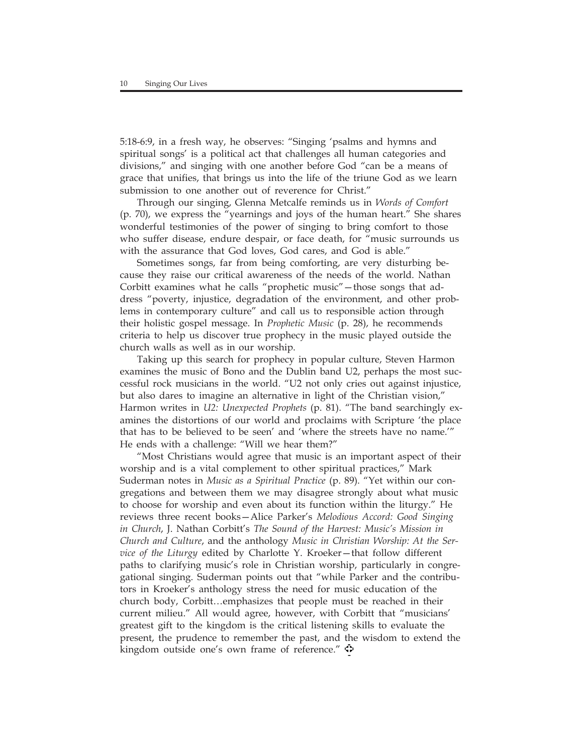5:18-6:9, in a fresh way, he observes: "Singing 'psalms and hymns and spiritual songs' is a political act that challenges all human categories and divisions," and singing with one another before God "can be a means of grace that unifies, that brings us into the life of the triune God as we learn submission to one another out of reverence for Christ."

Through our singing, Glenna Metcalfe reminds us in *Words of Comfort* (p. 70), we express the "yearnings and joys of the human heart." She shares wonderful testimonies of the power of singing to bring comfort to those who suffer disease, endure despair, or face death, for "music surrounds us with the assurance that God loves, God cares, and God is able."

Sometimes songs, far from being comforting, are very disturbing because they raise our critical awareness of the needs of the world. Nathan Corbitt examines what he calls "prophetic music"—those songs that address "poverty, injustice, degradation of the environment, and other problems in contemporary culture" and call us to responsible action through their holistic gospel message. In *Prophetic Music* (p. 28), he recommends criteria to help us discover true prophecy in the music played outside the church walls as well as in our worship.

Taking up this search for prophecy in popular culture, Steven Harmon examines the music of Bono and the Dublin band U2, perhaps the most successful rock musicians in the world. "U2 not only cries out against injustice, but also dares to imagine an alternative in light of the Christian vision," Harmon writes in *U2: Unexpected Prophets* (p. 81). "The band searchingly examines the distortions of our world and proclaims with Scripture 'the place that has to be believed to be seen' and 'where the streets have no name.'" He ends with a challenge: "Will we hear them?"

"Most Christians would agree that music is an important aspect of their worship and is a vital complement to other spiritual practices," Mark Suderman notes in *Music as a Spiritual Practice* (p. 89). "Yet within our congregations and between them we may disagree strongly about what music to choose for worship and even about its function within the liturgy." He reviews three recent books—Alice Parker's *Melodious Accord: Good Singing in Church*, J. Nathan Corbitt's *The Sound of the Harvest: Music's Mission in Church and Culture*, and the anthology *Music in Christian Worship: At the Service of the Liturgy* edited by Charlotte Y. Kroeker—that follow different paths to clarifying music's role in Christian worship, particularly in congregational singing. Suderman points out that "while Parker and the contributors in Kroeker's anthology stress the need for music education of the church body, Corbitt…emphasizes that people must be reached in their current milieu." All would agree, however, with Corbitt that "musicians' greatest gift to the kingdom is the critical listening skills to evaluate the present, the prudence to remember the past, and the wisdom to extend the kingdom outside one's own frame of reference."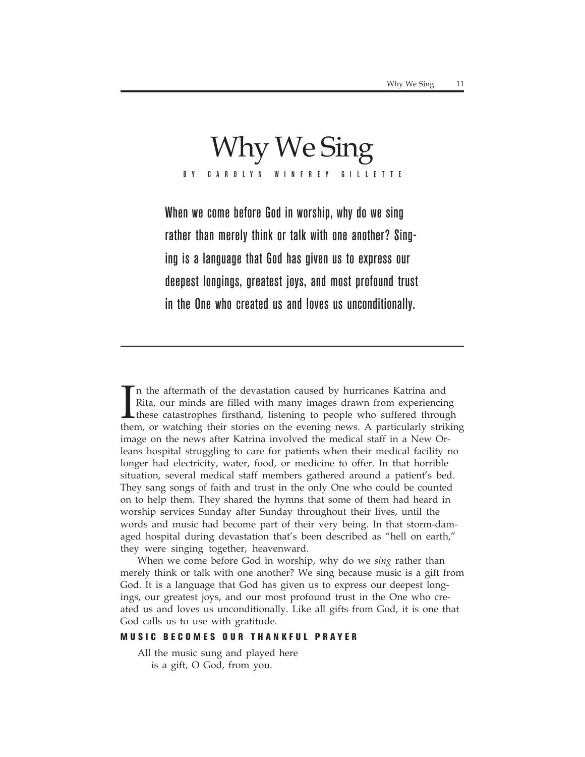# Why We Sing

BY CAROLYN WINFREY GILLETTE

**When we come before God in worship, why do we sing rather than merely think or talk with one another? Singing is a language that God has given us to express our deepest longings, greatest joys, and most profound trust in the One who created us and loves us unconditionally.**

In the aftermath of the devastation caused by hurricanes Katrina and Rita, our minds are filled with many images drawn from experiencing these catastrophes firsthand, listening to people who suffered through them, or watching their stories on the evening news. A particularly striking image on the news after Katrina involved the medical staff in a New Orleans hospital struggling to care for patients when their medical facility no longer had electricity, water, food, or medicine to offer. In that horrible situation, several medical staff members gathered around a patient's bed. They sang songs of faith and trust in the only One who could be counted on to help them. They shared the hymns that some of them had heard in worship services Sunday after Sunday throughout their lives, until the words and music had become part of their very being. In that storm-damaged hospital during devastation that's been described as "hell on earth," they were singing together, heavenward.

When we come before God in worship, why do we *sing* rather than merely think or talk with one another? We sing because music is a gift from God. It is a language that God has given us to express our deepest longings, our greatest joys, and our most profound trust in the One who created us and loves us unconditionally. Like all gifts from God, it is one that God calls us to use with gratitude.

## MUSIC BECOMES OUR THANKFUL PRAYER

All the music sung and played here
is a gift, O God, from you.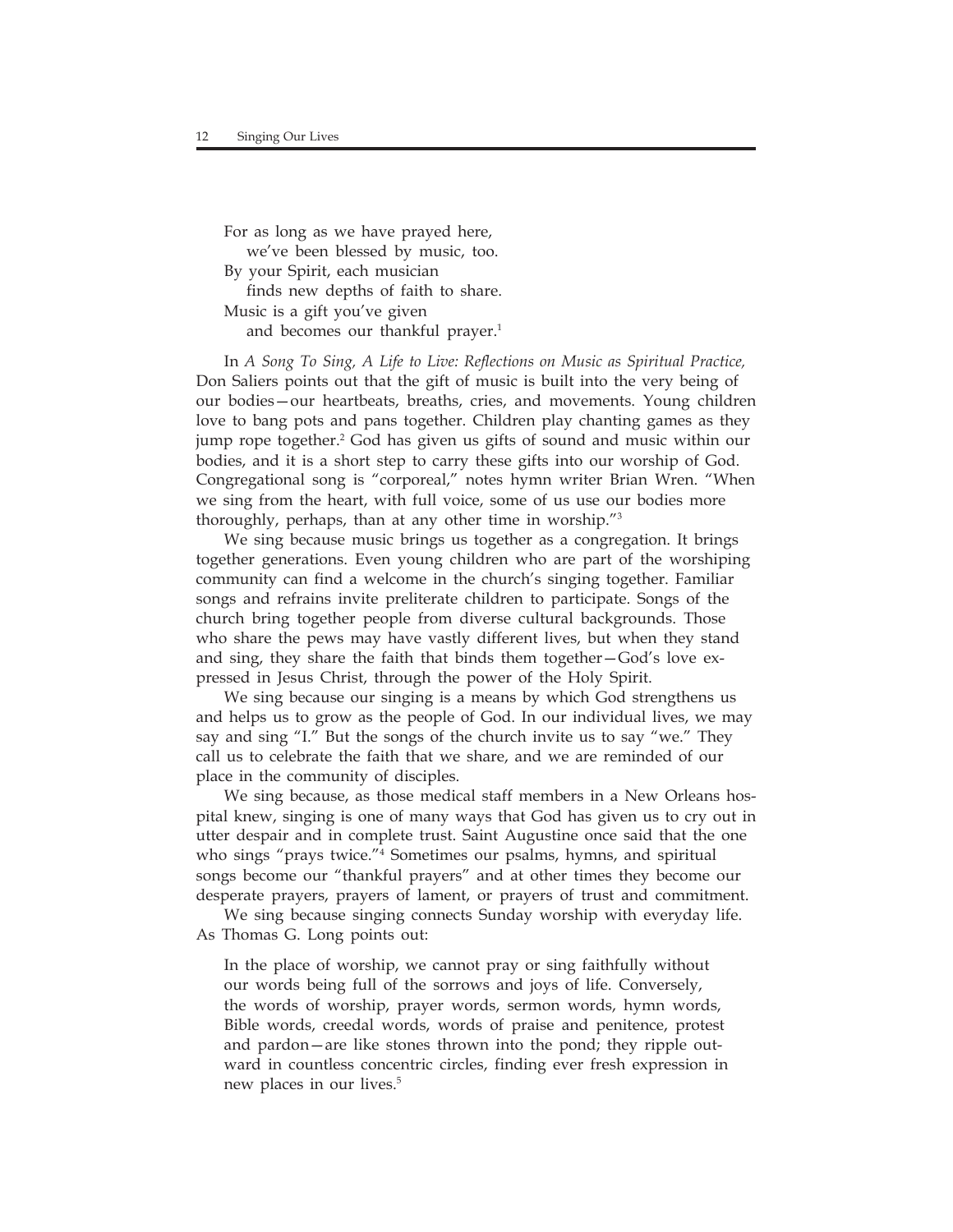For as long as we have prayed here,
  we've been blessed by music, too.
By your Spirit, each musician
  finds new depths of faith to share.
Music is a gift you've given
  and becomes our thankful prayer.[1]

In *A Song To Sing, A Life to Live: Reflections on Music as Spiritual Practice,* Don Saliers points out that the gift of music is built into the very being of our bodies—our heartbeats, breaths, cries, and movements. Young children love to bang pots and pans together. Children play chanting games as they jump rope together.[2] God has given us gifts of sound and music within our bodies, and it is a short step to carry these gifts into our worship of God. Congregational song is "corporeal," notes hymn writer Brian Wren. "When we sing from the heart, with full voice, some of us use our bodies more thoroughly, perhaps, than at any other time in worship."[3]

We sing because music brings us together as a congregation. It brings together generations. Even young children who are part of the worshiping community can find a welcome in the church's singing together. Familiar songs and refrains invite preliterate children to participate. Songs of the church bring together people from diverse cultural backgrounds. Those who share the pews may have vastly different lives, but when they stand and sing, they share the faith that binds them together—God's love expressed in Jesus Christ, through the power of the Holy Spirit.

We sing because our singing is a means by which God strengthens us and helps us to grow as the people of God. In our individual lives, we may say and sing "I." But the songs of the church invite us to say "we." They call us to celebrate the faith that we share, and we are reminded of our place in the community of disciples.

We sing because, as those medical staff members in a New Orleans hospital knew, singing is one of many ways that God has given us to cry out in utter despair and in complete trust. Saint Augustine once said that the one who sings "prays twice."[4] Sometimes our psalms, hymns, and spiritual songs become our "thankful prayers" and at other times they become our desperate prayers, prayers of lament, or prayers of trust and commitment.

We sing because singing connects Sunday worship with everyday life. As Thomas G. Long points out:

> In the place of worship, we cannot pray or sing faithfully without our words being full of the sorrows and joys of life. Conversely, the words of worship, prayer words, sermon words, hymn words, Bible words, creedal words, words of praise and penitence, protest and pardon—are like stones thrown into the pond; they ripple outward in countless concentric circles, finding ever fresh expression in new places in our lives.[5]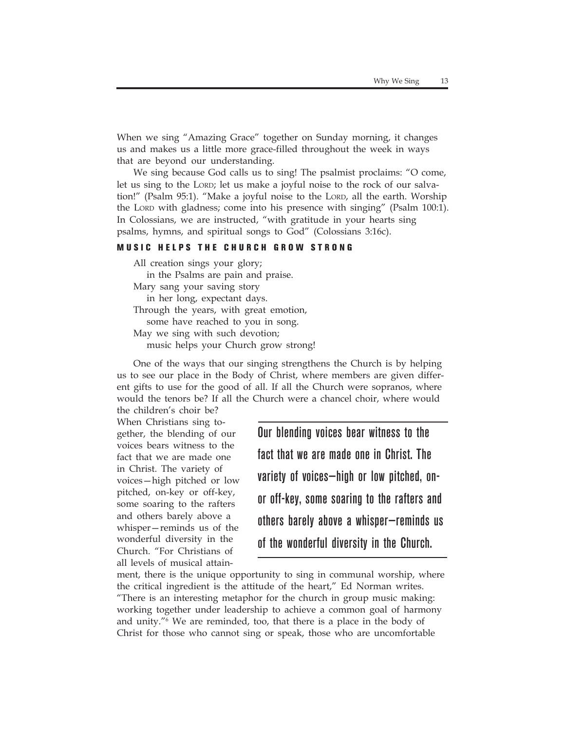When we sing "Amazing Grace" together on Sunday morning, it changes us and makes us a little more grace-filled throughout the week in ways that are beyond our understanding.

We sing because God calls us to sing! The psalmist proclaims: "O come, let us sing to the LORD; let us make a joyful noise to the rock of our salvation!" (Psalm 95:1). "Make a joyful noise to the LORD, all the earth. Worship the LORD with gladness; come into his presence with singing" (Psalm 100:1). In Colossians, we are instructed, "with gratitude in your hearts sing psalms, hymns, and spiritual songs to God" (Colossians 3:16c).

## MUSIC HELPS THE CHURCH GROW STRONG

All creation sings your glory;
  in the Psalms are pain and praise.
Mary sang your saving story
  in her long, expectant days.
Through the years, with great emotion,
  some have reached to you in song.
May we sing with such devotion;
  music helps your Church grow strong!

One of the ways that our singing strengthens the Church is by helping us to see our place in the Body of Christ, where members are given different gifts to use for the good of all. If all the Church were sopranos, where would the tenors be? If all the Church were a chancel choir, where would the children's choir be? When Christians sing together, the blending of our voices bears witness to the fact that we are made one in Christ. The variety of voices—high pitched or low pitched, on-key or off-key, some soaring to the rafters and others barely above a whisper—reminds us of the wonderful diversity in the Church. "For Christians of all levels of musical attainment, there is the unique opportunity to sing in communal worship, where the critical ingredient is the attitude of the heart," Ed Norman writes. "There is an interesting metaphor for the church in group music making: working together under leadership to achieve a common goal of harmony and unity."[6] We are reminded, too, that there is a place in the body of Christ for those who cannot sing or speak, those who are uncomfortable

> Our blending voices bear witness to the fact that we are made one in Christ. The variety of voices—high or low pitched, on- or off-key, some soaring to the rafters and others barely above a whisper—reminds us of the wonderful diversity in the Church.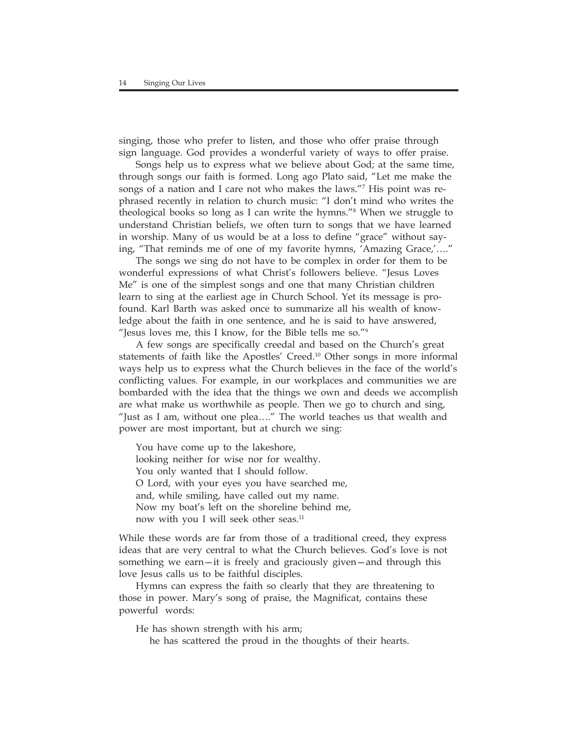singing, those who prefer to listen, and those who offer praise through sign language. God provides a wonderful variety of ways to offer praise.

Songs help us to express what we believe about God; at the same time, through songs our faith is formed. Long ago Plato said, "Let me make the songs of a nation and I care not who makes the laws."[7] His point was rephrased recently in relation to church music: "I don't mind who writes the theological books so long as I can write the hymns."[8] When we struggle to understand Christian beliefs, we often turn to songs that we have learned in worship. Many of us would be at a loss to define "grace" without saying, "That reminds me of one of my favorite hymns, 'Amazing Grace,'…."

The songs we sing do not have to be complex in order for them to be wonderful expressions of what Christ's followers believe. "Jesus Loves Me" is one of the simplest songs and one that many Christian children learn to sing at the earliest age in Church School. Yet its message is profound. Karl Barth was asked once to summarize all his wealth of knowledge about the faith in one sentence, and he is said to have answered, "Jesus loves me, this I know, for the Bible tells me so."[9]

A few songs are specifically creedal and based on the Church's great statements of faith like the Apostles' Creed.[10] Other songs in more informal ways help us to express what the Church believes in the face of the world's conflicting values. For example, in our workplaces and communities we are bombarded with the idea that the things we own and deeds we accomplish are what make us worthwhile as people. Then we go to church and sing, "Just as I am, without one plea…." The world teaches us that wealth and power are most important, but at church we sing:

> You have come up to the lakeshore,
> looking neither for wise nor for wealthy.
> You only wanted that I should follow.
> O Lord, with your eyes you have searched me,
> and, while smiling, have called out my name.
> Now my boat's left on the shoreline behind me,
> now with you I will seek other seas.[11]

While these words are far from those of a traditional creed, they express ideas that are very central to what the Church believes. God's love is not something we earn—it is freely and graciously given—and through this love Jesus calls us to be faithful disciples.

Hymns can express the faith so clearly that they are threatening to those in power. Mary's song of praise, the Magnificat, contains these powerful words:

> He has shown strength with his arm;
> he has scattered the proud in the thoughts of their hearts.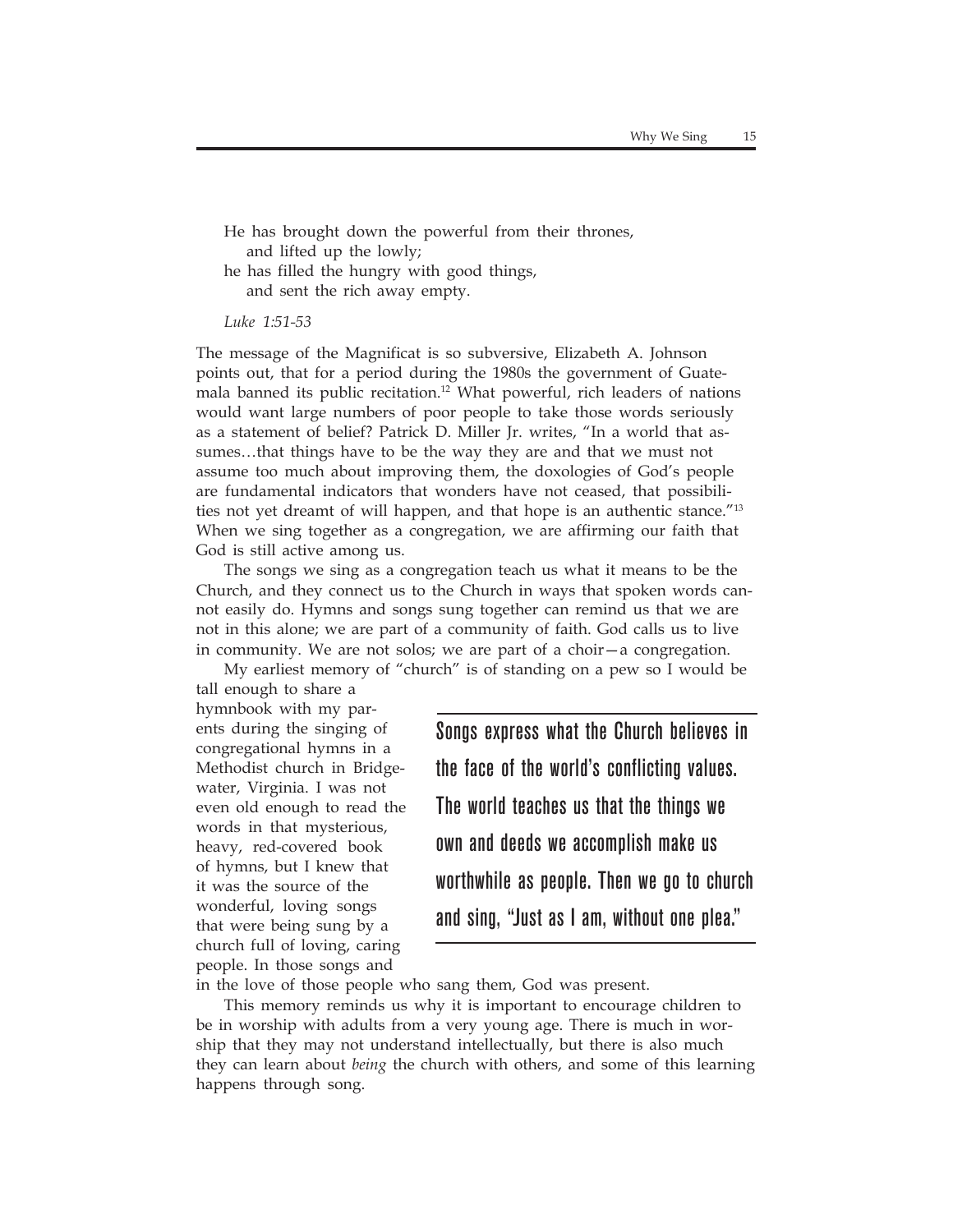He has brought down the powerful from their thrones,
  and lifted up the lowly;
he has filled the hungry with good things,
  and sent the rich away empty.

*Luke 1:51-53*

The message of the Magnificat is so subversive, Elizabeth A. Johnson points out, that for a period during the 1980s the government of Guatemala banned its public recitation.[12] What powerful, rich leaders of nations would want large numbers of poor people to take those words seriously as a statement of belief? Patrick D. Miller Jr. writes, "In a world that assumes…that things have to be the way they are and that we must not assume too much about improving them, the doxologies of God's people are fundamental indicators that wonders have not ceased, that possibilities not yet dreamt of will happen, and that hope is an authentic stance."[13] When we sing together as a congregation, we are affirming our faith that God is still active among us.

The songs we sing as a congregation teach us what it means to be the Church, and they connect us to the Church in ways that spoken words cannot easily do. Hymns and songs sung together can remind us that we are not in this alone; we are part of a community of faith. God calls us to live in community. We are not solos; we are part of a choir—a congregation.

My earliest memory of "church" is of standing on a pew so I would be tall enough to share a hymnbook with my parents during the singing of congregational hymns in a Methodist church in Bridgewater, Virginia. I was not even old enough to read the words in that mysterious, heavy, red-covered book of hymns, but I knew that it was the source of the wonderful, loving songs that were being sung by a church full of loving, caring people. In those songs and in the love of those people who sang them, God was present.

> Songs express what the Church believes in the face of the world's conflicting values. The world teaches us that the things we own and deeds we accomplish make us worthwhile as people. Then we go to church and sing, "Just as I am, without one plea."

This memory reminds us why it is important to encourage children to be in worship with adults from a very young age. There is much in worship that they may not understand intellectually, but there is also much they can learn about *being* the church with others, and some of this learning happens through song.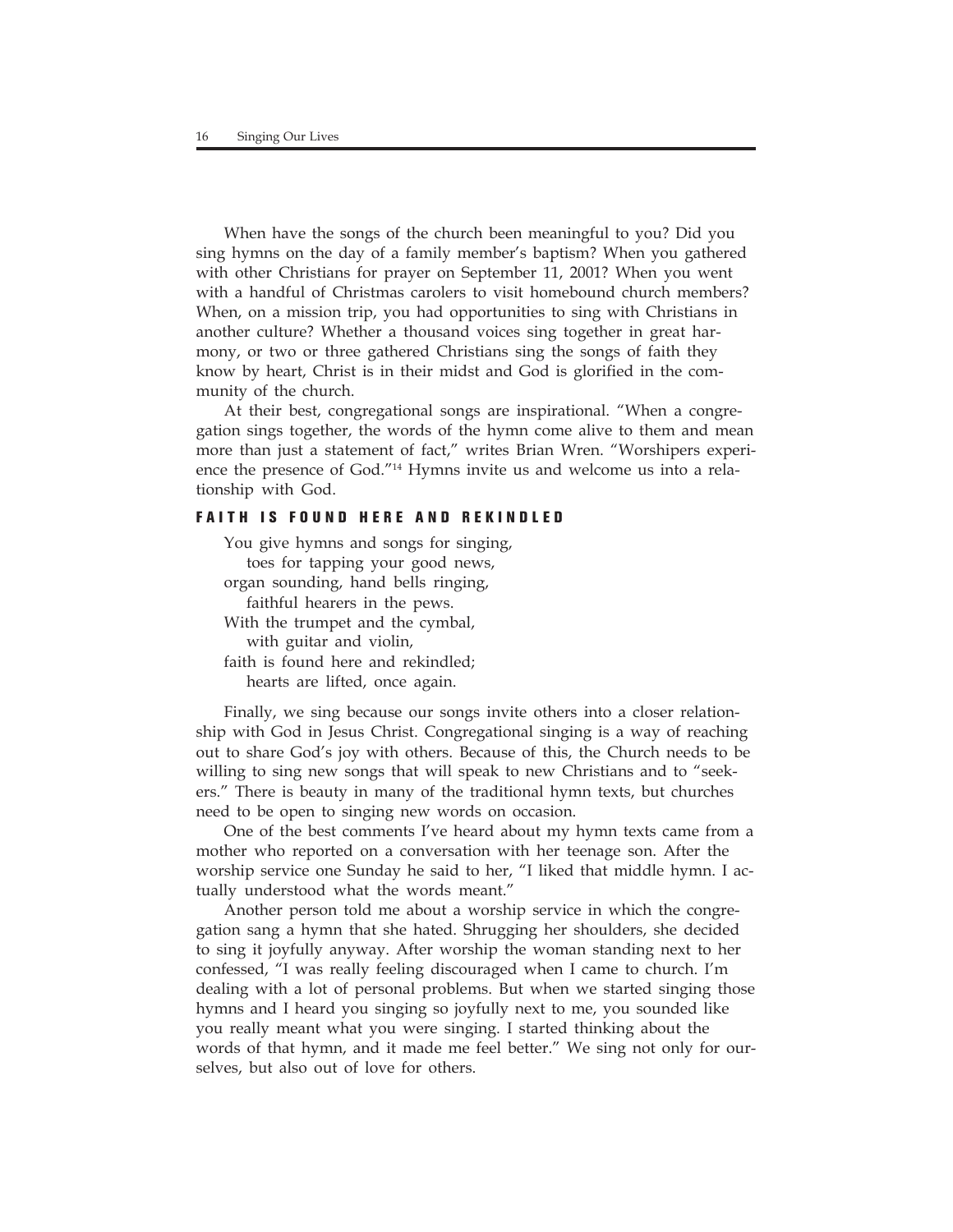When have the songs of the church been meaningful to you? Did you sing hymns on the day of a family member's baptism? When you gathered with other Christians for prayer on September 11, 2001? When you went with a handful of Christmas carolers to visit homebound church members? When, on a mission trip, you had opportunities to sing with Christians in another culture? Whether a thousand voices sing together in great harmony, or two or three gathered Christians sing the songs of faith they know by heart, Christ is in their midst and God is glorified in the community of the church.

At their best, congregational songs are inspirational. "When a congregation sings together, the words of the hymn come alive to them and mean more than just a statement of fact," writes Brian Wren. "Worshipers experience the presence of God."[14] Hymns invite us and welcome us into a relationship with God.

## FAITH IS FOUND HERE AND REKINDLED

You give hymns and songs for singing,  
  toes for tapping your good news,  
organ sounding, hand bells ringing,  
  faithful hearers in the pews.  
With the trumpet and the cymbal,  
  with guitar and violin,  
faith is found here and rekindled;  
  hearts are lifted, once again.

Finally, we sing because our songs invite others into a closer relationship with God in Jesus Christ. Congregational singing is a way of reaching out to share God's joy with others. Because of this, the Church needs to be willing to sing new songs that will speak to new Christians and to "seekers." There is beauty in many of the traditional hymn texts, but churches need to be open to singing new words on occasion.

One of the best comments I've heard about my hymn texts came from a mother who reported on a conversation with her teenage son. After the worship service one Sunday he said to her, "I liked that middle hymn. I actually understood what the words meant."

Another person told me about a worship service in which the congregation sang a hymn that she hated. Shrugging her shoulders, she decided to sing it joyfully anyway. After worship the woman standing next to her confessed, "I was really feeling discouraged when I came to church. I'm dealing with a lot of personal problems. But when we started singing those hymns and I heard you singing so joyfully next to me, you sounded like you really meant what you were singing. I started thinking about the words of that hymn, and it made me feel better." We sing not only for ourselves, but also out of love for others.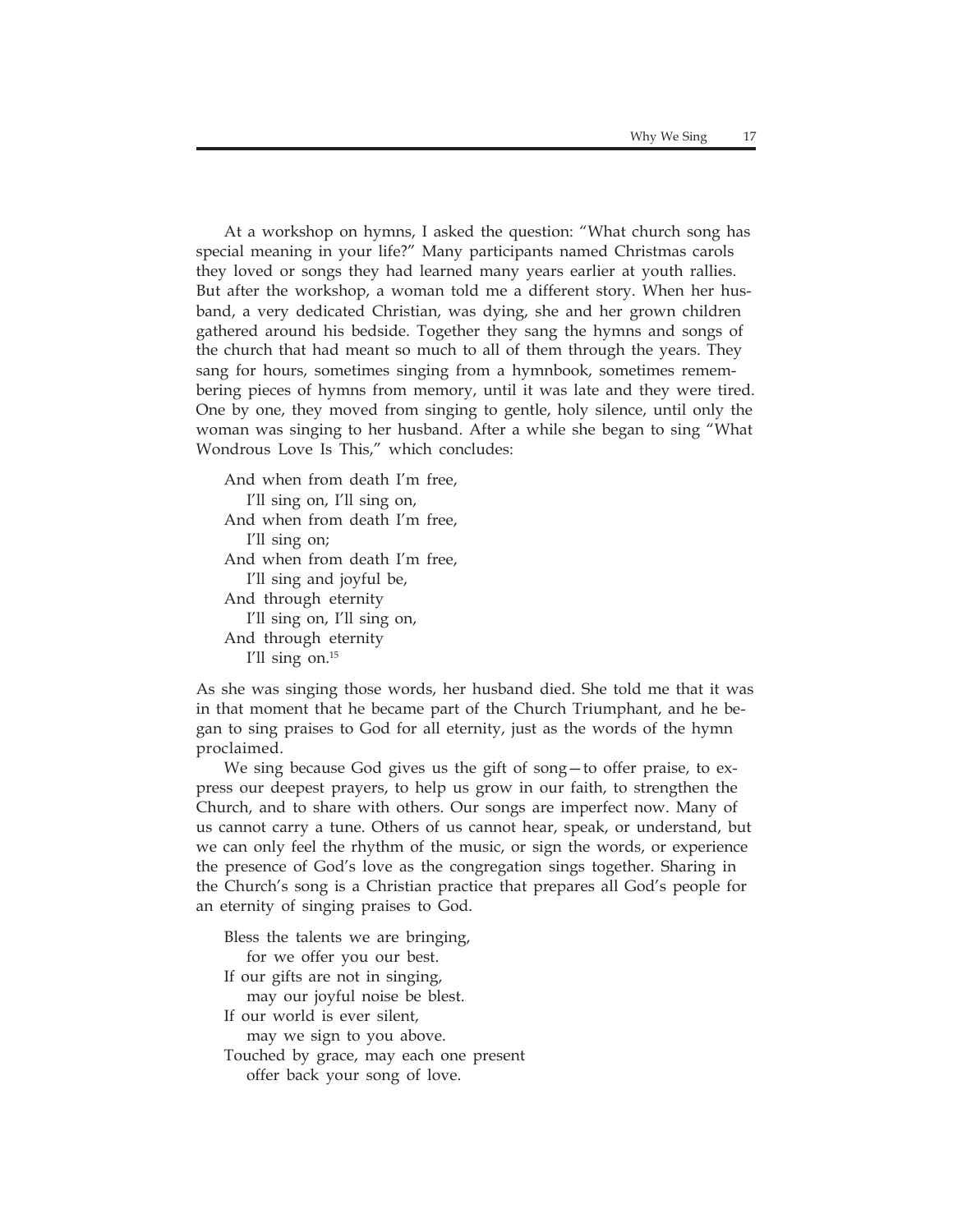At a workshop on hymns, I asked the question: "What church song has special meaning in your life?" Many participants named Christmas carols they loved or songs they had learned many years earlier at youth rallies. But after the workshop, a woman told me a different story. When her husband, a very dedicated Christian, was dying, she and her grown children gathered around his bedside. Together they sang the hymns and songs of the church that had meant so much to all of them through the years. They sang for hours, sometimes singing from a hymnbook, sometimes remembering pieces of hymns from memory, until it was late and they were tired. One by one, they moved from singing to gentle, holy silence, until only the woman was singing to her husband. After a while she began to sing "What Wondrous Love Is This," which concludes:

And when from death I'm free,  
  I'll sing on, I'll sing on,  
And when from death I'm free,  
  I'll sing on;  
And when from death I'm free,  
  I'll sing and joyful be,  
And through eternity  
  I'll sing on, I'll sing on,  
And through eternity  
  I'll sing on.[15]

As she was singing those words, her husband died. She told me that it was in that moment that he became part of the Church Triumphant, and he began to sing praises to God for all eternity, just as the words of the hymn proclaimed.

We sing because God gives us the gift of song—to offer praise, to express our deepest prayers, to help us grow in our faith, to strengthen the Church, and to share with others. Our songs are imperfect now. Many of us cannot carry a tune. Others of us cannot hear, speak, or understand, but we can only feel the rhythm of the music, or sign the words, or experience the presence of God's love as the congregation sings together. Sharing in the Church's song is a Christian practice that prepares all God's people for an eternity of singing praises to God.

Bless the talents we are bringing,  
  for we offer you our best.  
If our gifts are not in singing,  
  may our joyful noise be blest.  
If our world is ever silent,  
  may we sign to you above.  
Touched by grace, may each one present  
  offer back your song of love.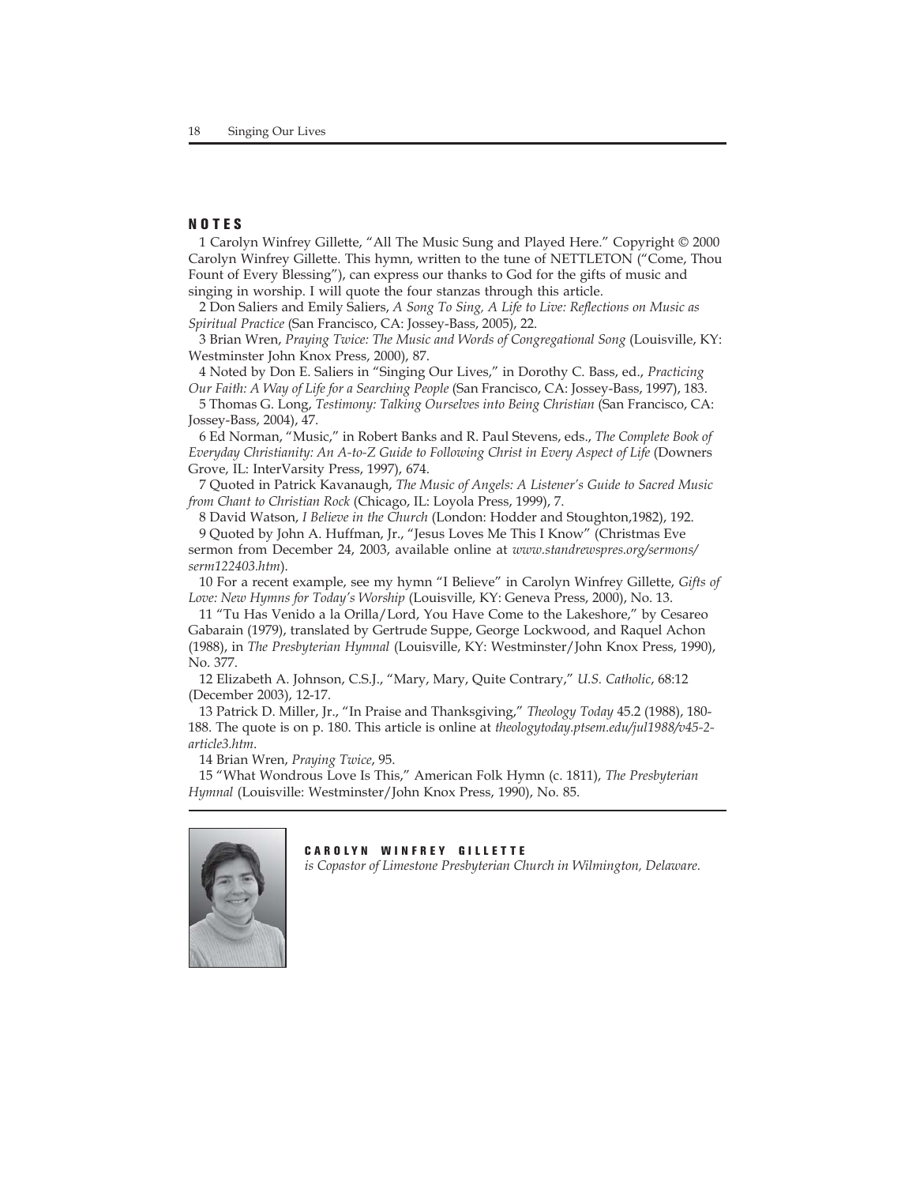## NOTES

1 Carolyn Winfrey Gillette, "All The Music Sung and Played Here." Copyright © 2000 Carolyn Winfrey Gillette. This hymn, written to the tune of NETTLETON ("Come, Thou Fount of Every Blessing"), can express our thanks to God for the gifts of music and singing in worship. I will quote the four stanzas through this article.

2 Don Saliers and Emily Saliers, *A Song To Sing, A Life to Live: Reflections on Music as Spiritual Practice* (San Francisco, CA: Jossey-Bass, 2005), 22.

3 Brian Wren, *Praying Twice: The Music and Words of Congregational Song* (Louisville, KY: Westminster John Knox Press, 2000), 87.

4 Noted by Don E. Saliers in "Singing Our Lives," in Dorothy C. Bass, ed., *Practicing Our Faith: A Way of Life for a Searching People* (San Francisco, CA: Jossey-Bass, 1997), 183.

5 Thomas G. Long, *Testimony: Talking Ourselves into Being Christian* (San Francisco, CA: Jossey-Bass, 2004), 47.

6 Ed Norman, "Music," in Robert Banks and R. Paul Stevens, eds., *The Complete Book of Everyday Christianity: An A-to-Z Guide to Following Christ in Every Aspect of Life* (Downers Grove, IL: InterVarsity Press, 1997), 674.

7 Quoted in Patrick Kavanaugh, *The Music of Angels: A Listener's Guide to Sacred Music from Chant to Christian Rock* (Chicago, IL: Loyola Press, 1999), 7.

8 David Watson, *I Believe in the Church* (London: Hodder and Stoughton,1982), 192.

9 Quoted by John A. Huffman, Jr., "Jesus Loves Me This I Know" (Christmas Eve sermon from December 24, 2003, available online at *www.standrewspres.org/sermons/serm122403.htm*).

10 For a recent example, see my hymn "I Believe" in Carolyn Winfrey Gillette, *Gifts of Love: New Hymns for Today's Worship* (Louisville, KY: Geneva Press, 2000), No. 13.

11 "Tu Has Venido a la Orilla/Lord, You Have Come to the Lakeshore," by Cesareo Gabarain (1979), translated by Gertrude Suppe, George Lockwood, and Raquel Achon (1988), in *The Presbyterian Hymnal* (Louisville, KY: Westminster/John Knox Press, 1990), No. 377.

12 Elizabeth A. Johnson, C.S.J., "Mary, Mary, Quite Contrary," *U.S. Catholic*, 68:12 (December 2003), 12-17.

13 Patrick D. Miller, Jr., "In Praise and Thanksgiving," *Theology Today* 45.2 (1988), 180-188. The quote is on p. 180. This article is online at *theologytoday.ptsem.edu/jul1988/v45-2-article3.htm*.

14 Brian Wren, *Praying Twice*, 95.

15 "What Wondrous Love Is This," American Folk Hymn (c. 1811), *The Presbyterian Hymnal* (Louisville: Westminster/John Knox Press, 1990), No. 85.

**CAROLYN WINFREY GILLETTE**
*is Copastor of Limestone Presbyterian Church in Wilmington, Delaware.*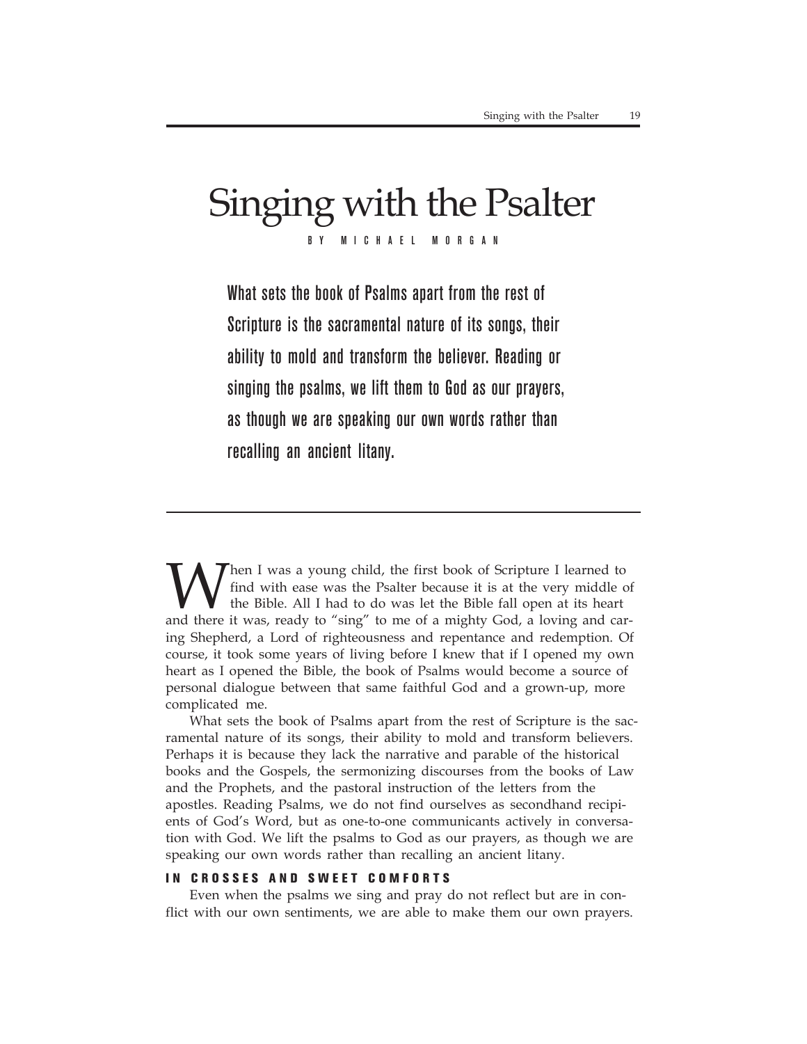# Singing with the Psalter

BY MICHAEL MORGAN

**What sets the book of Psalms apart from the rest of Scripture is the sacramental nature of its songs, their ability to mold and transform the believer. Reading or singing the psalms, we lift them to God as our prayers, as though we are speaking our own words rather than recalling an ancient litany.**

When I was a young child, the first book of Scripture I learned to find with ease was the Psalter because it is at the very middle of the Bible. All I had to do was let the Bible fall open at its heart and there it was, ready to "sing" to me of a mighty God, a loving and caring Shepherd, a Lord of righteousness and repentance and redemption. Of course, it took some years of living before I knew that if I opened my own heart as I opened the Bible, the book of Psalms would become a source of personal dialogue between that same faithful God and a grown-up, more complicated me.

What sets the book of Psalms apart from the rest of Scripture is the sacramental nature of its songs, their ability to mold and transform believers. Perhaps it is because they lack the narrative and parable of the historical books and the Gospels, the sermonizing discourses from the books of Law and the Prophets, and the pastoral instruction of the letters from the apostles. Reading Psalms, we do not find ourselves as secondhand recipients of God's Word, but as one-to-one communicants actively in conversation with God. We lift the psalms to God as our prayers, as though we are speaking our own words rather than recalling an ancient litany.

## IN CROSSES AND SWEET COMFORTS

Even when the psalms we sing and pray do not reflect but are in conflict with our own sentiments, we are able to make them our own prayers.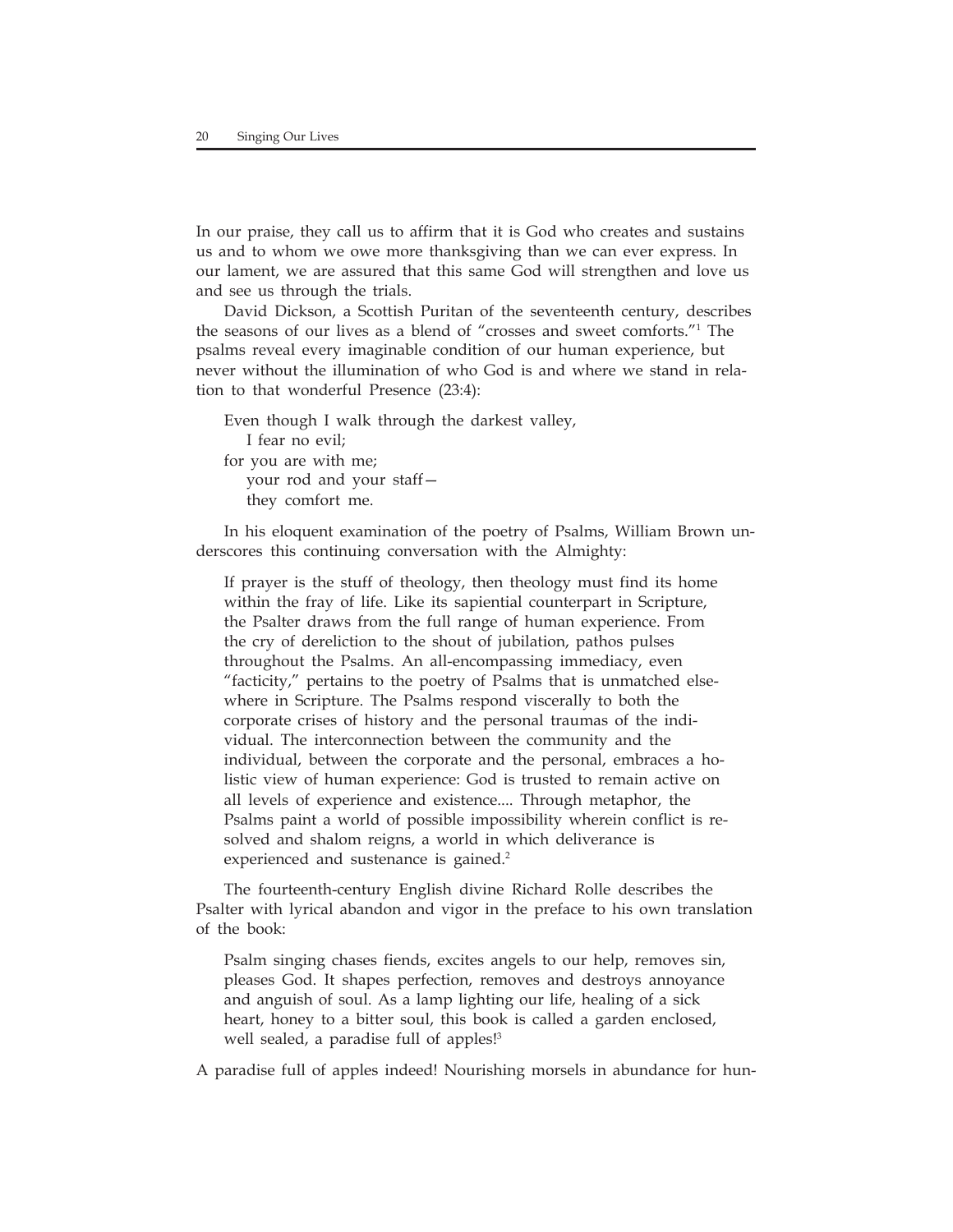In our praise, they call us to affirm that it is God who creates and sustains us and to whom we owe more thanksgiving than we can ever express. In our lament, we are assured that this same God will strengthen and love us and see us through the trials.

David Dickson, a Scottish Puritan of the seventeenth century, describes the seasons of our lives as a blend of "crosses and sweet comforts."[1] The psalms reveal every imaginable condition of our human experience, but never without the illumination of who God is and where we stand in relation to that wonderful Presence (23:4):

> Even though I walk through the darkest valley,
> &nbsp;&nbsp;&nbsp;I fear no evil;
> for you are with me;
> &nbsp;&nbsp;&nbsp;your rod and your staff—
> &nbsp;&nbsp;&nbsp;they comfort me.

In his eloquent examination of the poetry of Psalms, William Brown underscores this continuing conversation with the Almighty:

> If prayer is the stuff of theology, then theology must find its home within the fray of life. Like its sapiential counterpart in Scripture, the Psalter draws from the full range of human experience. From the cry of dereliction to the shout of jubilation, pathos pulses throughout the Psalms. An all-encompassing immediacy, even "facticity," pertains to the poetry of Psalms that is unmatched elsewhere in Scripture. The Psalms respond viscerally to both the corporate crises of history and the personal traumas of the individual. The interconnection between the community and the individual, between the corporate and the personal, embraces a holistic view of human experience: God is trusted to remain active on all levels of experience and existence.... Through metaphor, the Psalms paint a world of possible impossibility wherein conflict is resolved and shalom reigns, a world in which deliverance is experienced and sustenance is gained.[2]

The fourteenth-century English divine Richard Rolle describes the Psalter with lyrical abandon and vigor in the preface to his own translation of the book:

> Psalm singing chases fiends, excites angels to our help, removes sin, pleases God. It shapes perfection, removes and destroys annoyance and anguish of soul. As a lamp lighting our life, healing of a sick heart, honey to a bitter soul, this book is called a garden enclosed, well sealed, a paradise full of apples![3]

A paradise full of apples indeed! Nourishing morsels in abundance for hun-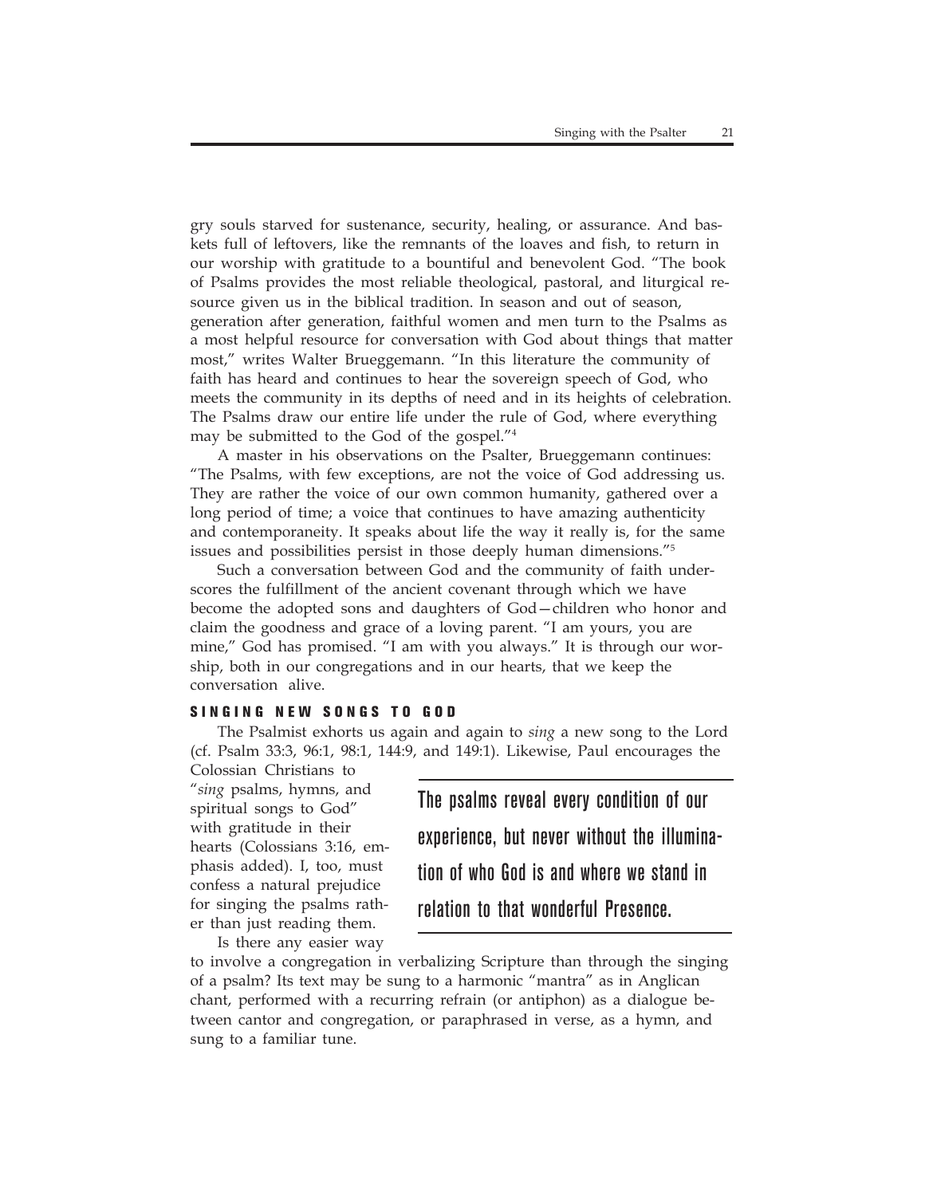gry souls starved for sustenance, security, healing, or assurance. And baskets full of leftovers, like the remnants of the loaves and fish, to return in our worship with gratitude to a bountiful and benevolent God. "The book of Psalms provides the most reliable theological, pastoral, and liturgical resource given us in the biblical tradition. In season and out of season, generation after generation, faithful women and men turn to the Psalms as a most helpful resource for conversation with God about things that matter most," writes Walter Brueggemann. "In this literature the community of faith has heard and continues to hear the sovereign speech of God, who meets the community in its depths of need and in its heights of celebration. The Psalms draw our entire life under the rule of God, where everything may be submitted to the God of the gospel."[4]

A master in his observations on the Psalter, Brueggemann continues: "The Psalms, with few exceptions, are not the voice of God addressing us. They are rather the voice of our own common humanity, gathered over a long period of time; a voice that continues to have amazing authenticity and contemporaneity. It speaks about life the way it really is, for the same issues and possibilities persist in those deeply human dimensions."[5]

Such a conversation between God and the community of faith underscores the fulfillment of the ancient covenant through which we have become the adopted sons and daughters of God—children who honor and claim the goodness and grace of a loving parent. "I am yours, you are mine," God has promised. "I am with you always." It is through our worship, both in our congregations and in our hearts, that we keep the conversation alive.

## SINGING NEW SONGS TO GOD

The Psalmist exhorts us again and again to *sing* a new song to the Lord (cf. Psalm 33:3, 96:1, 98:1, 144:9, and 149:1). Likewise, Paul encourages the Colossian Christians to "*sing* psalms, hymns, and spiritual songs to God" with gratitude in their hearts (Colossians 3:16, emphasis added). I, too, must confess a natural prejudice for singing the psalms rather than just reading them.

> The psalms reveal every condition of our experience, but never without the illumination of who God is and where we stand in relation to that wonderful Presence.

Is there any easier way to involve a congregation in verbalizing Scripture than through the singing of a psalm? Its text may be sung to a harmonic "mantra" as in Anglican chant, performed with a recurring refrain (or antiphon) as a dialogue between cantor and congregation, or paraphrased in verse, as a hymn, and sung to a familiar tune.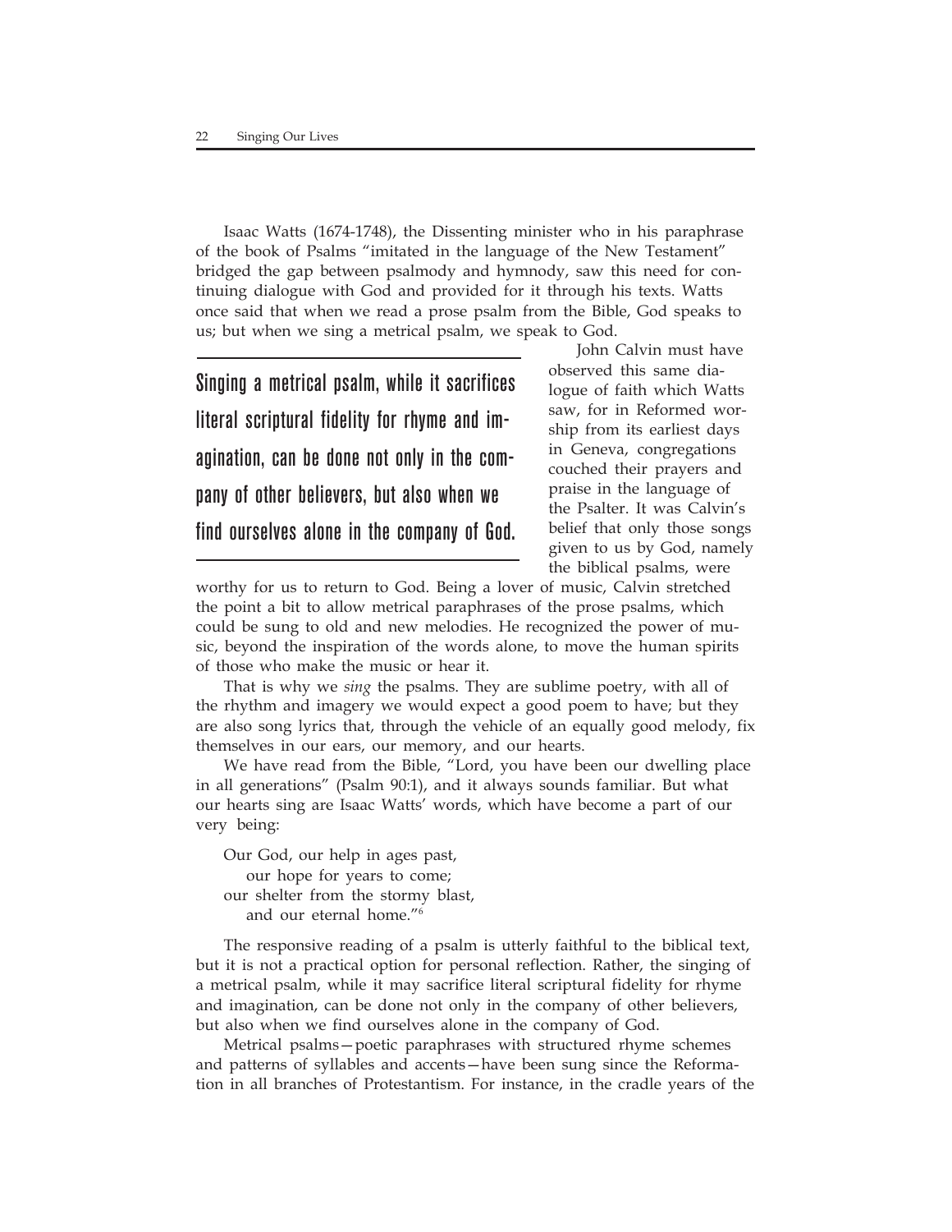Isaac Watts (1674-1748), the Dissenting minister who in his paraphrase of the book of Psalms "imitated in the language of the New Testament" bridged the gap between psalmody and hymnody, saw this need for continuing dialogue with God and provided for it through his texts. Watts once said that when we read a prose psalm from the Bible, God speaks to us; but when we sing a metrical psalm, we speak to God.

> Singing a metrical psalm, while it sacrifices literal scriptural fidelity for rhyme and imagination, can be done not only in the company of other believers, but also when we find ourselves alone in the company of God.

John Calvin must have observed this same dialogue of faith which Watts saw, for in Reformed worship from its earliest days in Geneva, congregations couched their prayers and praise in the language of the Psalter. It was Calvin's belief that only those songs given to us by God, namely the biblical psalms, were worthy for us to return to God. Being a lover of music, Calvin stretched the point a bit to allow metrical paraphrases of the prose psalms, which could be sung to old and new melodies. He recognized the power of music, beyond the inspiration of the words alone, to move the human spirits of those who make the music or hear it.

That is why we *sing* the psalms. They are sublime poetry, with all of the rhythm and imagery we would expect a good poem to have; but they are also song lyrics that, through the vehicle of an equally good melody, fix themselves in our ears, our memory, and our hearts.

We have read from the Bible, "Lord, you have been our dwelling place in all generations" (Psalm 90:1), and it always sounds familiar. But what our hearts sing are Isaac Watts' words, which have become a part of our very being:

Our God, our help in ages past,
   our hope for years to come;
our shelter from the stormy blast,
   and our eternal home."[6]

The responsive reading of a psalm is utterly faithful to the biblical text, but it is not a practical option for personal reflection. Rather, the singing of a metrical psalm, while it may sacrifice literal scriptural fidelity for rhyme and imagination, can be done not only in the company of other believers, but also when we find ourselves alone in the company of God.

Metrical psalms—poetic paraphrases with structured rhyme schemes and patterns of syllables and accents—have been sung since the Reformation in all branches of Protestantism. For instance, in the cradle years of the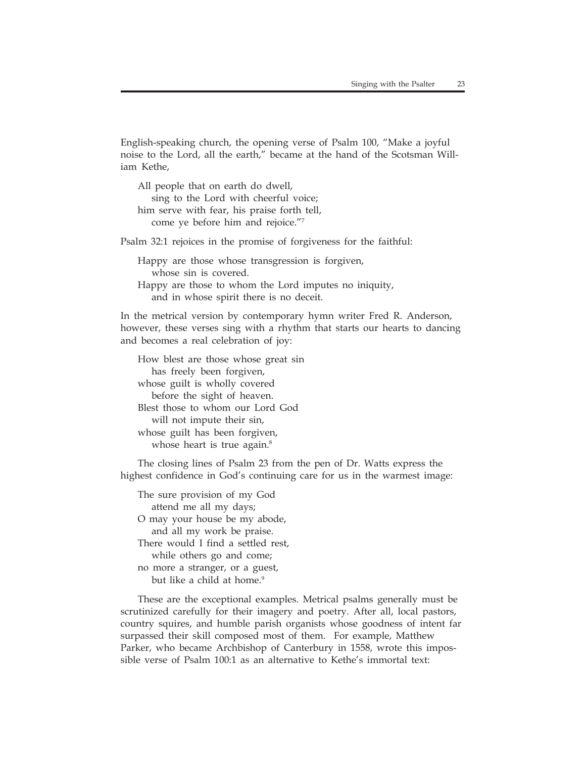English-speaking church, the opening verse of Psalm 100, "Make a joyful noise to the Lord, all the earth," became at the hand of the Scotsman William Kethe,

> All people that on earth do dwell,  
> sing to the Lord with cheerful voice;  
> him serve with fear, his praise forth tell,  
> come ye before him and rejoice."[7]

Psalm 32:1 rejoices in the promise of forgiveness for the faithful:

> Happy are those whose transgression is forgiven,  
> whose sin is covered.  
> Happy are those to whom the Lord imputes no iniquity,  
> and in whose spirit there is no deceit.

In the metrical version by contemporary hymn writer Fred R. Anderson, however, these verses sing with a rhythm that starts our hearts to dancing and becomes a real celebration of joy:

> How blest are those whose great sin  
> has freely been forgiven,  
> whose guilt is wholly covered  
> before the sight of heaven.  
> Blest those to whom our Lord God  
> will not impute their sin,  
> whose guilt has been forgiven,  
> whose heart is true again.[8]

The closing lines of Psalm 23 from the pen of Dr. Watts express the highest confidence in God's continuing care for us in the warmest image:

> The sure provision of my God  
> attend me all my days;  
> O may your house be my abode,  
> and all my work be praise.  
> There would I find a settled rest,  
> while others go and come;  
> no more a stranger, or a guest,  
> but like a child at home.[9]

These are the exceptional examples. Metrical psalms generally must be scrutinized carefully for their imagery and poetry. After all, local pastors, country squires, and humble parish organists whose goodness of intent far surpassed their skill composed most of them. For example, Matthew Parker, who became Archbishop of Canterbury in 1558, wrote this impossible verse of Psalm 100:1 as an alternative to Kethe's immortal text: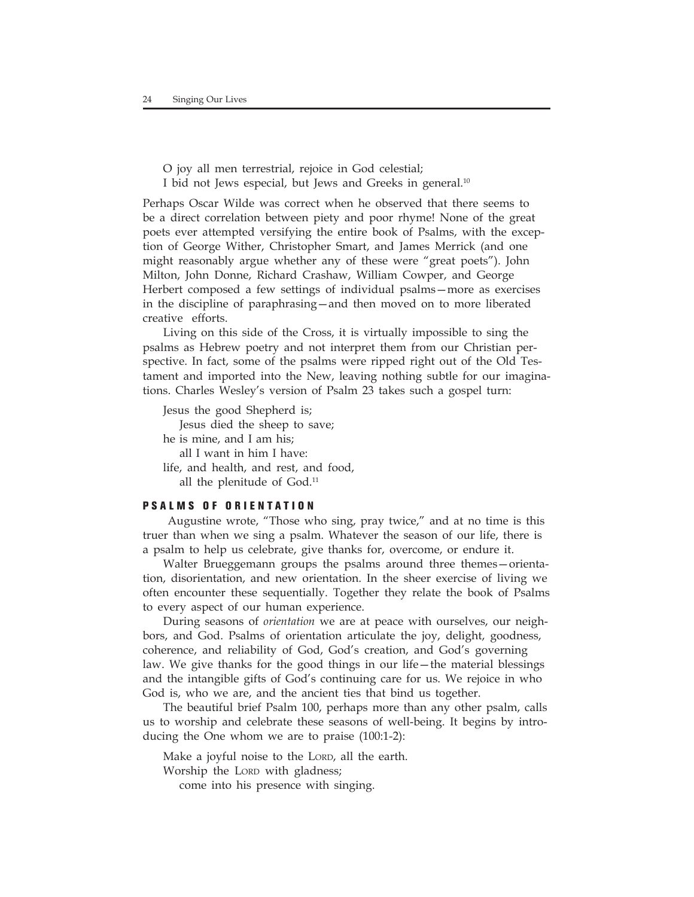O joy all men terrestrial, rejoice in God celestial;  
I bid not Jews especial, but Jews and Greeks in general.[10]

Perhaps Oscar Wilde was correct when he observed that there seems to be a direct correlation between piety and poor rhyme! None of the great poets ever attempted versifying the entire book of Psalms, with the exception of George Wither, Christopher Smart, and James Merrick (and one might reasonably argue whether any of these were "great poets"). John Milton, John Donne, Richard Crashaw, William Cowper, and George Herbert composed a few settings of individual psalms—more as exercises in the discipline of paraphrasing—and then moved on to more liberated creative efforts.

Living on this side of the Cross, it is virtually impossible to sing the psalms as Hebrew poetry and not interpret them from our Christian perspective. In fact, some of the psalms were ripped right out of the Old Testament and imported into the New, leaving nothing subtle for our imaginations. Charles Wesley's version of Psalm 23 takes such a gospel turn:

Jesus the good Shepherd is;  
  Jesus died the sheep to save;  
he is mine, and I am his;  
  all I want in him I have:  
life, and health, and rest, and food,  
  all the plenitude of God.[11]

## PSALMS OF ORIENTATION

Augustine wrote, "Those who sing, pray twice," and at no time is this truer than when we sing a psalm. Whatever the season of our life, there is a psalm to help us celebrate, give thanks for, overcome, or endure it.

Walter Brueggemann groups the psalms around three themes—orientation, disorientation, and new orientation. In the sheer exercise of living we often encounter these sequentially. Together they relate the book of Psalms to every aspect of our human experience.

During seasons of *orientation* we are at peace with ourselves, our neighbors, and God. Psalms of orientation articulate the joy, delight, goodness, coherence, and reliability of God, God's creation, and God's governing law. We give thanks for the good things in our life—the material blessings and the intangible gifts of God's continuing care for us. We rejoice in who God is, who we are, and the ancient ties that bind us together.

The beautiful brief Psalm 100, perhaps more than any other psalm, calls us to worship and celebrate these seasons of well-being. It begins by introducing the One whom we are to praise (100:1-2):

Make a joyful noise to the LORD, all the earth.  
Worship the LORD with gladness;  
  come into his presence with singing.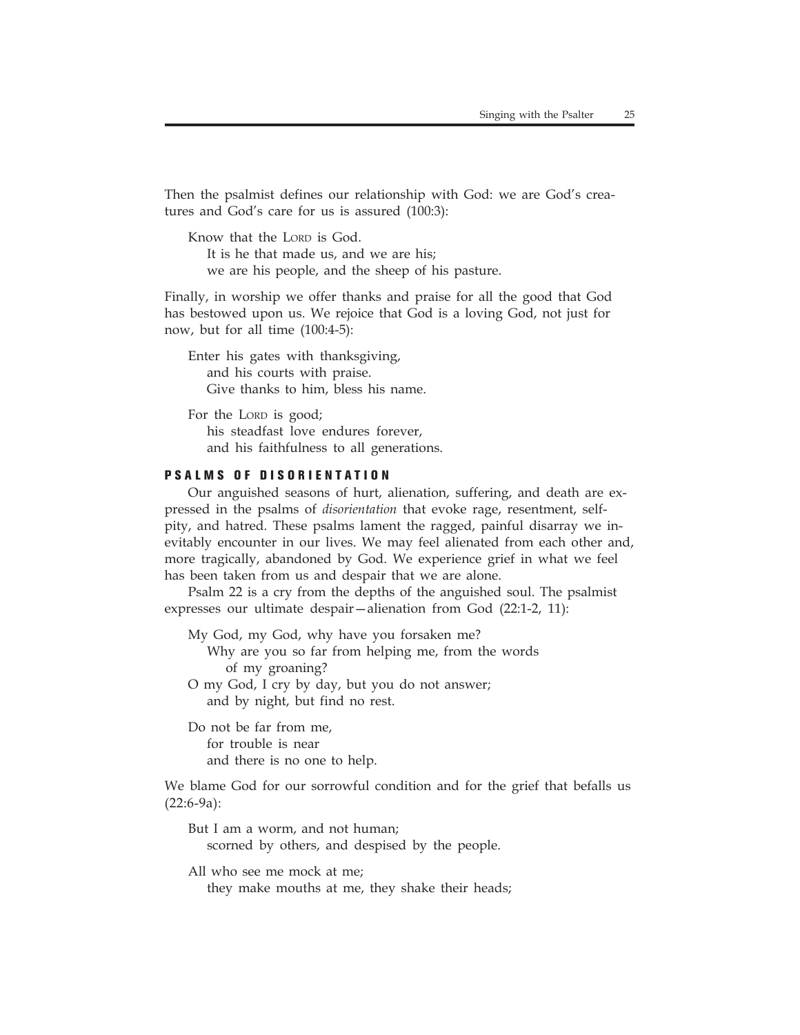Then the psalmist defines our relationship with God: we are God's creatures and God's care for us is assured (100:3):

> Know that the LORD is God.
> It is he that made us, and we are his;
> we are his people, and the sheep of his pasture.

Finally, in worship we offer thanks and praise for all the good that God has bestowed upon us. We rejoice that God is a loving God, not just for now, but for all time (100:4-5):

> Enter his gates with thanksgiving,
> and his courts with praise.
> Give thanks to him, bless his name.
>
> For the LORD is good;
> his steadfast love endures forever,
> and his faithfulness to all generations.

## PSALMS OF DISORIENTATION

Our anguished seasons of hurt, alienation, suffering, and death are expressed in the psalms of *disorientation* that evoke rage, resentment, self-pity, and hatred. These psalms lament the ragged, painful disarray we inevitably encounter in our lives. We may feel alienated from each other and, more tragically, abandoned by God. We experience grief in what we feel has been taken from us and despair that we are alone.

Psalm 22 is a cry from the depths of the anguished soul. The psalmist expresses our ultimate despair—alienation from God (22:1-2, 11):

> My God, my God, why have you forsaken me?
> Why are you so far from helping me, from the words of my groaning?
> O my God, I cry by day, but you do not answer;
> and by night, but find no rest.
>
> Do not be far from me,
> for trouble is near
> and there is no one to help.

We blame God for our sorrowful condition and for the grief that befalls us (22:6-9a):

> But I am a worm, and not human;
> scorned by others, and despised by the people.
>
> All who see me mock at me;
> they make mouths at me, they shake their heads;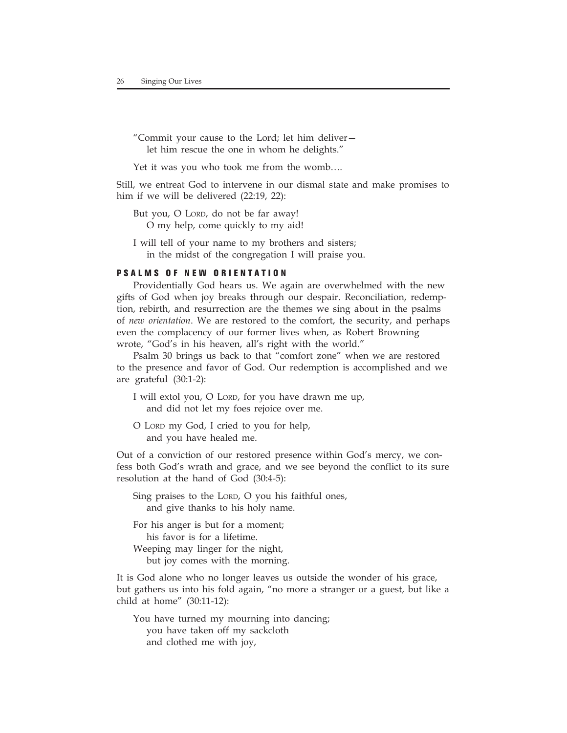"Commit your cause to the Lord; let him deliver—
  let him rescue the one in whom he delights."

Yet it was you who took me from the womb….

Still, we entreat God to intervene in our dismal state and make promises to him if we will be delivered (22:19, 22):

But you, O LORD, do not be far away!
  O my help, come quickly to my aid!

I will tell of your name to my brothers and sisters;
  in the midst of the congregation I will praise you.

### PSALMS OF NEW ORIENTATION

Providentially God hears us. We again are overwhelmed with the new gifts of God when joy breaks through our despair. Reconciliation, redemption, rebirth, and resurrection are the themes we sing about in the psalms of *new orientation*. We are restored to the comfort, the security, and perhaps even the complacency of our former lives when, as Robert Browning wrote, "God's in his heaven, all's right with the world."

Psalm 30 brings us back to that "comfort zone" when we are restored to the presence and favor of God. Our redemption is accomplished and we are grateful (30:1-2):

I will extol you, O LORD, for you have drawn me up,
  and did not let my foes rejoice over me.

O LORD my God, I cried to you for help,
  and you have healed me.

Out of a conviction of our restored presence within God's mercy, we confess both God's wrath and grace, and we see beyond the conflict to its sure resolution at the hand of God (30:4-5):

Sing praises to the LORD, O you his faithful ones,
  and give thanks to his holy name.

For his anger is but for a moment;
  his favor is for a lifetime.
Weeping may linger for the night,
  but joy comes with the morning.

It is God alone who no longer leaves us outside the wonder of his grace, but gathers us into his fold again, "no more a stranger or a guest, but like a child at home" (30:11-12):

You have turned my mourning into dancing;
  you have taken off my sackcloth
  and clothed me with joy,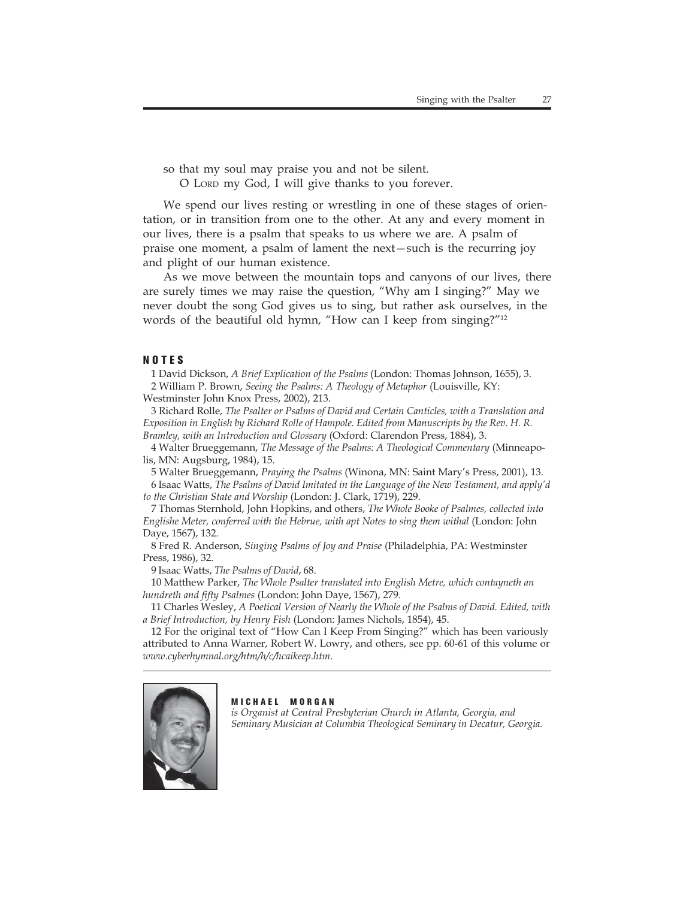so that my soul may praise you and not be silent.
    O LORD my God, I will give thanks to you forever.

We spend our lives resting or wrestling in one of these stages of orientation, or in transition from one to the other. At any and every moment in our lives, there is a psalm that speaks to us where we are. A psalm of praise one moment, a psalm of lament the next—such is the recurring joy and plight of our human existence.

As we move between the mountain tops and canyons of our lives, there are surely times we may raise the question, "Why am I singing?" May we never doubt the song God gives us to sing, but rather ask ourselves, in the words of the beautiful old hymn, "How can I keep from singing?"[12]

## NOTES

1 David Dickson, *A Brief Explication of the Psalms* (London: Thomas Johnson, 1655), 3.

2 William P. Brown, *Seeing the Psalms: A Theology of Metaphor* (Louisville, KY: Westminster John Knox Press, 2002), 213.

3 Richard Rolle, *The Psalter or Psalms of David and Certain Canticles, with a Translation and Exposition in English by Richard Rolle of Hampole. Edited from Manuscripts by the Rev. H. R. Bramley, with an Introduction and Glossary* (Oxford: Clarendon Press, 1884), 3.

4 Walter Brueggemann, *The Message of the Psalms: A Theological Commentary* (Minneapolis, MN: Augsburg, 1984), 15.

5 Walter Brueggemann, *Praying the Psalms* (Winona, MN: Saint Mary's Press, 2001), 13.

6 Isaac Watts, *The Psalms of David Imitated in the Language of the New Testament, and apply'd to the Christian State and Worship* (London: J. Clark, 1719), 229.

7 Thomas Sternhold, John Hopkins, and others, *The Whole Booke of Psalmes, collected into Englishe Meter, conferred with the Hebrue, with apt Notes to sing them withal* (London: John Daye, 1567), 132.

8 Fred R. Anderson, *Singing Psalms of Joy and Praise* (Philadelphia, PA: Westminster Press, 1986), 32.

9 Isaac Watts, *The Psalms of David*, 68.

10 Matthew Parker, *The Whole Psalter translated into English Metre, which contayneth an hundreth and fifty Psalmes* (London: John Daye, 1567), 279.

11 Charles Wesley, *A Poetical Version of Nearly the Whole of the Psalms of David. Edited, with a Brief Introduction, by Henry Fish* (London: James Nichols, 1854), 45.

12 For the original text of "How Can I Keep From Singing?" which has been variously attributed to Anna Warner, Robert W. Lowry, and others, see pp. 60-61 of this volume or *www.cyberhymnal.org/htm/h/c/hcaikeep.htm*.

---

**MICHAEL MORGAN**
*is Organist at Central Presbyterian Church in Atlanta, Georgia, and Seminary Musician at Columbia Theological Seminary in Decatur, Georgia.*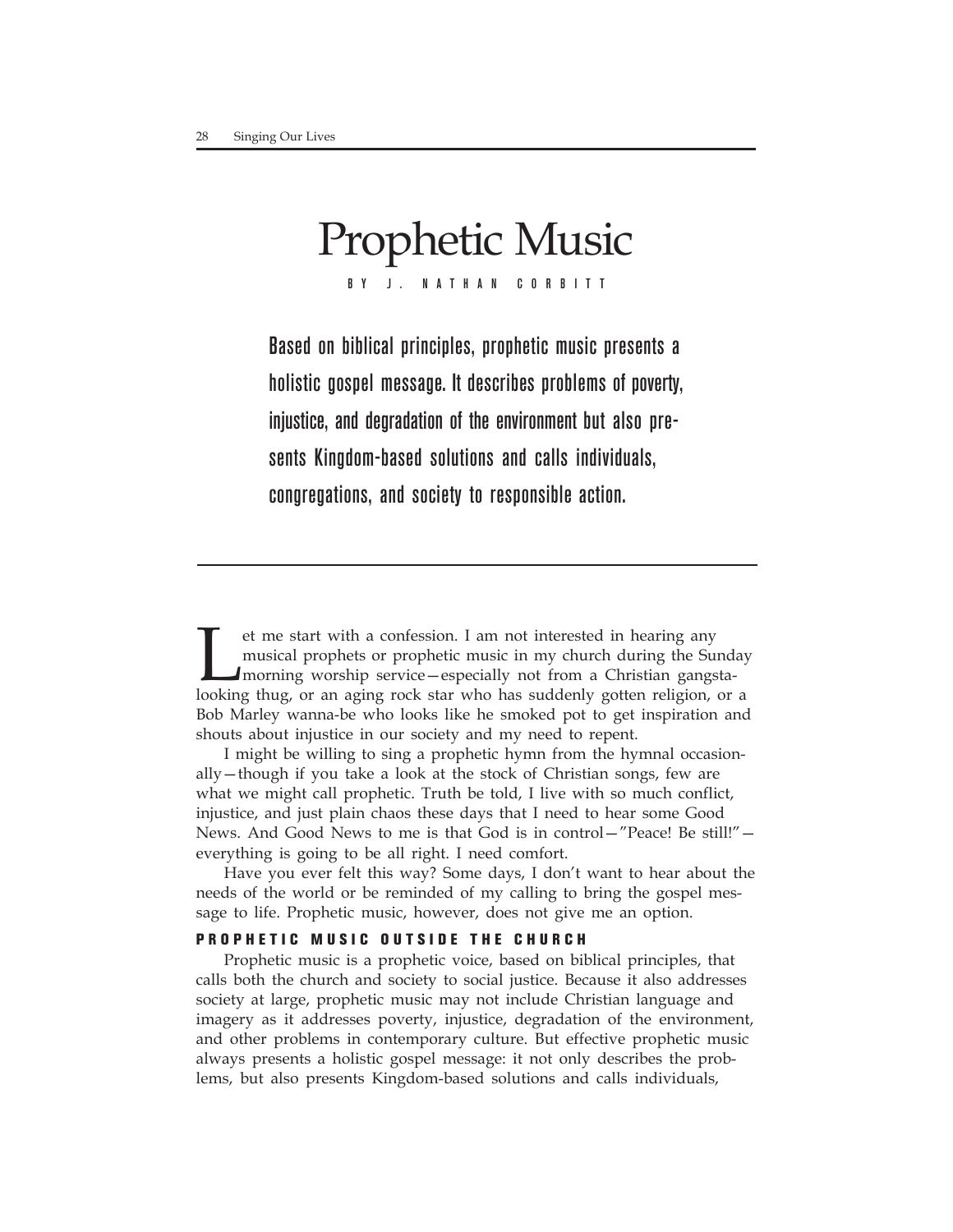// Prophetic Music

# Prophetic Music

BY J. NATHAN CORBITT

**Based on biblical principles, prophetic music presents a holistic gospel message. It describes problems of poverty, injustice, and degradation of the environment but also presents Kingdom-based solutions and calls individuals, congregations, and society to responsible action.**

Let me start with a confession. I am not interested in hearing any musical prophets or prophetic music in my church during the Sunday morning worship service—especially not from a Christian gangsta-looking thug, or an aging rock star who has suddenly gotten religion, or a Bob Marley wanna-be who looks like he smoked pot to get inspiration and shouts about injustice in our society and my need to repent.

I might be willing to sing a prophetic hymn from the hymnal occasionally—though if you take a look at the stock of Christian songs, few are what we might call prophetic. Truth be told, I live with so much conflict, injustice, and just plain chaos these days that I need to hear some Good News. And Good News to me is that God is in control—"Peace! Be still!"—everything is going to be all right. I need comfort.

Have you ever felt this way? Some days, I don't want to hear about the needs of the world or be reminded of my calling to bring the gospel message to life. Prophetic music, however, does not give me an option.

## PROPHETIC MUSIC OUTSIDE THE CHURCH

Prophetic music is a prophetic voice, based on biblical principles, that calls both the church and society to social justice. Because it also addresses society at large, prophetic music may not include Christian language and imagery as it addresses poverty, injustice, degradation of the environment, and other problems in contemporary culture. But effective prophetic music always presents a holistic gospel message: it not only describes the problems, but also presents Kingdom-based solutions and calls individuals,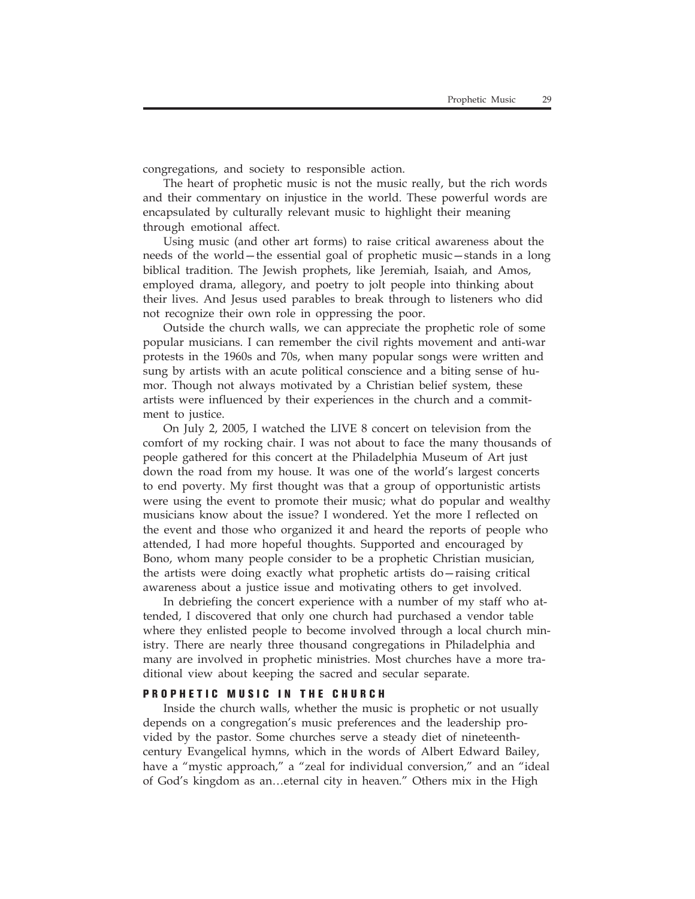congregations, and society to responsible action.

The heart of prophetic music is not the music really, but the rich words and their commentary on injustice in the world. These powerful words are encapsulated by culturally relevant music to highlight their meaning through emotional affect.

Using music (and other art forms) to raise critical awareness about the needs of the world—the essential goal of prophetic music—stands in a long biblical tradition. The Jewish prophets, like Jeremiah, Isaiah, and Amos, employed drama, allegory, and poetry to jolt people into thinking about their lives. And Jesus used parables to break through to listeners who did not recognize their own role in oppressing the poor.

Outside the church walls, we can appreciate the prophetic role of some popular musicians. I can remember the civil rights movement and anti-war protests in the 1960s and 70s, when many popular songs were written and sung by artists with an acute political conscience and a biting sense of humor. Though not always motivated by a Christian belief system, these artists were influenced by their experiences in the church and a commitment to justice.

On July 2, 2005, I watched the LIVE 8 concert on television from the comfort of my rocking chair. I was not about to face the many thousands of people gathered for this concert at the Philadelphia Museum of Art just down the road from my house. It was one of the world's largest concerts to end poverty. My first thought was that a group of opportunistic artists were using the event to promote their music; what do popular and wealthy musicians know about the issue? I wondered. Yet the more I reflected on the event and those who organized it and heard the reports of people who attended, I had more hopeful thoughts. Supported and encouraged by Bono, whom many people consider to be a prophetic Christian musician, the artists were doing exactly what prophetic artists do—raising critical awareness about a justice issue and motivating others to get involved.

In debriefing the concert experience with a number of my staff who attended, I discovered that only one church had purchased a vendor table where they enlisted people to become involved through a local church ministry. There are nearly three thousand congregations in Philadelphia and many are involved in prophetic ministries. Most churches have a more traditional view about keeping the sacred and secular separate.

## PROPHETIC MUSIC IN THE CHURCH

Inside the church walls, whether the music is prophetic or not usually depends on a congregation's music preferences and the leadership provided by the pastor. Some churches serve a steady diet of nineteenth-century Evangelical hymns, which in the words of Albert Edward Bailey, have a "mystic approach," a "zeal for individual conversion," and an "ideal of God's kingdom as an…eternal city in heaven." Others mix in the High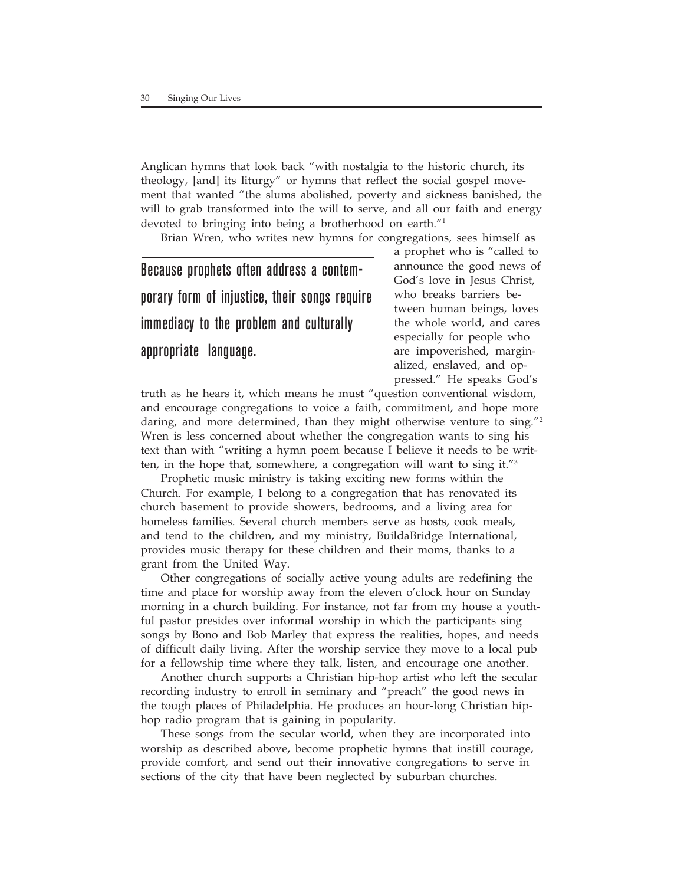Anglican hymns that look back "with nostalgia to the historic church, its theology, [and] its liturgy" or hymns that reflect the social gospel movement that wanted "the slums abolished, poverty and sickness banished, the will to grab transformed into the will to serve, and all our faith and energy devoted to bringing into being a brotherhood on earth."[1]

Brian Wren, who writes new hymns for congregations, sees himself as a prophet who is "called to announce the good news of God's love in Jesus Christ, who breaks barriers between human beings, loves the whole world, and cares especially for people who are impoverished, marginalized, enslaved, and oppressed." He speaks God's truth as he hears it, which means he must "question conventional wisdom, and encourage congregations to voice a faith, commitment, and hope more daring, and more determined, than they might otherwise venture to sing."[2] Wren is less concerned about whether the congregation wants to sing his text than with "writing a hymn poem because I believe it needs to be written, in the hope that, somewhere, a congregation will want to sing it."[3]

**Because prophets often address a contemporary form of injustice, their songs require immediacy to the problem and culturally appropriate language.**

Prophetic music ministry is taking exciting new forms within the Church. For example, I belong to a congregation that has renovated its church basement to provide showers, bedrooms, and a living area for homeless families. Several church members serve as hosts, cook meals, and tend to the children, and my ministry, BuildaBridge International, provides music therapy for these children and their moms, thanks to a grant from the United Way.

Other congregations of socially active young adults are redefining the time and place for worship away from the eleven o'clock hour on Sunday morning in a church building. For instance, not far from my house a youthful pastor presides over informal worship in which the participants sing songs by Bono and Bob Marley that express the realities, hopes, and needs of difficult daily living. After the worship service they move to a local pub for a fellowship time where they talk, listen, and encourage one another.

Another church supports a Christian hip-hop artist who left the secular recording industry to enroll in seminary and "preach" the good news in the tough places of Philadelphia. He produces an hour-long Christian hip-hop radio program that is gaining in popularity.

These songs from the secular world, when they are incorporated into worship as described above, become prophetic hymns that instill courage, provide comfort, and send out their innovative congregations to serve in sections of the city that have been neglected by suburban churches.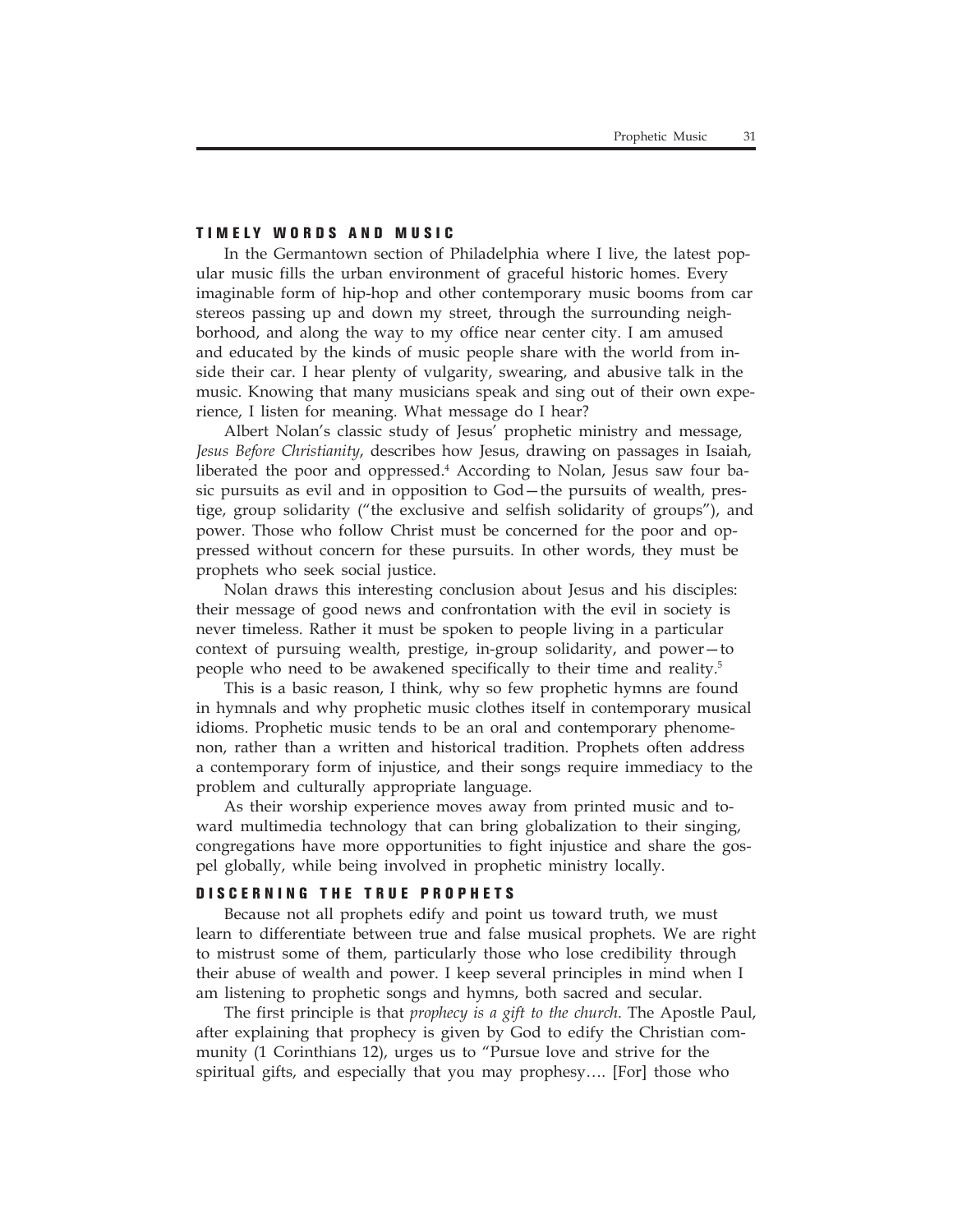## TIMELY WORDS AND MUSIC

In the Germantown section of Philadelphia where I live, the latest popular music fills the urban environment of graceful historic homes. Every imaginable form of hip-hop and other contemporary music booms from car stereos passing up and down my street, through the surrounding neighborhood, and along the way to my office near center city. I am amused and educated by the kinds of music people share with the world from inside their car. I hear plenty of vulgarity, swearing, and abusive talk in the music. Knowing that many musicians speak and sing out of their own experience, I listen for meaning. What message do I hear?

Albert Nolan's classic study of Jesus' prophetic ministry and message, *Jesus Before Christianity*, describes how Jesus, drawing on passages in Isaiah, liberated the poor and oppressed.[4] According to Nolan, Jesus saw four basic pursuits as evil and in opposition to God—the pursuits of wealth, prestige, group solidarity ("the exclusive and selfish solidarity of groups"), and power. Those who follow Christ must be concerned for the poor and oppressed without concern for these pursuits. In other words, they must be prophets who seek social justice.

Nolan draws this interesting conclusion about Jesus and his disciples: their message of good news and confrontation with the evil in society is never timeless. Rather it must be spoken to people living in a particular context of pursuing wealth, prestige, in-group solidarity, and power—to people who need to be awakened specifically to their time and reality.[5]

This is a basic reason, I think, why so few prophetic hymns are found in hymnals and why prophetic music clothes itself in contemporary musical idioms. Prophetic music tends to be an oral and contemporary phenomenon, rather than a written and historical tradition. Prophets often address a contemporary form of injustice, and their songs require immediacy to the problem and culturally appropriate language.

As their worship experience moves away from printed music and toward multimedia technology that can bring globalization to their singing, congregations have more opportunities to fight injustice and share the gospel globally, while being involved in prophetic ministry locally.

## DISCERNING THE TRUE PROPHETS

Because not all prophets edify and point us toward truth, we must learn to differentiate between true and false musical prophets. We are right to mistrust some of them, particularly those who lose credibility through their abuse of wealth and power. I keep several principles in mind when I am listening to prophetic songs and hymns, both sacred and secular.

The first principle is that *prophecy is a gift to the church*. The Apostle Paul, after explaining that prophecy is given by God to edify the Christian community (1 Corinthians 12), urges us to "Pursue love and strive for the spiritual gifts, and especially that you may prophesy…. [For] those who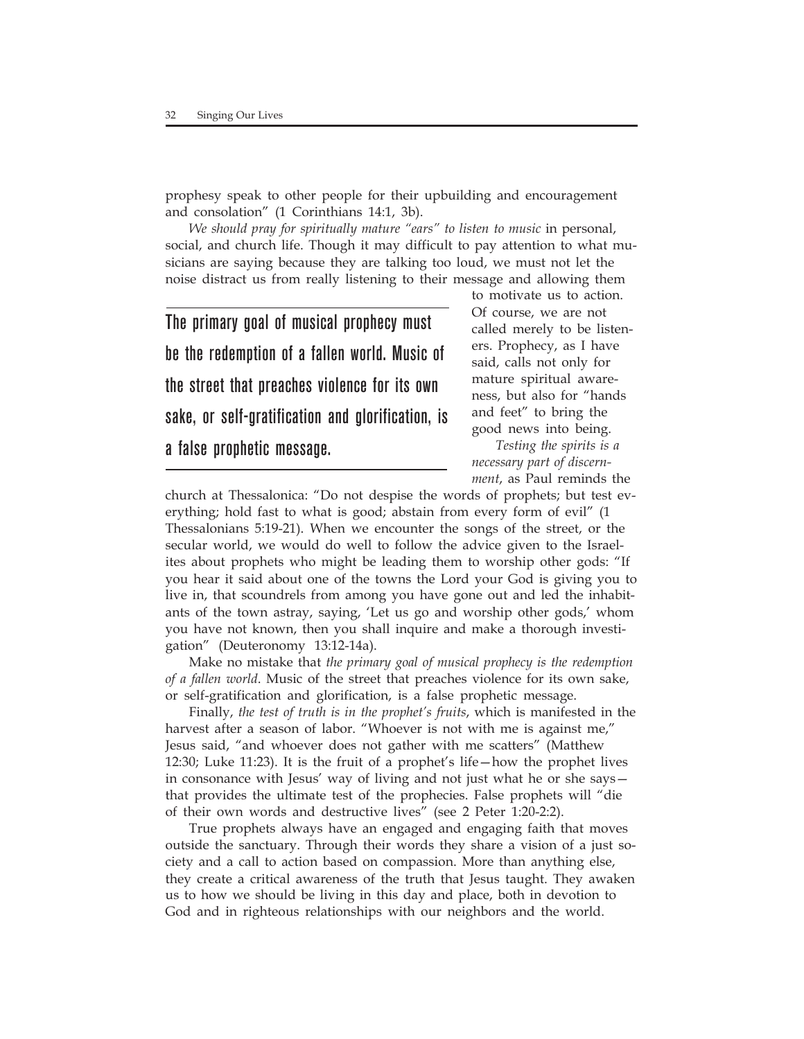prophesy speak to other people for their upbuilding and encouragement and consolation" (1 Corinthians 14:1, 3b).

*We should pray for spiritually mature "ears" to listen to music* in personal, social, and church life. Though it may difficult to pay attention to what musicians are saying because they are talking too loud, we must not let the noise distract us from really listening to their message and allowing them to motivate us to action. Of course, we are not called merely to be listeners. Prophecy, as I have said, calls not only for mature spiritual awareness, but also for "hands and feet" to bring the good news into being.

> **The primary goal of musical prophecy must be the redemption of a fallen world. Music of the street that preaches violence for its own sake, or self-gratification and glorification, is a false prophetic message.**

*Testing the spirits is a necessary part of discernment*, as Paul reminds the church at Thessalonica: "Do not despise the words of prophets; but test everything; hold fast to what is good; abstain from every form of evil" (1 Thessalonians 5:19-21). When we encounter the songs of the street, or the secular world, we would do well to follow the advice given to the Israelites about prophets who might be leading them to worship other gods: "If you hear it said about one of the towns the Lord your God is giving you to live in, that scoundrels from among you have gone out and led the inhabitants of the town astray, saying, 'Let us go and worship other gods,' whom you have not known, then you shall inquire and make a thorough investigation" (Deuteronomy 13:12-14a).

Make no mistake that *the primary goal of musical prophecy is the redemption of a fallen world*. Music of the street that preaches violence for its own sake, or self-gratification and glorification, is a false prophetic message.

Finally, *the test of truth is in the prophet's fruits*, which is manifested in the harvest after a season of labor. "Whoever is not with me is against me," Jesus said, "and whoever does not gather with me scatters" (Matthew 12:30; Luke 11:23). It is the fruit of a prophet's life—how the prophet lives in consonance with Jesus' way of living and not just what he or she says—that provides the ultimate test of the prophecies. False prophets will "die of their own words and destructive lives" (see 2 Peter 1:20-2:2).

True prophets always have an engaged and engaging faith that moves outside the sanctuary. Through their words they share a vision of a just society and a call to action based on compassion. More than anything else, they create a critical awareness of the truth that Jesus taught. They awaken us to how we should be living in this day and place, both in devotion to God and in righteous relationships with our neighbors and the world.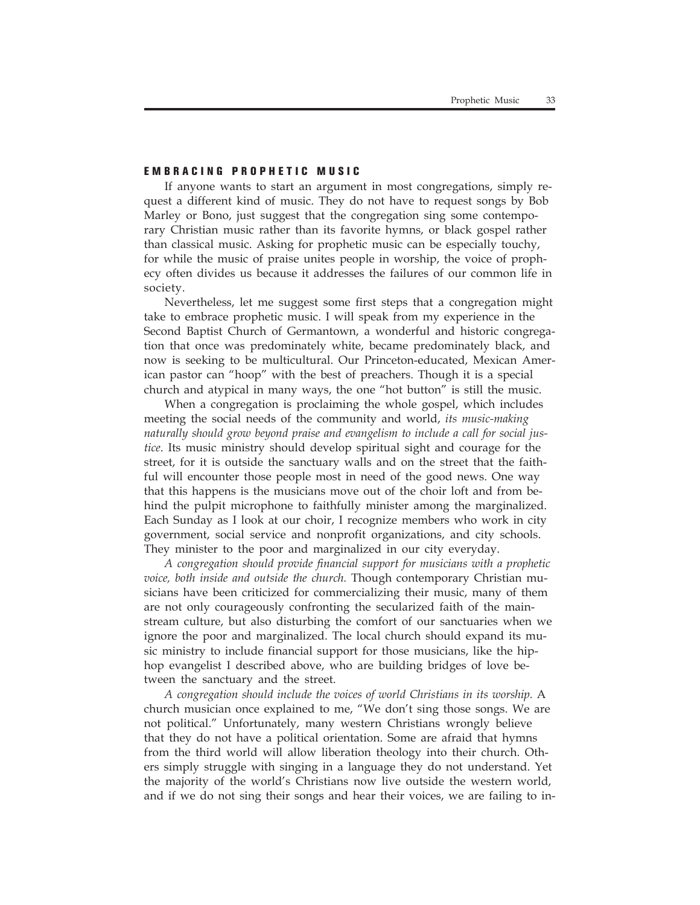## EMBRACING PROPHETIC MUSIC

If anyone wants to start an argument in most congregations, simply request a different kind of music. They do not have to request songs by Bob Marley or Bono, just suggest that the congregation sing some contemporary Christian music rather than its favorite hymns, or black gospel rather than classical music. Asking for prophetic music can be especially touchy, for while the music of praise unites people in worship, the voice of prophecy often divides us because it addresses the failures of our common life in society.

Nevertheless, let me suggest some first steps that a congregation might take to embrace prophetic music. I will speak from my experience in the Second Baptist Church of Germantown, a wonderful and historic congregation that once was predominately white, became predominately black, and now is seeking to be multicultural. Our Princeton-educated, Mexican American pastor can "hoop" with the best of preachers. Though it is a special church and atypical in many ways, the one "hot button" is still the music.

When a congregation is proclaiming the whole gospel, which includes meeting the social needs of the community and world, *its music-making naturally should grow beyond praise and evangelism to include a call for social justice*. Its music ministry should develop spiritual sight and courage for the street, for it is outside the sanctuary walls and on the street that the faithful will encounter those people most in need of the good news. One way that this happens is the musicians move out of the choir loft and from behind the pulpit microphone to faithfully minister among the marginalized. Each Sunday as I look at our choir, I recognize members who work in city government, social service and nonprofit organizations, and city schools. They minister to the poor and marginalized in our city everyday.

*A congregation should provide financial support for musicians with a prophetic voice, both inside and outside the church.* Though contemporary Christian musicians have been criticized for commercializing their music, many of them are not only courageously confronting the secularized faith of the mainstream culture, but also disturbing the comfort of our sanctuaries when we ignore the poor and marginalized. The local church should expand its music ministry to include financial support for those musicians, like the hip-hop evangelist I described above, who are building bridges of love between the sanctuary and the street.

*A congregation should include the voices of world Christians in its worship.* A church musician once explained to me, "We don't sing those songs. We are not political." Unfortunately, many western Christians wrongly believe that they do not have a political orientation. Some are afraid that hymns from the third world will allow liberation theology into their church. Others simply struggle with singing in a language they do not understand. Yet the majority of the world's Christians now live outside the western world, and if we do not sing their songs and hear their voices, we are failing to in-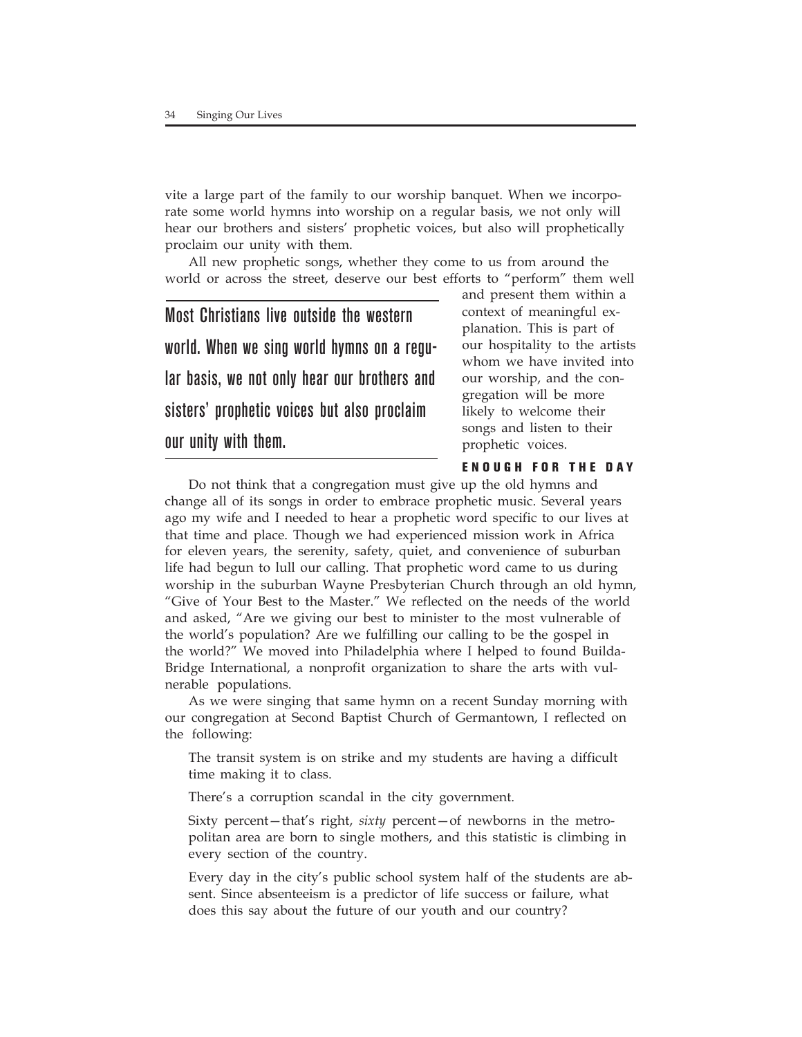vite a large part of the family to our worship banquet. When we incorporate some world hymns into worship on a regular basis, we not only will hear our brothers and sisters' prophetic voices, but also will prophetically proclaim our unity with them.

All new prophetic songs, whether they come to us from around the world or across the street, deserve our best efforts to "perform" them well and present them within a context of meaningful explanation. This is part of our hospitality to the artists whom we have invited into our worship, and the congregation will be more likely to welcome their songs and listen to their prophetic voices.

> **Most Christians live outside the western world. When we sing world hymns on a regular basis, we not only hear our brothers and sisters' prophetic voices but also proclaim our unity with them.**

## ENOUGH FOR THE DAY

Do not think that a congregation must give up the old hymns and change all of its songs in order to embrace prophetic music. Several years ago my wife and I needed to hear a prophetic word specific to our lives at that time and place. Though we had experienced mission work in Africa for eleven years, the serenity, safety, quiet, and convenience of suburban life had begun to lull our calling. That prophetic word came to us during worship in the suburban Wayne Presbyterian Church through an old hymn, "Give of Your Best to the Master." We reflected on the needs of the world and asked, "Are we giving our best to minister to the most vulnerable of the world's population? Are we fulfilling our calling to be the gospel in the world?" We moved into Philadelphia where I helped to found Builda-Bridge International, a nonprofit organization to share the arts with vulnerable populations.

As we were singing that same hymn on a recent Sunday morning with our congregation at Second Baptist Church of Germantown, I reflected on the following:

> The transit system is on strike and my students are having a difficult time making it to class.
>
> There's a corruption scandal in the city government.
>
> Sixty percent—that's right, *sixty* percent—of newborns in the metropolitan area are born to single mothers, and this statistic is climbing in every section of the country.
>
> Every day in the city's public school system half of the students are absent. Since absenteeism is a predictor of life success or failure, what does this say about the future of our youth and our country?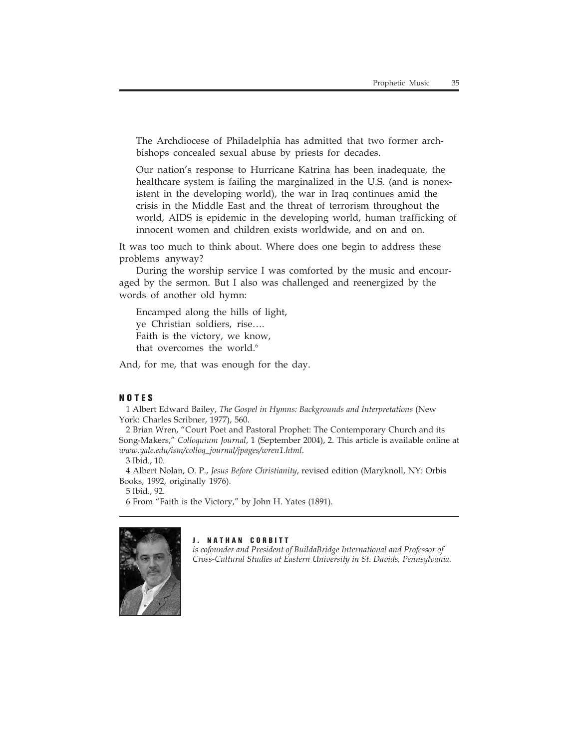> The Archdiocese of Philadelphia has admitted that two former archbishops concealed sexual abuse by priests for decades.
>
> Our nation's response to Hurricane Katrina has been inadequate, the healthcare system is failing the marginalized in the U.S. (and is nonexistent in the developing world), the war in Iraq continues amid the crisis in the Middle East and the threat of terrorism throughout the world, AIDS is epidemic in the developing world, human trafficking of innocent women and children exists worldwide, and on and on.

It was too much to think about. Where does one begin to address these problems anyway?

During the worship service I was comforted by the music and encouraged by the sermon. But I also was challenged and reenergized by the words of another old hymn:

> Encamped along the hills of light,
> ye Christian soldiers, rise….
> Faith is the victory, we know,
> that overcomes the world.[6]

And, for me, that was enough for the day.

## NOTES

1 Albert Edward Bailey, *The Gospel in Hymns: Backgrounds and Interpretations* (New York: Charles Scribner, 1977), 560.

2 Brian Wren, "Court Poet and Pastoral Prophet: The Contemporary Church and its Song-Makers," *Colloquium Journal*, 1 (September 2004), 2. This article is available online at *www.yale.edu/ism/colloq_journal/jpages/wren1.html*.

3 Ibid., 10.

4 Albert Nolan, O. P., *Jesus Before Christianity*, revised edition (Maryknoll, NY: Orbis Books, 1992, originally 1976).

5 Ibid., 92.

6 From "Faith is the Victory," by John H. Yates (1891).

---

**J. NATHAN CORBITT**
*is cofounder and President of BuildaBridge International and Professor of Cross-Cultural Studies at Eastern University in St. Davids, Pennsylvania.*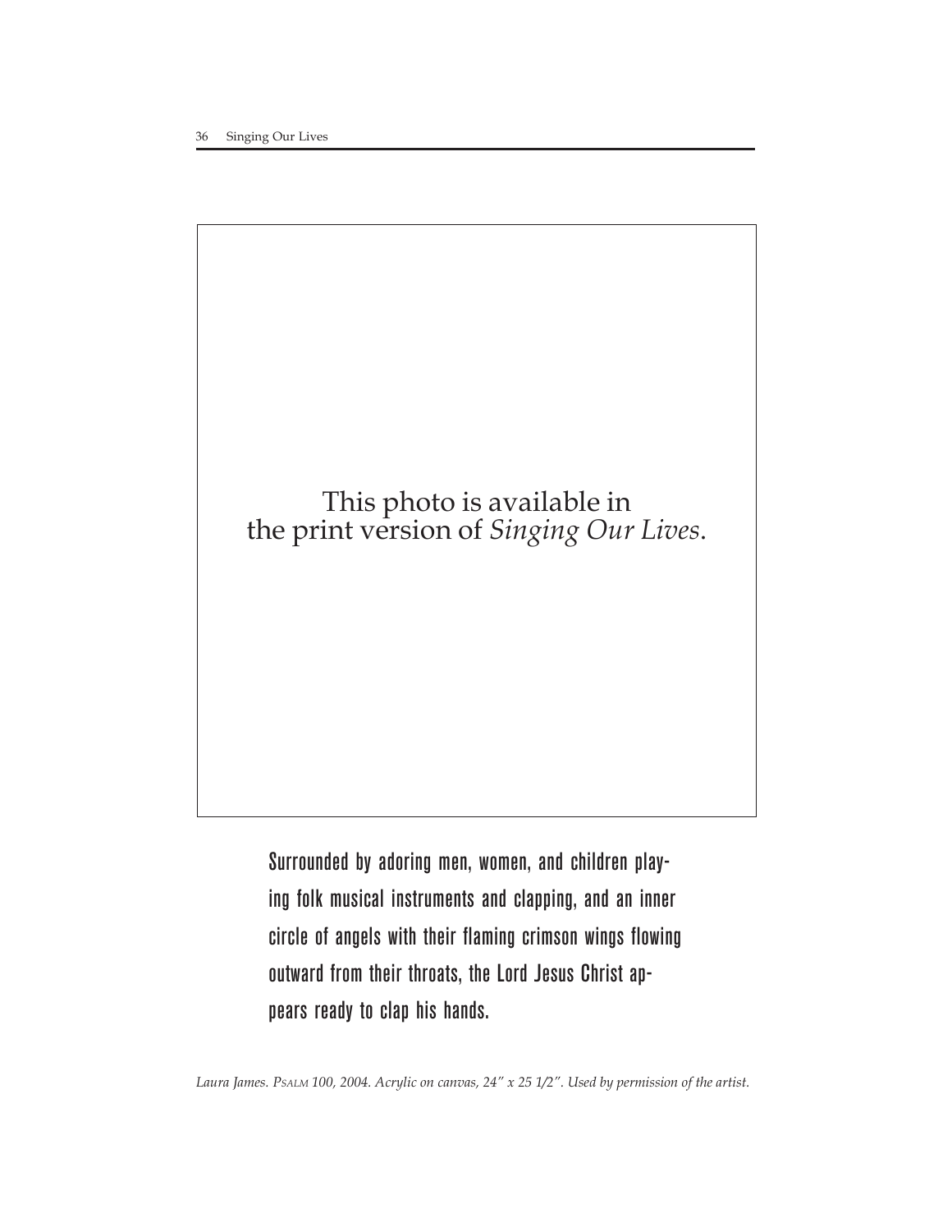This photo is available in
the print version of *Singing Our Lives*.

Surrounded by adoring men, women, and children playing folk musical instruments and clapping, and an inner circle of angels with their flaming crimson wings flowing outward from their throats, the Lord Jesus Christ appears ready to clap his hands.

*Laura James. Psalm 100, 2004. Acrylic on canvas, 24" x 25 1/2". Used by permission of the artist.*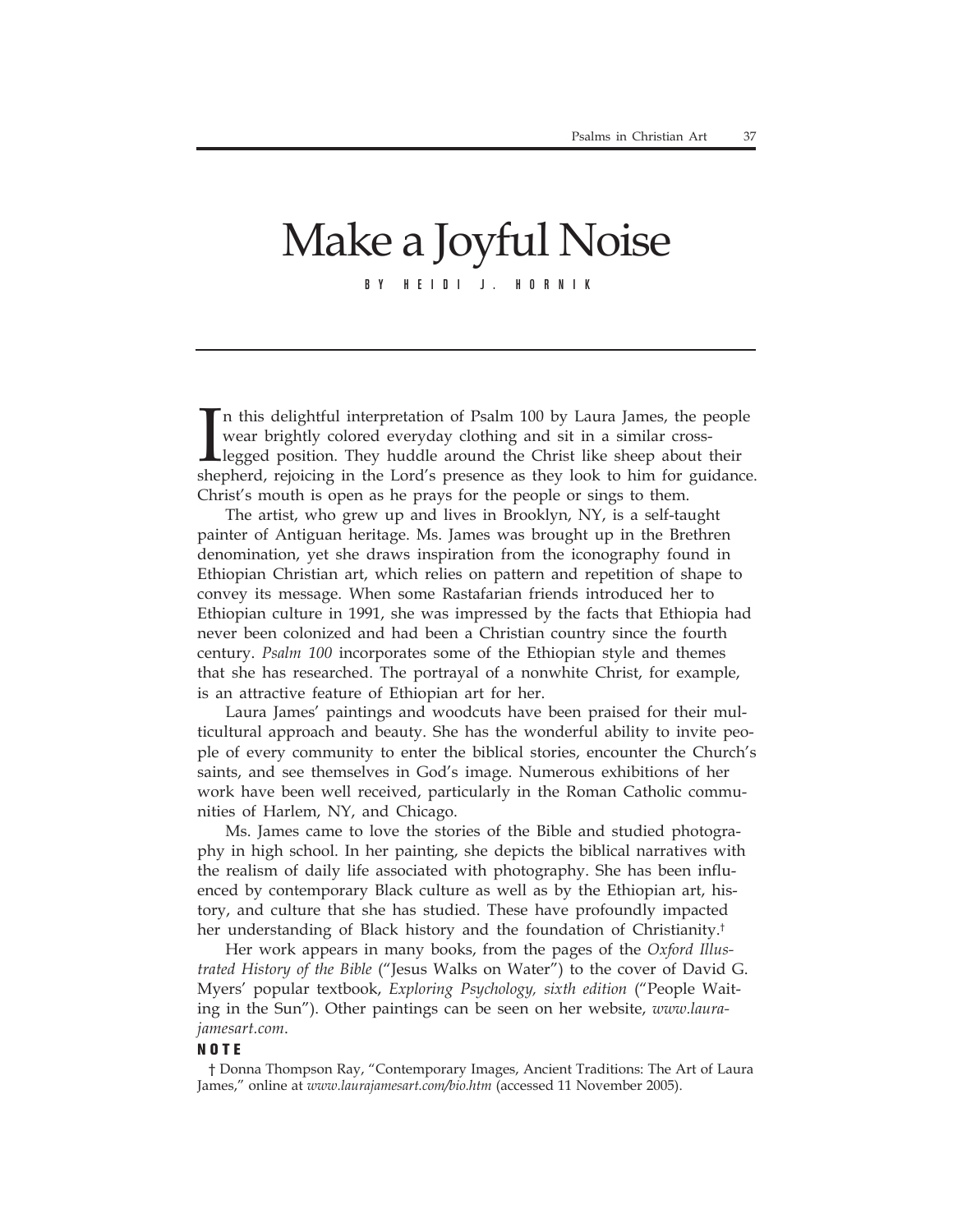# Make a Joyful Noise

BY HEIDI J. HORNIK

In this delightful interpretation of Psalm 100 by Laura James, the people wear brightly colored everyday clothing and sit in a similar cross-legged position. They huddle around the Christ like sheep about their shepherd, rejoicing in the Lord's presence as they look to him for guidance. Christ's mouth is open as he prays for the people or sings to them.

The artist, who grew up and lives in Brooklyn, NY, is a self-taught painter of Antiguan heritage. Ms. James was brought up in the Brethren denomination, yet she draws inspiration from the iconography found in Ethiopian Christian art, which relies on pattern and repetition of shape to convey its message. When some Rastafarian friends introduced her to Ethiopian culture in 1991, she was impressed by the facts that Ethiopia had never been colonized and had been a Christian country since the fourth century. *Psalm 100* incorporates some of the Ethiopian style and themes that she has researched. The portrayal of a nonwhite Christ, for example, is an attractive feature of Ethiopian art for her.

Laura James' paintings and woodcuts have been praised for their multicultural approach and beauty. She has the wonderful ability to invite people of every community to enter the biblical stories, encounter the Church's saints, and see themselves in God's image. Numerous exhibitions of her work have been well received, particularly in the Roman Catholic communities of Harlem, NY, and Chicago.

Ms. James came to love the stories of the Bible and studied photography in high school. In her painting, she depicts the biblical narratives with the realism of daily life associated with photography. She has been influenced by contemporary Black culture as well as by the Ethiopian art, history, and culture that she has studied. These have profoundly impacted her understanding of Black history and the foundation of Christianity.[†]

Her work appears in many books, from the pages of the *Oxford Illustrated History of the Bible* ("Jesus Walks on Water") to the cover of David G. Myers' popular textbook, *Exploring Psychology, sixth edition* ("People Waiting in the Sun"). Other paintings can be seen on her website, *www.laurajamesart.com*.

**NOTE**

† Donna Thompson Ray, "Contemporary Images, Ancient Traditions: The Art of Laura James," online at *www.laurajamesart.com/bio.htm* (accessed 11 November 2005).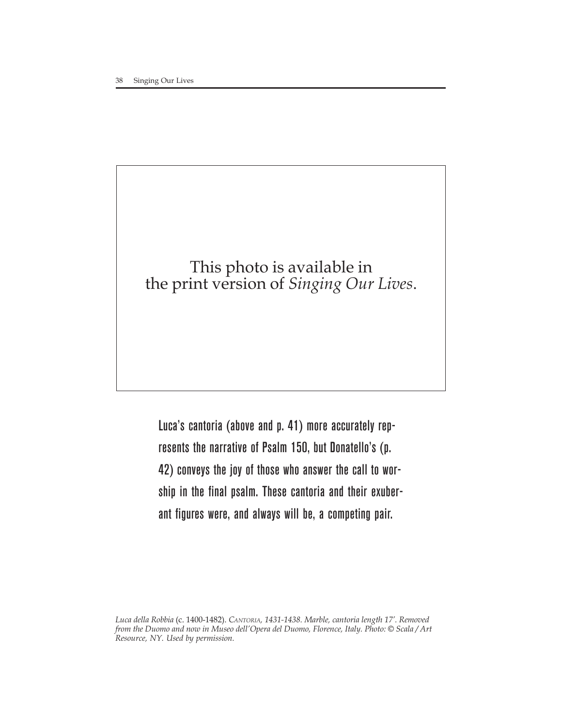This photo is available in the print version of *Singing Our Lives*.

Luca's cantoria (above and p. 41) more accurately represents the narrative of Psalm 150, but Donatello's (p. 42) conveys the joy of those who answer the call to worship in the final psalm. These cantoria and their exuberant figures were, and always will be, a competing pair.

*Luca della Robbia* (c. 1400-1482). *CANTORIA, 1431-1438. Marble, cantoria length 17'. Removed from the Duomo and now in Museo dell'Opera del Duomo, Florence, Italy. Photo: © Scala / Art Resource, NY. Used by permission.*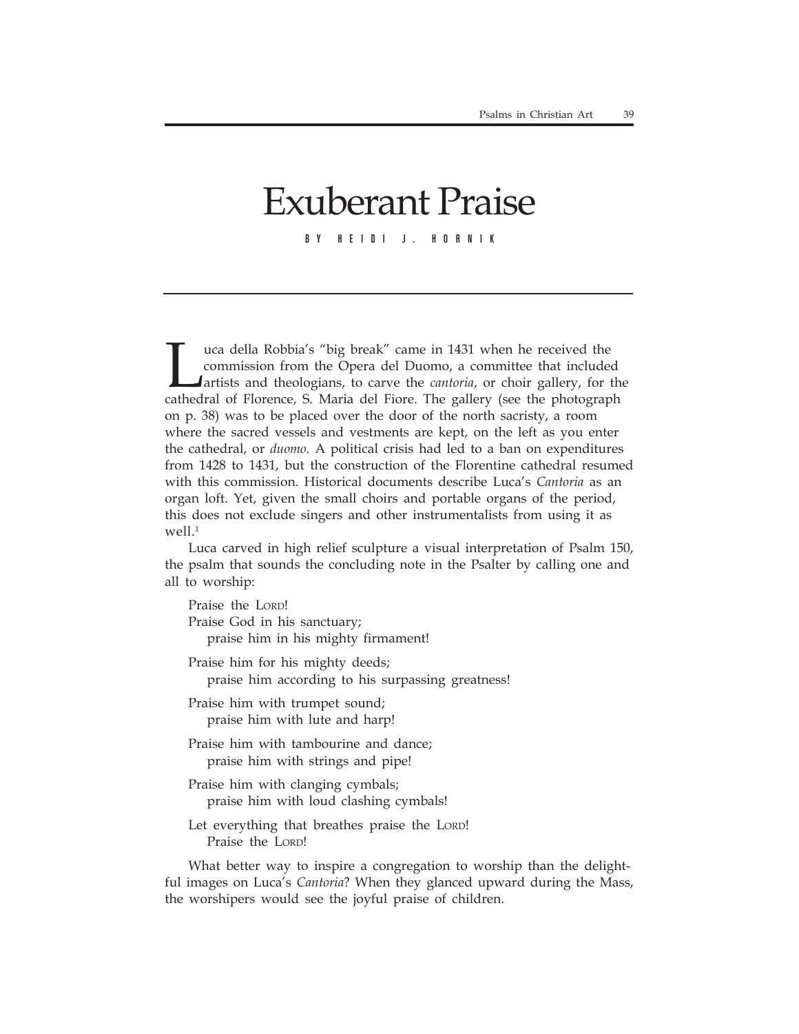# Exuberant Praise

BY HEIDI J. HORNIK

Luca della Robbia's "big break" came in 1431 when he received the commission from the Opera del Duomo, a committee that included artists and theologians, to carve the *cantoria*, or choir gallery, for the cathedral of Florence, S. Maria del Fiore. The gallery (see the photograph on p. 38) was to be placed over the door of the north sacristy, a room where the sacred vessels and vestments are kept, on the left as you enter the cathedral, or *duomo*. A political crisis had led to a ban on expenditures from 1428 to 1431, but the construction of the Florentine cathedral resumed with this commission. Historical documents describe Luca's *Cantoria* as an organ loft. Yet, given the small choirs and portable organs of the period, this does not exclude singers and other instrumentalists from using it as well.[1]

Luca carved in high relief sculpture a visual interpretation of Psalm 150, the psalm that sounds the concluding note in the Psalter by calling one and all to worship:

> Praise the LORD!
> Praise God in his sanctuary;
> praise him in his mighty firmament!
>
> Praise him for his mighty deeds;
> praise him according to his surpassing greatness!
>
> Praise him with trumpet sound;
> praise him with lute and harp!
>
> Praise him with tambourine and dance;
> praise him with strings and pipe!
>
> Praise him with clanging cymbals;
> praise him with loud clashing cymbals!
>
> Let everything that breathes praise the LORD!
> Praise the LORD!

What better way to inspire a congregation to worship than the delightful images on Luca's *Cantoria*? When they glanced upward during the Mass, the worshipers would see the joyful praise of children.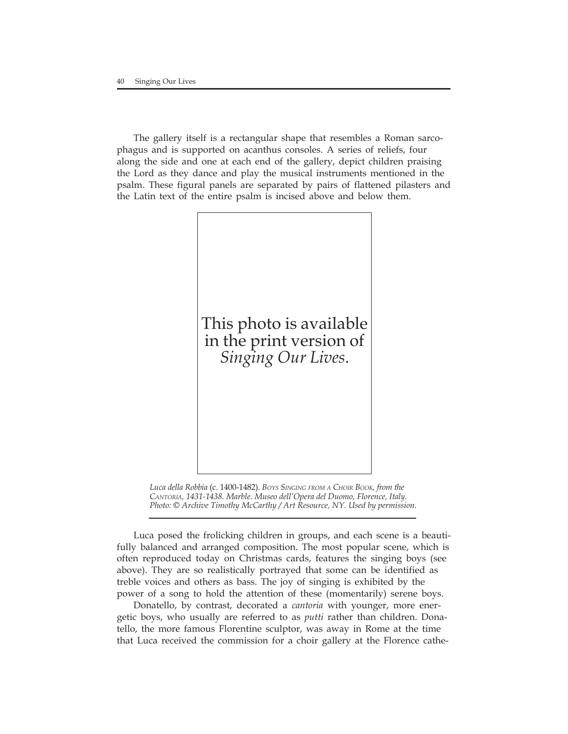The gallery itself is a rectangular shape that resembles a Roman sarcophagus and is supported on acanthus consoles. A series of reliefs, four along the side and one at each end of the gallery, depict children praising the Lord as they dance and play the musical instruments mentioned in the psalm. These figural panels are separated by pairs of flattened pilasters and the Latin text of the entire psalm is incised above and below them.

This photo is available in the print version of *Singing Our Lives*.

*Luca della Robbia* (c. 1400-1482). *Boys Singing from a Choir Book, from the Cantoria, 1431-1438. Marble. Museo dell'Opera del Duomo, Florence, Italy. Photo: © Archive Timothy McCarthy / Art Resource, NY. Used by permission.*

Luca posed the frolicking children in groups, and each scene is a beautifully balanced and arranged composition. The most popular scene, which is often reproduced today on Christmas cards, features the singing boys (see above). They are so realistically portrayed that some can be identified as treble voices and others as bass. The joy of singing is exhibited by the power of a song to hold the attention of these (momentarily) serene boys.

Donatello, by contrast, decorated a *cantoria* with younger, more energetic boys, who usually are referred to as *putti* rather than children. Donatello, the more famous Florentine sculptor, was away in Rome at the time that Luca received the commission for a choir gallery at the Florence cathe-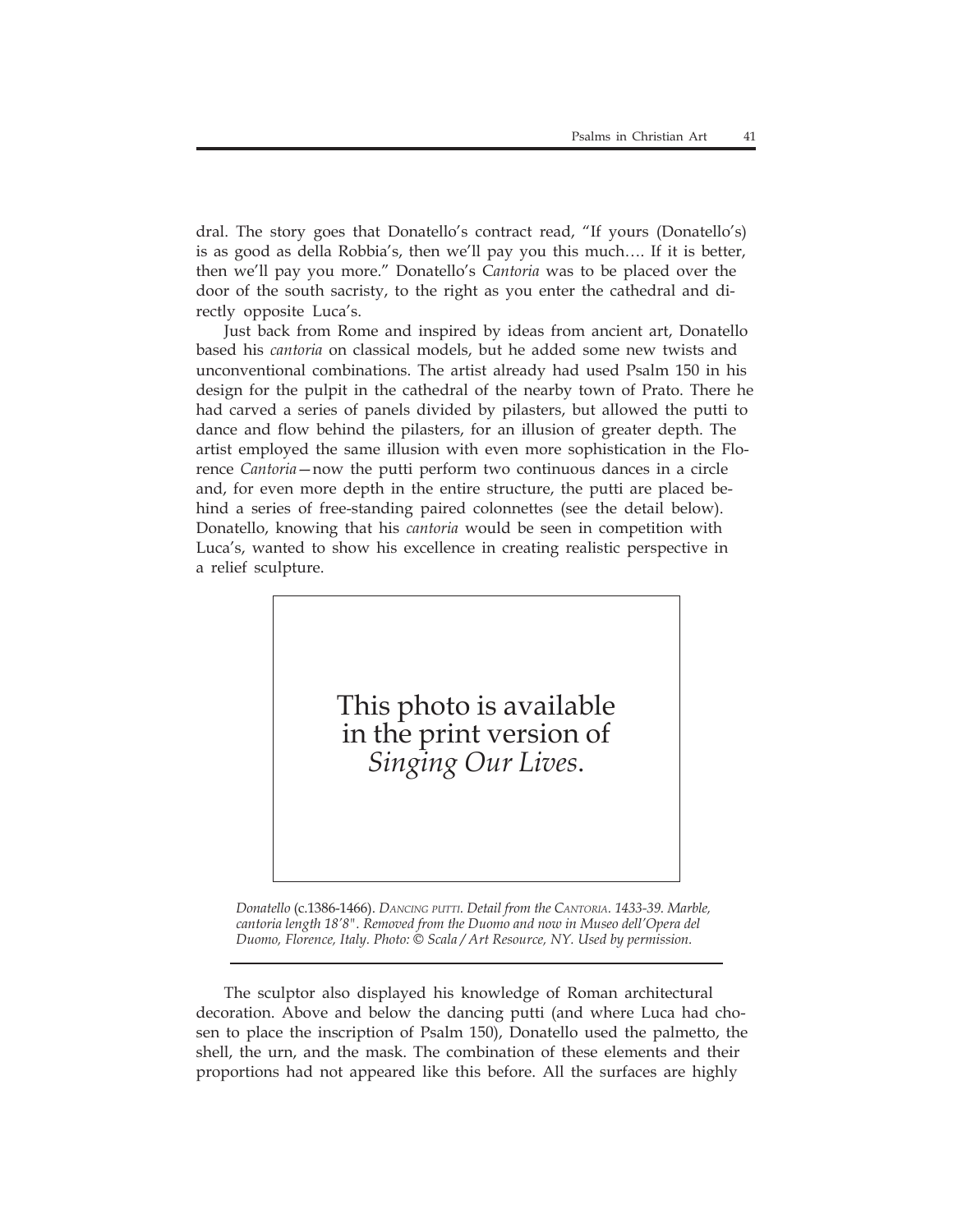dral. The story goes that Donatello's contract read, "If yours (Donatello's) is as good as della Robbia's, then we'll pay you this much…. If it is better, then we'll pay you more." Donatello's C*antoria* was to be placed over the door of the south sacristy, to the right as you enter the cathedral and directly opposite Luca's.

Just back from Rome and inspired by ideas from ancient art, Donatello based his *cantoria* on classical models, but he added some new twists and unconventional combinations. The artist already had used Psalm 150 in his design for the pulpit in the cathedral of the nearby town of Prato. There he had carved a series of panels divided by pilasters, but allowed the putti to dance and flow behind the pilasters, for an illusion of greater depth. The artist employed the same illusion with even more sophistication in the Florence *Cantoria*—now the putti perform two continuous dances in a circle and, for even more depth in the entire structure, the putti are placed behind a series of free-standing paired colonnettes (see the detail below). Donatello, knowing that his *cantoria* would be seen in competition with Luca's, wanted to show his excellence in creating realistic perspective in a relief sculpture.

This photo is available in the print version of *Singing Our Lives*.

*Donatello* (c.1386-1466). *DANCING PUTTI. Detail from the CANTORIA. 1433-39. Marble, cantoria length 18'8". Removed from the Duomo and now in Museo dell'Opera del Duomo, Florence, Italy. Photo: © Scala / Art Resource, NY. Used by permission.*

The sculptor also displayed his knowledge of Roman architectural decoration. Above and below the dancing putti (and where Luca had chosen to place the inscription of Psalm 150), Donatello used the palmetto, the shell, the urn, and the mask. The combination of these elements and their proportions had not appeared like this before. All the surfaces are highly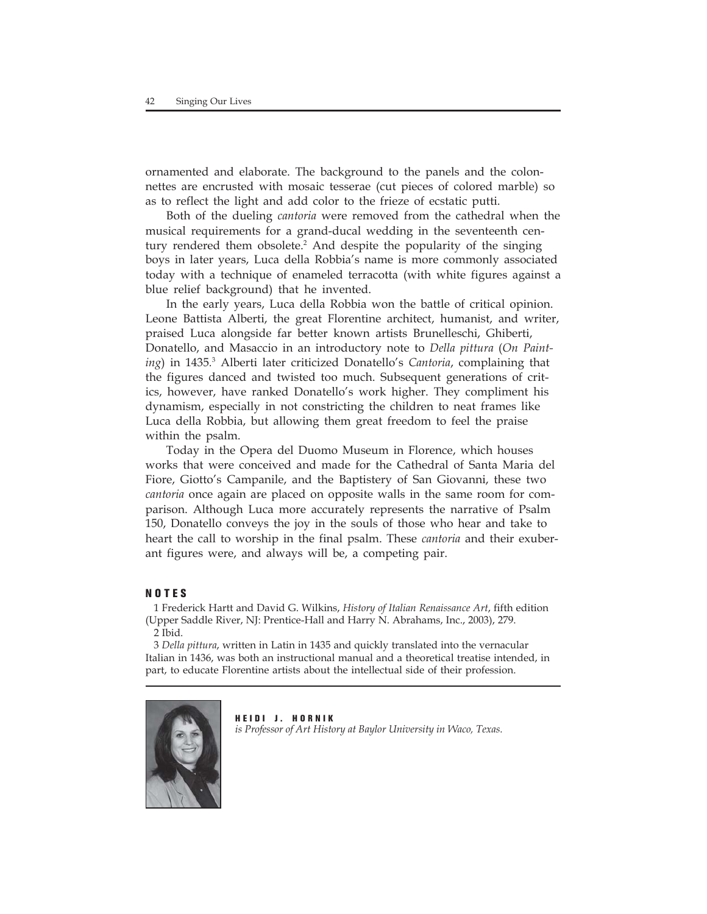ornamented and elaborate. The background to the panels and the colonnettes are encrusted with mosaic tesserae (cut pieces of colored marble) so as to reflect the light and add color to the frieze of ecstatic putti.

Both of the dueling *cantoria* were removed from the cathedral when the musical requirements for a grand-ducal wedding in the seventeenth century rendered them obsolete.[2] And despite the popularity of the singing boys in later years, Luca della Robbia's name is more commonly associated today with a technique of enameled terracotta (with white figures against a blue relief background) that he invented.

In the early years, Luca della Robbia won the battle of critical opinion. Leone Battista Alberti, the great Florentine architect, humanist, and writer, praised Luca alongside far better known artists Brunelleschi, Ghiberti, Donatello, and Masaccio in an introductory note to *Della pittura* (*On Painting*) in 1435.[3] Alberti later criticized Donatello's *Cantoria*, complaining that the figures danced and twisted too much. Subsequent generations of critics, however, have ranked Donatello's work higher. They compliment his dynamism, especially in not constricting the children to neat frames like Luca della Robbia, but allowing them great freedom to feel the praise within the psalm.

Today in the Opera del Duomo Museum in Florence, which houses works that were conceived and made for the Cathedral of Santa Maria del Fiore, Giotto's Campanile, and the Baptistery of San Giovanni, these two *cantoria* once again are placed on opposite walls in the same room for comparison. Although Luca more accurately represents the narrative of Psalm 150, Donatello conveys the joy in the souls of those who hear and take to heart the call to worship in the final psalm. These *cantoria* and their exuberant figures were, and always will be, a competing pair.

## NOTES

1 Frederick Hartt and David G. Wilkins, *History of Italian Renaissance Art*, fifth edition (Upper Saddle River, NJ: Prentice-Hall and Harry N. Abrahams, Inc., 2003), 279.

2 Ibid.

3 *Della pittura*, written in Latin in 1435 and quickly translated into the vernacular Italian in 1436, was both an instructional manual and a theoretical treatise intended, in part, to educate Florentine artists about the intellectual side of their profession.

**HEIDI J. HORNIK**
*is Professor of Art History at Baylor University in Waco, Texas.*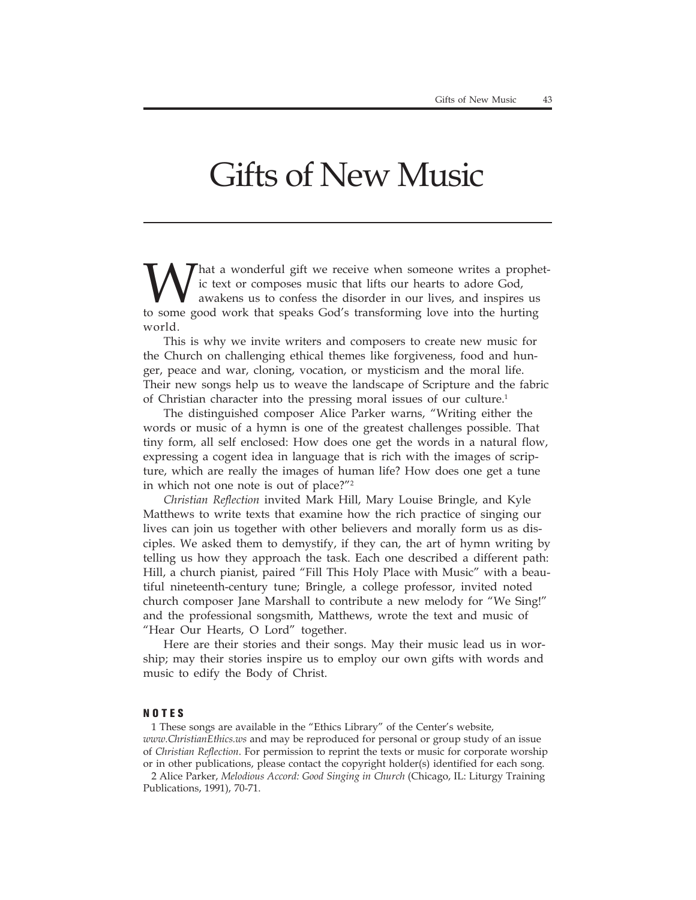# Gifts of New Music

What a wonderful gift we receive when someone writes a prophetic text or composes music that lifts our hearts to adore God, awakens us to confess the disorder in our lives, and inspires us to some good work that speaks God's transforming love into the hurting world.

This is why we invite writers and composers to create new music for the Church on challenging ethical themes like forgiveness, food and hunger, peace and war, cloning, vocation, or mysticism and the moral life. Their new songs help us to weave the landscape of Scripture and the fabric of Christian character into the pressing moral issues of our culture.[1]

The distinguished composer Alice Parker warns, "Writing either the words or music of a hymn is one of the greatest challenges possible. That tiny form, all self enclosed: How does one get the words in a natural flow, expressing a cogent idea in language that is rich with the images of scripture, which are really the images of human life? How does one get a tune in which not one note is out of place?"[2]

*Christian Reflection* invited Mark Hill, Mary Louise Bringle, and Kyle Matthews to write texts that examine how the rich practice of singing our lives can join us together with other believers and morally form us as disciples. We asked them to demystify, if they can, the art of hymn writing by telling us how they approach the task. Each one described a different path: Hill, a church pianist, paired "Fill This Holy Place with Music" with a beautiful nineteenth-century tune; Bringle, a college professor, invited noted church composer Jane Marshall to contribute a new melody for "We Sing!" and the professional songsmith, Matthews, wrote the text and music of "Hear Our Hearts, O Lord" together.

Here are their stories and their songs. May their music lead us in worship; may their stories inspire us to employ our own gifts with words and music to edify the Body of Christ.

**NOTES**

1 These songs are available in the "Ethics Library" of the Center's website, *www.ChristianEthics.ws* and may be reproduced for personal or group study of an issue of *Christian Reflection*. For permission to reprint the texts or music for corporate worship or in other publications, please contact the copyright holder(s) identified for each song.

2 Alice Parker, *Melodious Accord: Good Singing in Church* (Chicago, IL: Liturgy Training Publications, 1991), 70-71.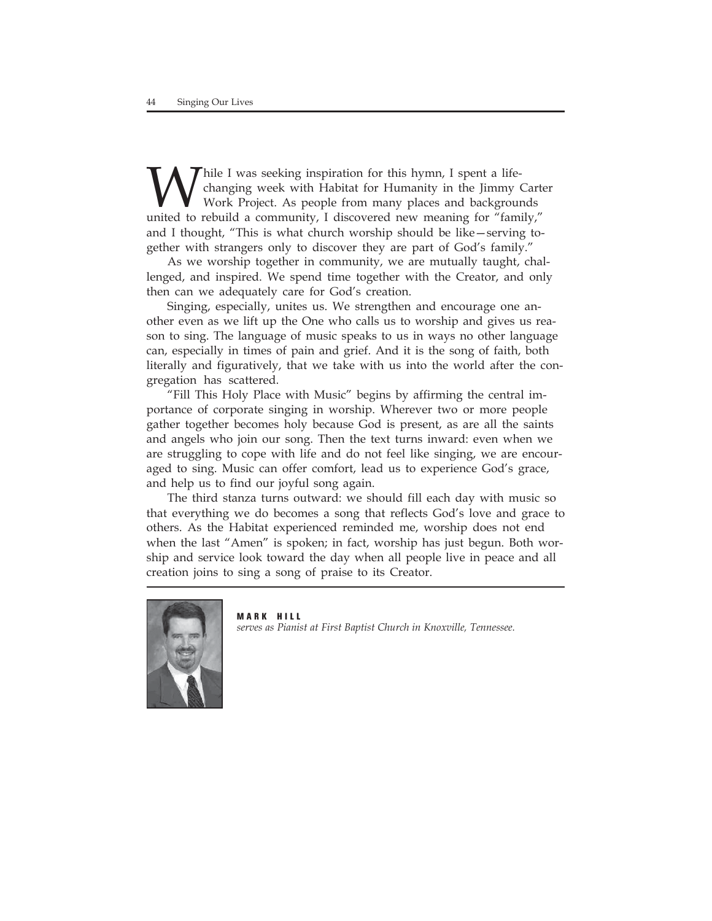While I was seeking inspiration for this hymn, I spent a life-changing week with Habitat for Humanity in the Jimmy Carter Work Project. As people from many places and backgrounds united to rebuild a community, I discovered new meaning for "family," and I thought, "This is what church worship should be like—serving together with strangers only to discover they are part of God's family."

As we worship together in community, we are mutually taught, challenged, and inspired. We spend time together with the Creator, and only then can we adequately care for God's creation.

Singing, especially, unites us. We strengthen and encourage one another even as we lift up the One who calls us to worship and gives us reason to sing. The language of music speaks to us in ways no other language can, especially in times of pain and grief. And it is the song of faith, both literally and figuratively, that we take with us into the world after the congregation has scattered.

"Fill This Holy Place with Music" begins by affirming the central importance of corporate singing in worship. Wherever two or more people gather together becomes holy because God is present, as are all the saints and angels who join our song. Then the text turns inward: even when we are struggling to cope with life and do not feel like singing, we are encouraged to sing. Music can offer comfort, lead us to experience God's grace, and help us to find our joyful song again.

The third stanza turns outward: we should fill each day with music so that everything we do becomes a song that reflects God's love and grace to others. As the Habitat experienced reminded me, worship does not end when the last "Amen" is spoken; in fact, worship has just begun. Both worship and service look toward the day when all people live in peace and all creation joins to sing a song of praise to its Creator.

**MARK HILL**
*serves as Pianist at First Baptist Church in Knoxville, Tennessee.*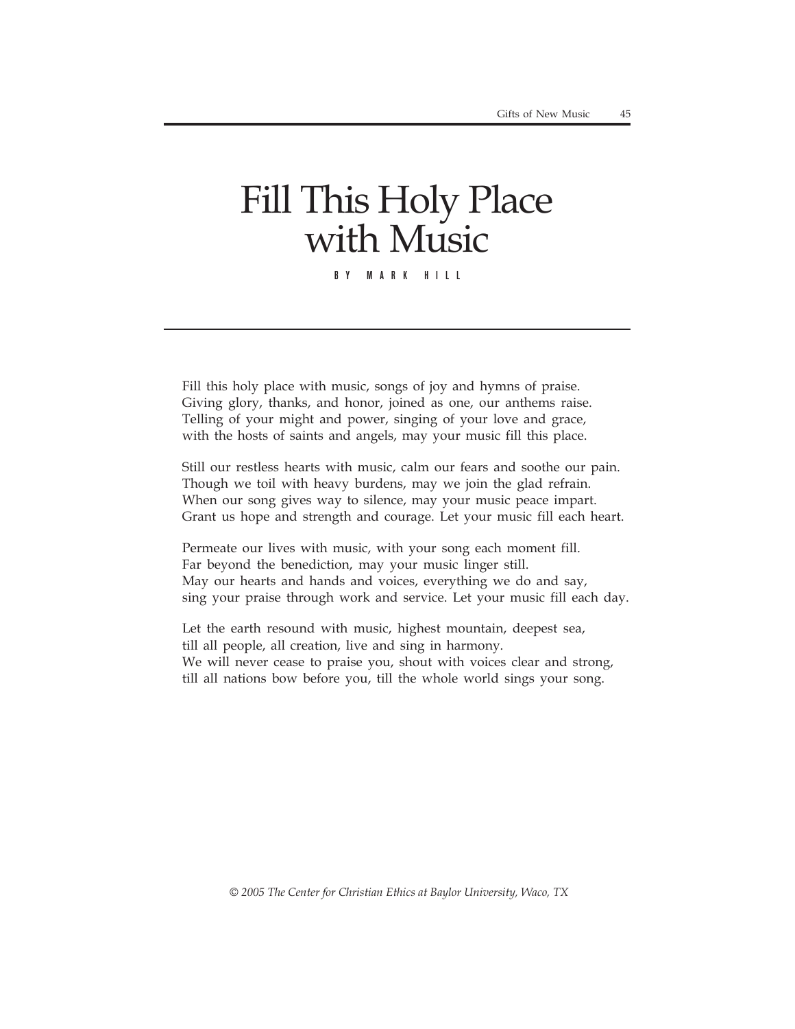# Fill This Holy Place with Music

BY MARK HILL

Fill this holy place with music, songs of joy and hymns of praise.
Giving glory, thanks, and honor, joined as one, our anthems raise.
Telling of your might and power, singing of your love and grace,
with the hosts of saints and angels, may your music fill this place.

Still our restless hearts with music, calm our fears and soothe our pain.
Though we toil with heavy burdens, may we join the glad refrain.
When our song gives way to silence, may your music peace impart.
Grant us hope and strength and courage. Let your music fill each heart.

Permeate our lives with music, with your song each moment fill.
Far beyond the benediction, may your music linger still.
May our hearts and hands and voices, everything we do and say,
sing your praise through work and service. Let your music fill each day.

Let the earth resound with music, highest mountain, deepest sea,
till all people, all creation, live and sing in harmony.
We will never cease to praise you, shout with voices clear and strong,
till all nations bow before you, till the whole world sings your song.

*© 2005 The Center for Christian Ethics at Baylor University, Waco, TX*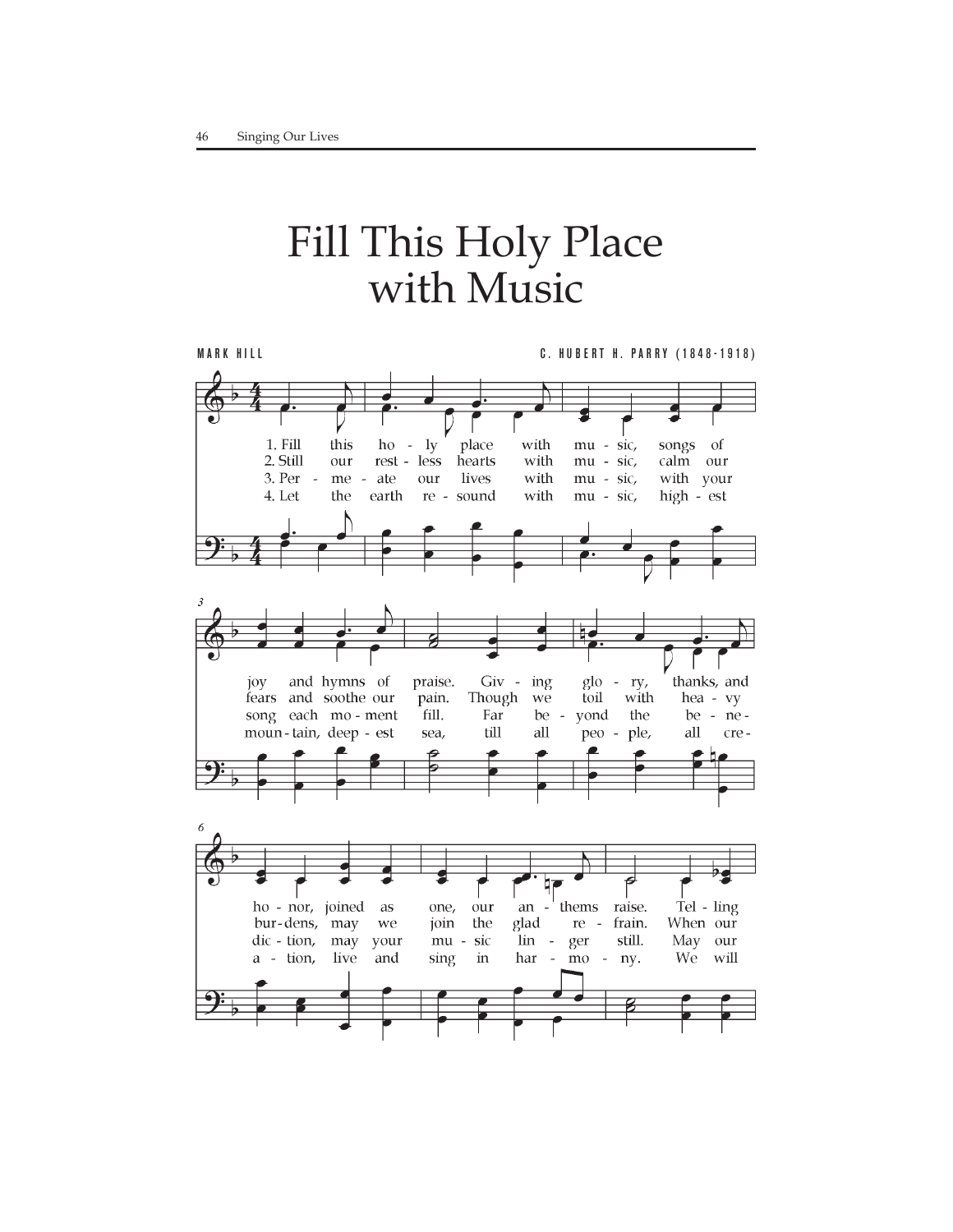# Fill This Holy Place with Music

MARK HILL

C. HUBERT H. PARRY (1848-1918)

1. Fill this ho - ly place with mu - sic, songs of joy and hymns of praise. Giv - ing glo - ry, thanks, and ho - nor, joined as one, our an - thems raise. Tel - ling

2. Still our rest - less hearts with mu - sic, calm our fears and soothe our pain. Though we toil with hea - vy bur - dens, may we join the glad re - frain. When our

3. Per - me - ate our lives with mu - sic, with your song each mo - ment fill. Far be - yond the be - ne - dic - tion, may your mu - sic lin - ger still. May our

4. Let the earth re - sound with mu - sic, high - est moun - tain, deep - est sea, till all peo - ple, all cre - a - tion, live and sing in har - mo - ny. We will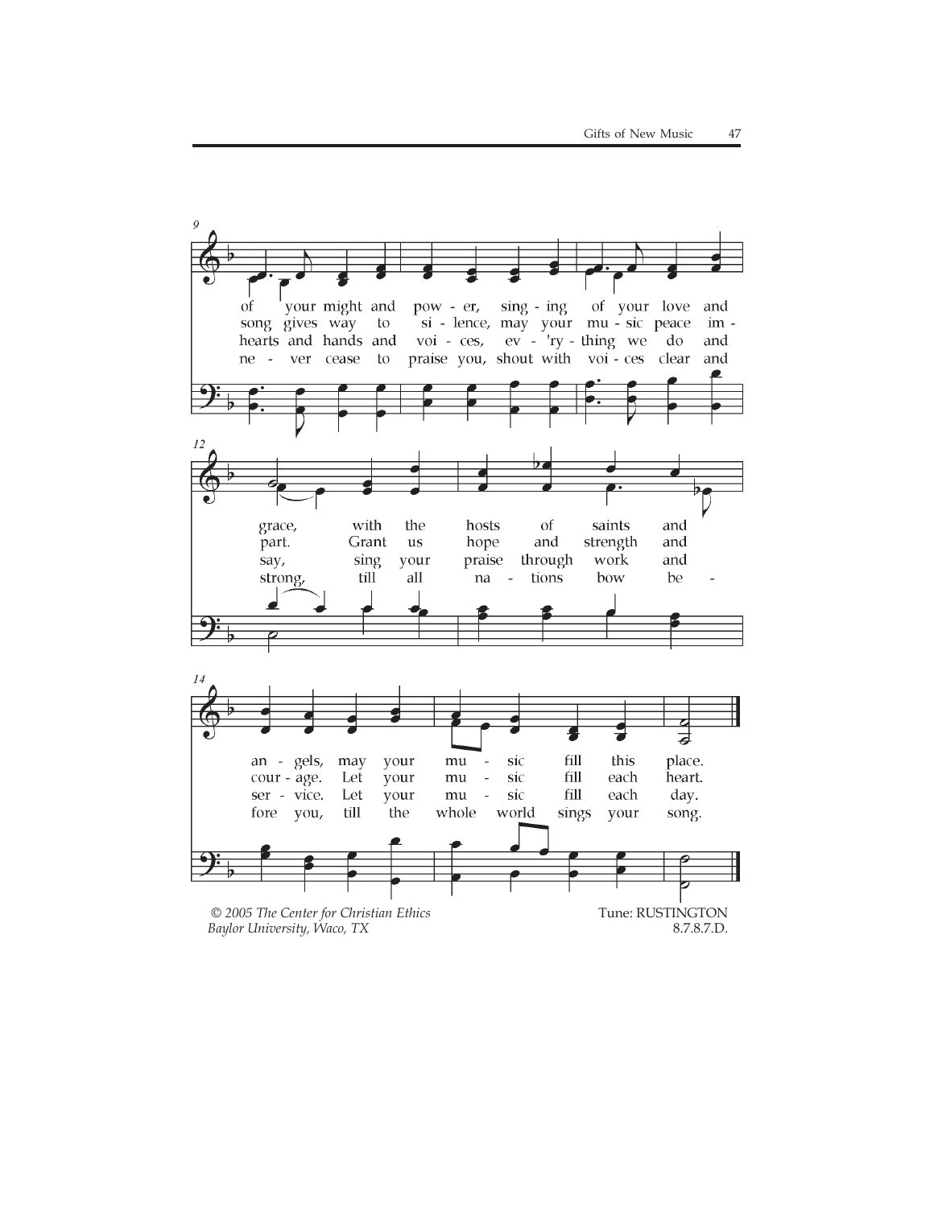of your might and pow - er, sing - ing of your love and
song gives way to si - lence, may your mu - sic peace im -
hearts and hands and voi - ces, ev - 'ry - thing we do and
ne - ver cease to praise you, shout with voi - ces clear and

grace, with the hosts of saints and
part. Grant us hope and strength and
say, sing your praise through work and
strong, till all na - tions bow be -

an - gels, may your mu - sic fill this place.
cour - age. Let your mu - sic fill each heart.
ser - vice. Let your mu - sic fill each day.
fore you, till the whole world sings your song.

*© 2005 The Center for Christian Ethics*
*Baylor University, Waco, TX*

Tune: RUSTINGTON
8.7.8.7.D.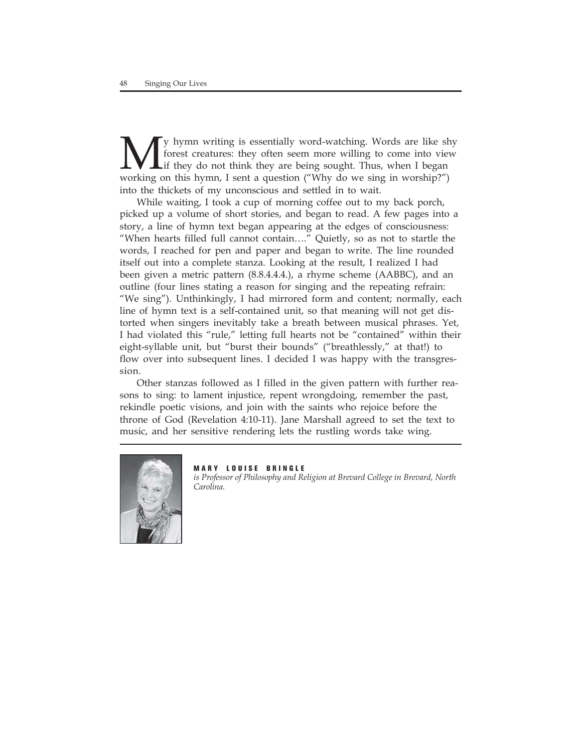My hymn writing is essentially word-watching. Words are like shy forest creatures: they often seem more willing to come into view if they do not think they are being sought. Thus, when I began working on this hymn, I sent a question ("Why do we sing in worship?") into the thickets of my unconscious and settled in to wait.

While waiting, I took a cup of morning coffee out to my back porch, picked up a volume of short stories, and began to read. A few pages into a story, a line of hymn text began appearing at the edges of consciousness: "When hearts filled full cannot contain…." Quietly, so as not to startle the words, I reached for pen and paper and began to write. The line rounded itself out into a complete stanza. Looking at the result, I realized I had been given a metric pattern (8.8.4.4.4.), a rhyme scheme (AABBC), and an outline (four lines stating a reason for singing and the repeating refrain: "We sing"). Unthinkingly, I had mirrored form and content; normally, each line of hymn text is a self-contained unit, so that meaning will not get distorted when singers inevitably take a breath between musical phrases. Yet, I had violated this "rule," letting full hearts not be "contained" within their eight-syllable unit, but "burst their bounds" ("breathlessly," at that!) to flow over into subsequent lines. I decided I was happy with the transgression.

Other stanzas followed as I filled in the given pattern with further reasons to sing: to lament injustice, repent wrongdoing, remember the past, rekindle poetic visions, and join with the saints who rejoice before the throne of God (Revelation 4:10-11). Jane Marshall agreed to set the text to music, and her sensitive rendering lets the rustling words take wing.

**MARY LOUISE BRINGLE**
*is Professor of Philosophy and Religion at Brevard College in Brevard, North Carolina.*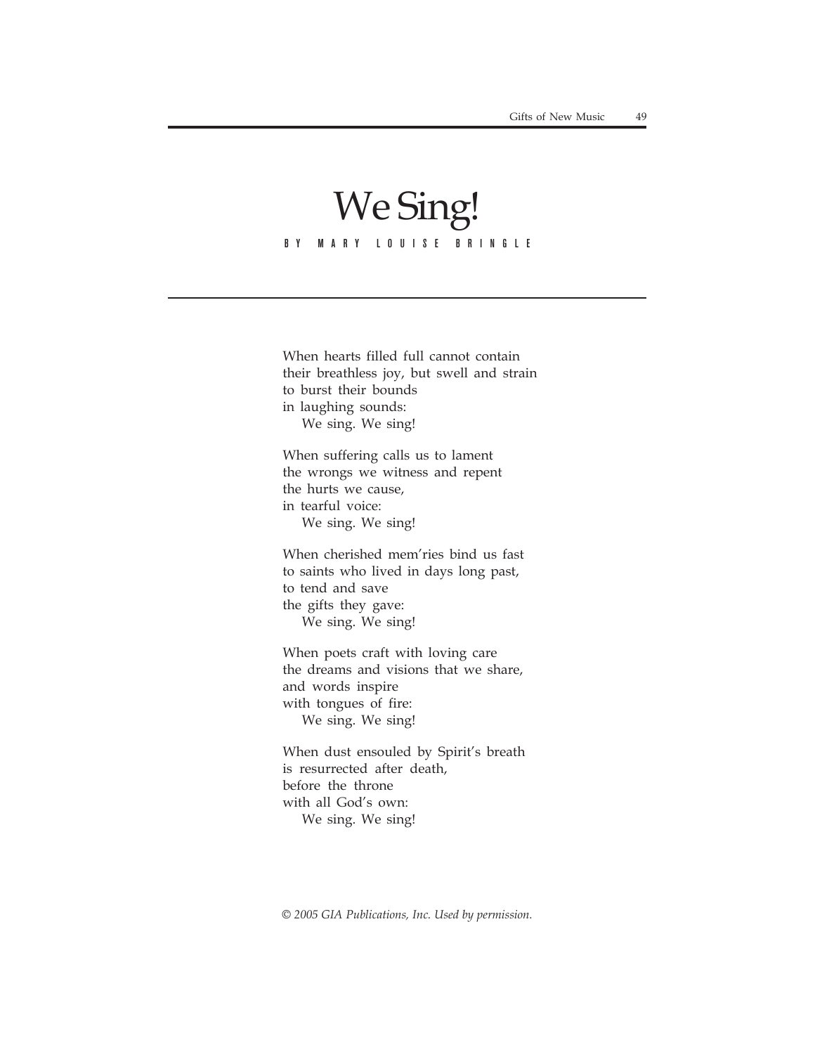# We Sing!

BY MARY LOUISE BRINGLE

When hearts filled full cannot contain  
their breathless joy, but swell and strain  
to burst their bounds  
in laughing sounds:  
&nbsp;&nbsp;&nbsp;&nbsp;We sing. We sing!

When suffering calls us to lament  
the wrongs we witness and repent  
the hurts we cause,  
in tearful voice:  
&nbsp;&nbsp;&nbsp;&nbsp;We sing. We sing!

When cherished mem'ries bind us fast  
to saints who lived in days long past,  
to tend and save  
the gifts they gave:  
&nbsp;&nbsp;&nbsp;&nbsp;We sing. We sing!

When poets craft with loving care  
the dreams and visions that we share,  
and words inspire  
with tongues of fire:  
&nbsp;&nbsp;&nbsp;&nbsp;We sing. We sing!

When dust ensouled by Spirit's breath  
is resurrected after death,  
before the throne  
with all God's own:  
&nbsp;&nbsp;&nbsp;&nbsp;We sing. We sing!

*© 2005 GIA Publications, Inc. Used by permission.*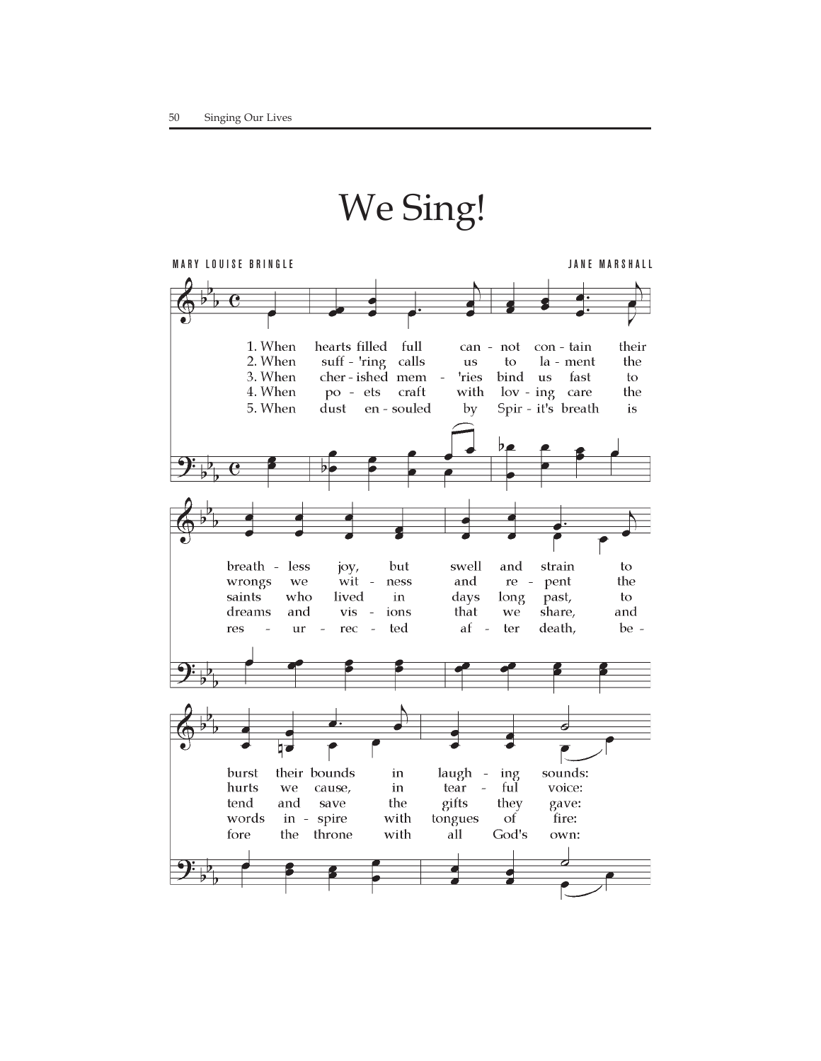# We Sing!

MARY LOUISE BRINGLE — JANE MARSHALL

1. When hearts filled full can - not con - tain their breath - less joy, but swell and strain to burst their bounds in laugh - ing sounds:
2. When suff - 'ring calls us to la - ment the wrongs we wit - ness and re - pent the hurts we cause, in tear - ful voice:
3. When cher - ished mem - 'ries bind us fast to saints who lived in days long past, to tend and save the gifts they gave:
4. When po - ets craft with lov - ing care the dreams and vis - ions that we share, and words in - spire with tongues of fire:
5. When dust en - souled by Spir - it's breath is res - ur - rec - ted af - ter death, be - fore the throne with all God's own: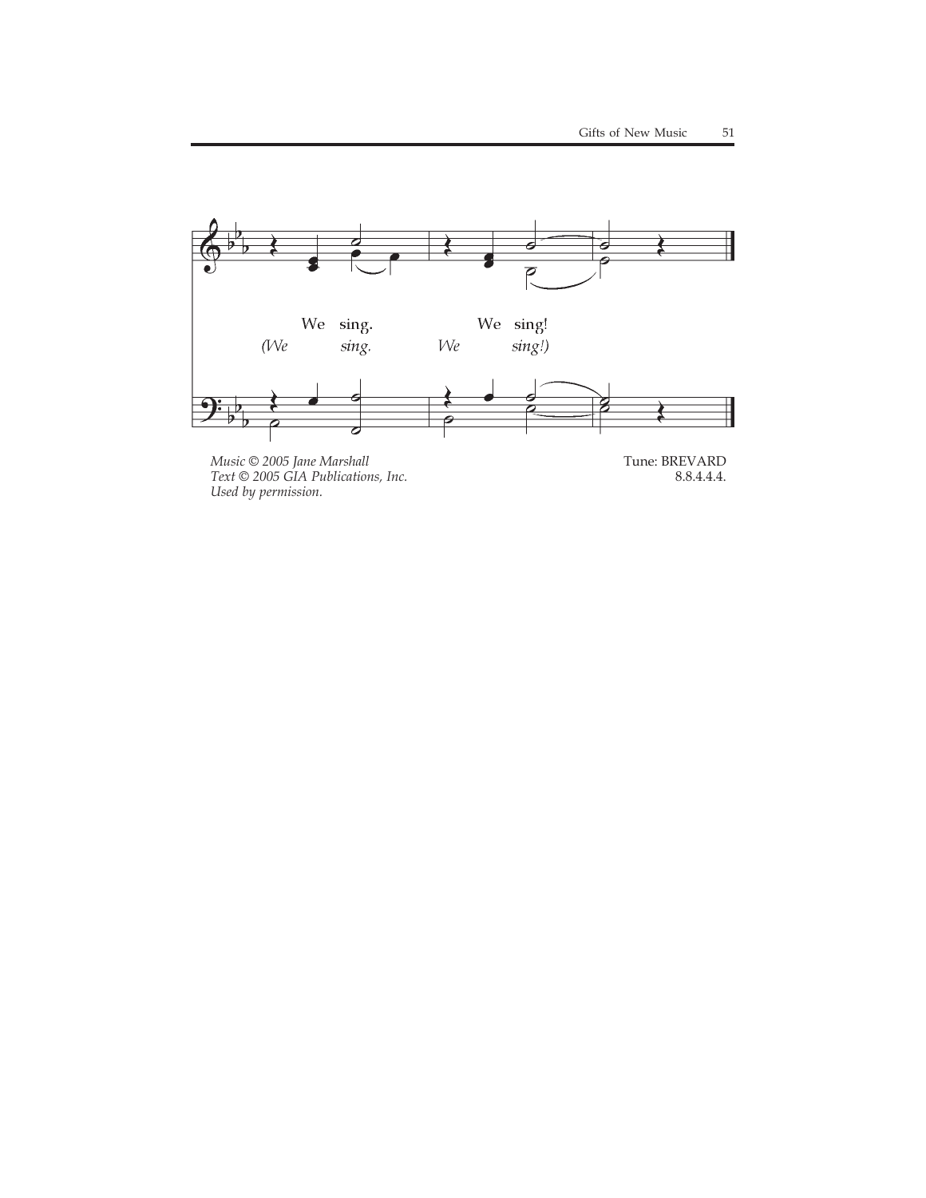We sing. We sing!

*(We sing. We sing!)*

*Music © 2005 Jane Marshall*
*Text © 2005 GIA Publications, Inc.*
*Used by permission.*

Tune: BREVARD
8.8.4.4.4.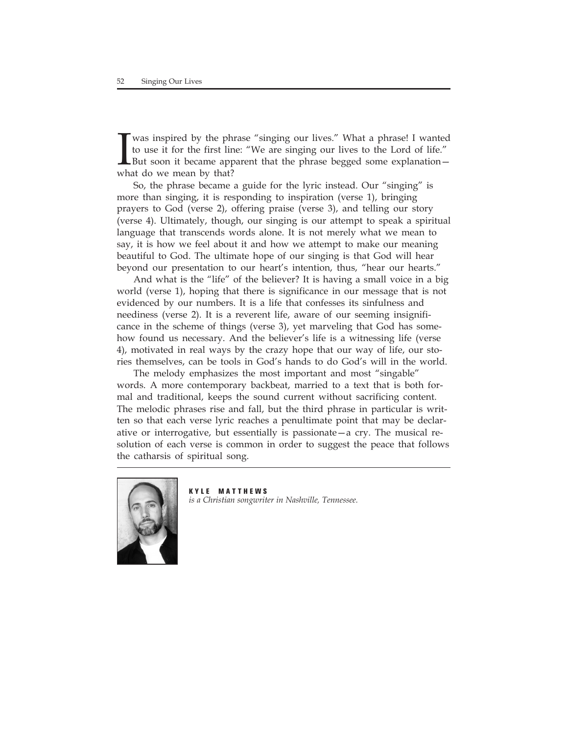I was inspired by the phrase "singing our lives." What a phrase! I wanted to use it for the first line: "We are singing our lives to the Lord of life." But soon it became apparent that the phrase begged some explanation—what do we mean by that?

So, the phrase became a guide for the lyric instead. Our "singing" is more than singing, it is responding to inspiration (verse 1), bringing prayers to God (verse 2), offering praise (verse 3), and telling our story (verse 4). Ultimately, though, our singing is our attempt to speak a spiritual language that transcends words alone. It is not merely what we mean to say, it is how we feel about it and how we attempt to make our meaning beautiful to God. The ultimate hope of our singing is that God will hear beyond our presentation to our heart's intention, thus, "hear our hearts."

And what is the "life" of the believer? It is having a small voice in a big world (verse 1), hoping that there is significance in our message that is not evidenced by our numbers. It is a life that confesses its sinfulness and neediness (verse 2). It is a reverent life, aware of our seeming insignificance in the scheme of things (verse 3), yet marveling that God has somehow found us necessary. And the believer's life is a witnessing life (verse 4), motivated in real ways by the crazy hope that our way of life, our stories themselves, can be tools in God's hands to do God's will in the world.

The melody emphasizes the most important and most "singable" words. A more contemporary backbeat, married to a text that is both formal and traditional, keeps the sound current without sacrificing content. The melodic phrases rise and fall, but the third phrase in particular is written so that each verse lyric reaches a penultimate point that may be declarative or interrogative, but essentially is passionate—a cry. The musical resolution of each verse is common in order to suggest the peace that follows the catharsis of spiritual song.

---

**KYLE MATTHEWS**
*is a Christian songwriter in Nashville, Tennessee.*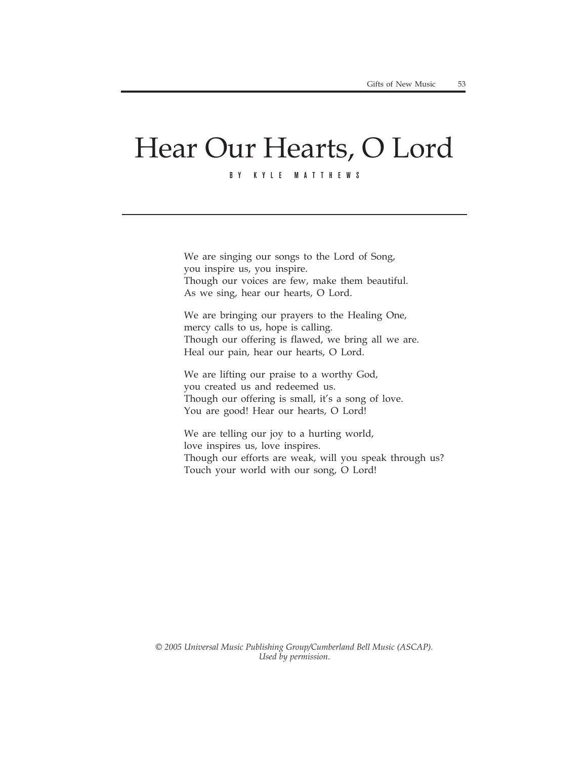# Hear Our Hearts, O Lord

BY KYLE MATTHEWS

---

We are singing our songs to the Lord of Song,  
you inspire us, you inspire.  
Though our voices are few, make them beautiful.  
As we sing, hear our hearts, O Lord.

We are bringing our prayers to the Healing One,  
mercy calls to us, hope is calling.  
Though our offering is flawed, we bring all we are.  
Heal our pain, hear our hearts, O Lord.

We are lifting our praise to a worthy God,  
you created us and redeemed us.  
Though our offering is small, it's a song of love.  
You are good! Hear our hearts, O Lord!

We are telling our joy to a hurting world,  
love inspires us, love inspires.  
Though our efforts are weak, will you speak through us?  
Touch your world with our song, O Lord!

*© 2005 Universal Music Publishing Group/Cumberland Bell Music (ASCAP).*  
*Used by permission.*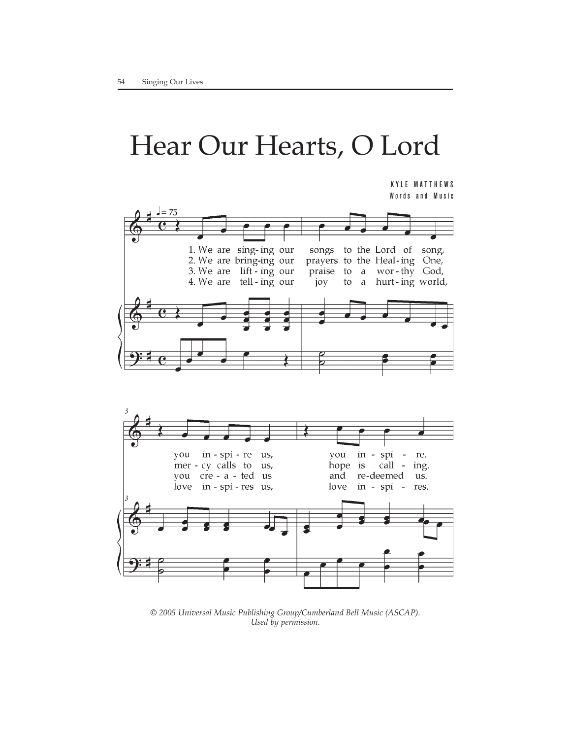# Hear Our Hearts, O Lord

KYLE MATTHEWS
Words and Music

1. We are sing-ing our songs to the Lord of song,
2. We are bring-ing our prayers to the Heal-ing One,
3. We are lift-ing our praise to a wor-thy God,
4. We are tell-ing our joy to a hurt-ing world,

you in-spi-re us, you in-spi-re.
mer-cy calls to us, hope is call-ing.
you cre-a-ted us and re-deemed us.
love in-spi-res us, love in-spi-res.

*© 2005 Universal Music Publishing Group/Cumberland Bell Music (ASCAP). Used by permission.*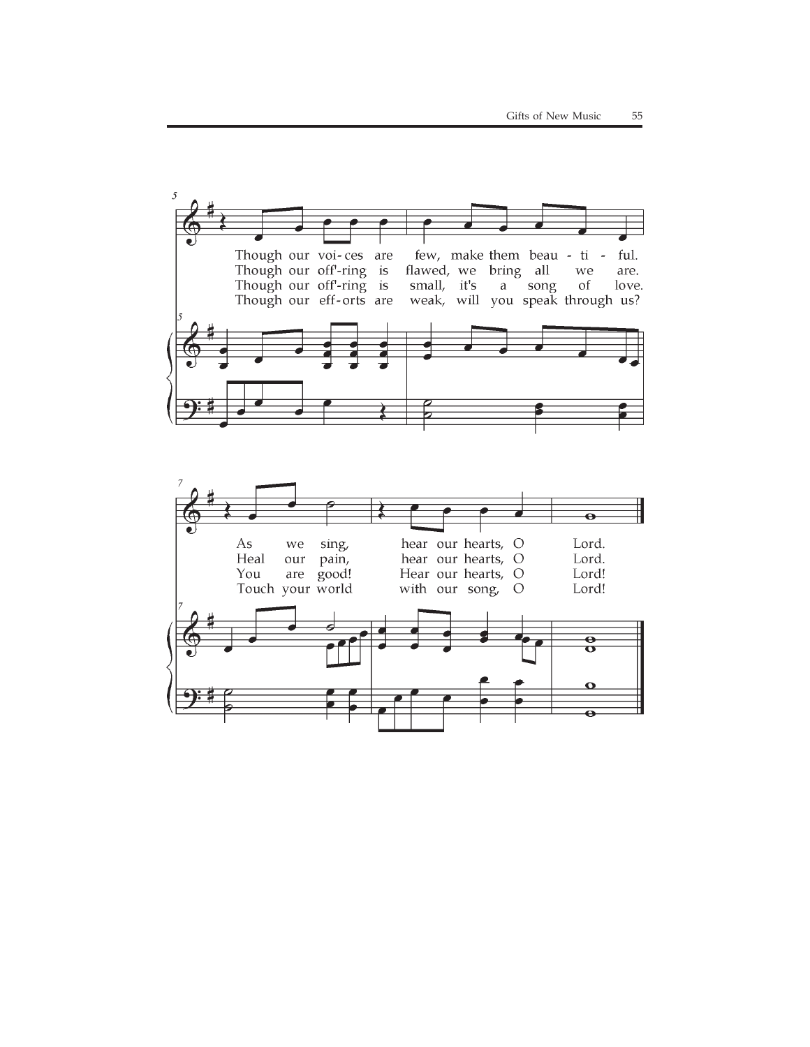Though our voi-ces are few, make them beau - ti - ful.
Though our off'-ring is flawed, we bring all we are.
Though our off'-ring is small, it's a song of love.
Though our eff-orts are weak, will you speak through us?

As we sing, hear our hearts, O Lord.
Heal our pain, hear our hearts, O Lord.
You are good! Hear our hearts, O Lord!
Touch your world with our song, O Lord!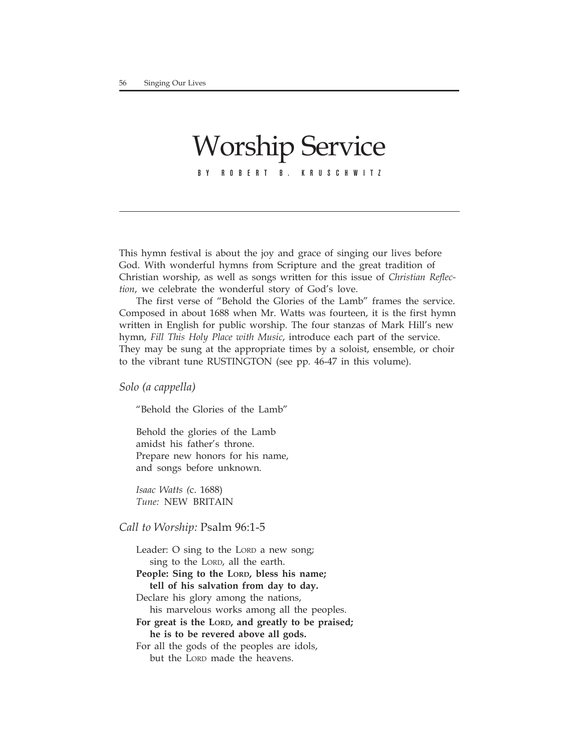# Worship Service

BY ROBERT B. KRUSCHWITZ

This hymn festival is about the joy and grace of singing our lives before God. With wonderful hymns from Scripture and the great tradition of Christian worship, as well as songs written for this issue of *Christian Reflection*, we celebrate the wonderful story of God's love.

The first verse of "Behold the Glories of the Lamb" frames the service. Composed in about 1688 when Mr. Watts was fourteen, it is the first hymn written in English for public worship. The four stanzas of Mark Hill's new hymn, *Fill This Holy Place with Music*, introduce each part of the service. They may be sung at the appropriate times by a soloist, ensemble, or choir to the vibrant tune RUSTINGTON (see pp. 46-47 in this volume).

*Solo (a cappella)*

"Behold the Glories of the Lamb"

Behold the glories of the Lamb
amidst his father's throne.
Prepare new honors for his name,
and songs before unknown.

*Isaac Watts (*c. 1688)
*Tune:* NEW BRITAIN

*Call to Worship:* Psalm 96:1-5

Leader: O sing to the LORD a new song;
sing to the LORD, all the earth.
**People: Sing to the LORD, bless his name;
tell of his salvation from day to day.**
Declare his glory among the nations,
his marvelous works among all the peoples.
**For great is the LORD, and greatly to be praised;
he is to be revered above all gods.**
For all the gods of the peoples are idols,
but the LORD made the heavens.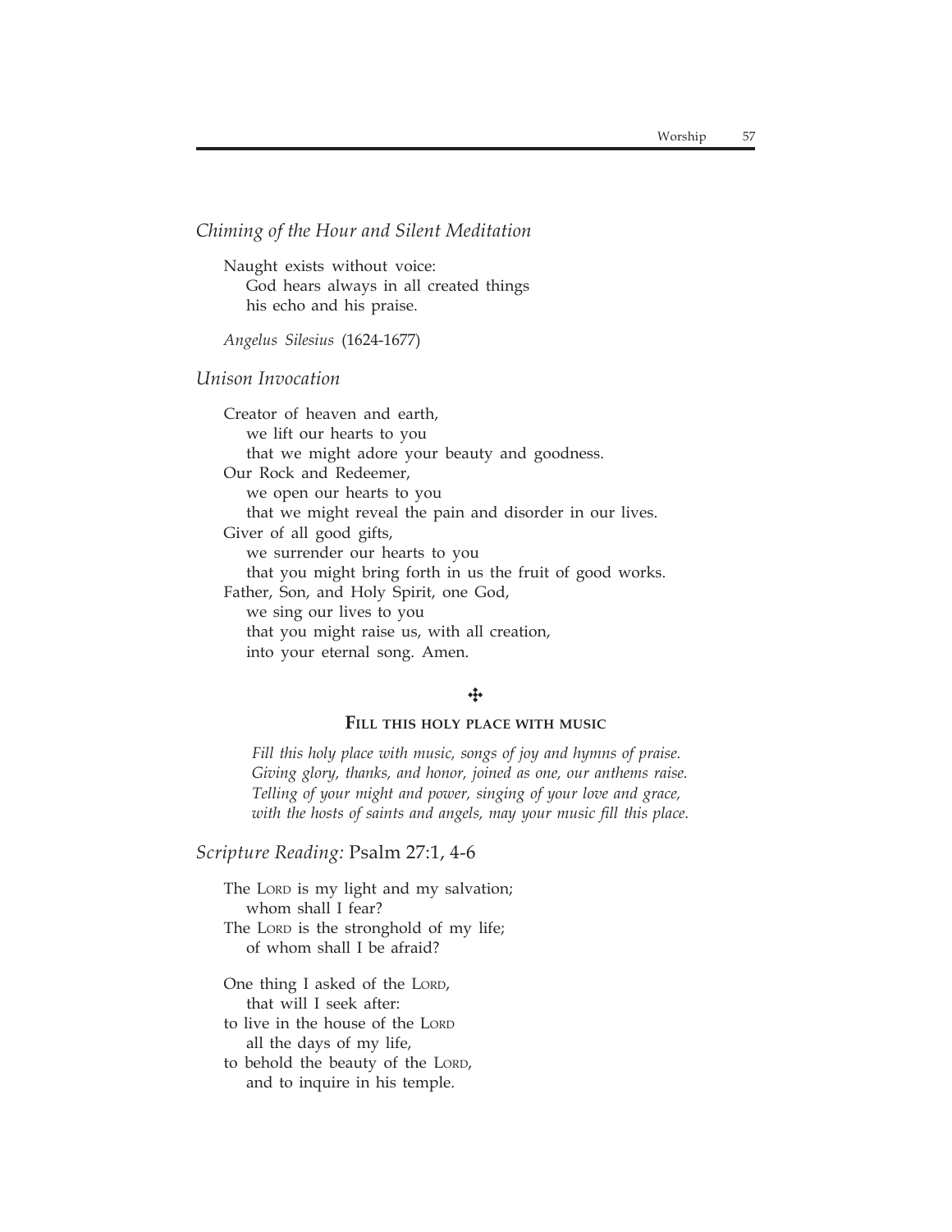*Chiming of the Hour and Silent Meditation*

Naught exists without voice:
   God hears always in all created things
   his echo and his praise.

*Angelus Silesius* (1624-1677)

*Unison Invocation*

Creator of heaven and earth,
   we lift our hearts to you
   that we might adore your beauty and goodness.
Our Rock and Redeemer,
   we open our hearts to you
   that we might reveal the pain and disorder in our lives.
Giver of all good gifts,
   we surrender our hearts to you
   that you might bring forth in us the fruit of good works.
Father, Son, and Holy Spirit, one God,
   we sing our lives to you
   that you might raise us, with all creation,
   into your eternal song. Amen.

✣

**FILL THIS HOLY PLACE WITH MUSIC**

*Fill this holy place with music, songs of joy and hymns of praise.*
*Giving glory, thanks, and honor, joined as one, our anthems raise.*
*Telling of your might and power, singing of your love and grace,*
*with the hosts of saints and angels, may your music fill this place.*

*Scripture Reading:* Psalm 27:1, 4-6

The LORD is my light and my salvation;
   whom shall I fear?
The LORD is the stronghold of my life;
   of whom shall I be afraid?

One thing I asked of the LORD,
   that will I seek after:
to live in the house of the LORD
   all the days of my life,
to behold the beauty of the LORD,
   and to inquire in his temple.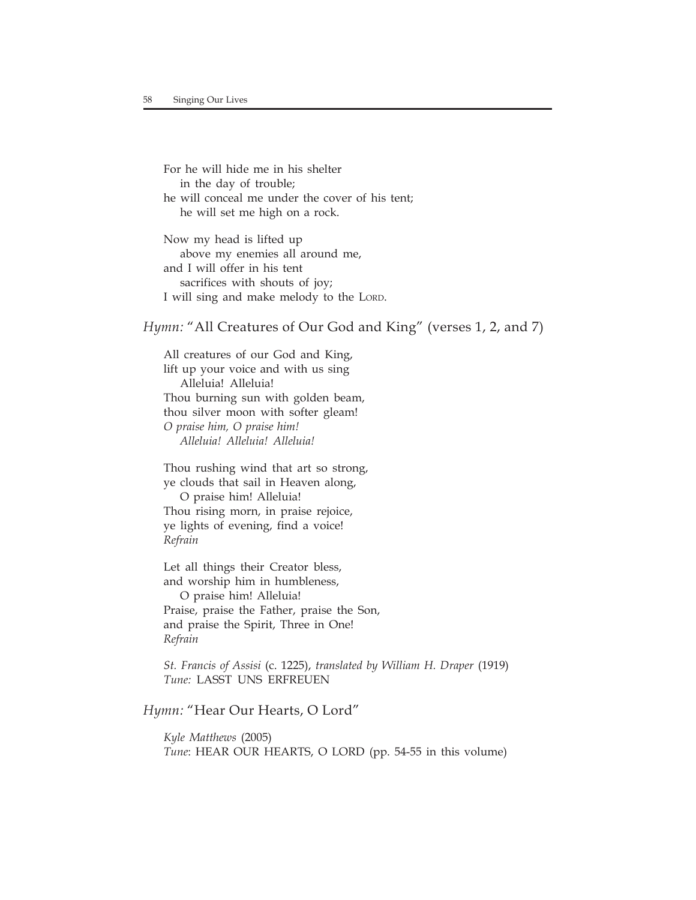For he will hide me in his shelter
  in the day of trouble;
he will conceal me under the cover of his tent;
  he will set me high on a rock.

Now my head is lifted up
  above my enemies all around me,
and I will offer in his tent
  sacrifices with shouts of joy;
I will sing and make melody to the LORD.

## *Hymn:* "All Creatures of Our God and King" (verses 1, 2, and 7)

All creatures of our God and King,
lift up your voice and with us sing
  Alleluia! Alleluia!
Thou burning sun with golden beam,
thou silver moon with softer gleam!
*O praise him, O praise him!*
  *Alleluia! Alleluia! Alleluia!*

Thou rushing wind that art so strong,
ye clouds that sail in Heaven along,
  O praise him! Alleluia!
Thou rising morn, in praise rejoice,
ye lights of evening, find a voice!
*Refrain*

Let all things their Creator bless,
and worship him in humbleness,
  O praise him! Alleluia!
Praise, praise the Father, praise the Son,
and praise the Spirit, Three in One!
*Refrain*

*St. Francis of Assisi* (c. 1225), *translated by William H. Draper* (1919)
*Tune:* LASST UNS ERFREUEN

## *Hymn:* "Hear Our Hearts, O Lord"

*Kyle Matthews* (2005)
*Tune*: HEAR OUR HEARTS, O LORD (pp. 54-55 in this volume)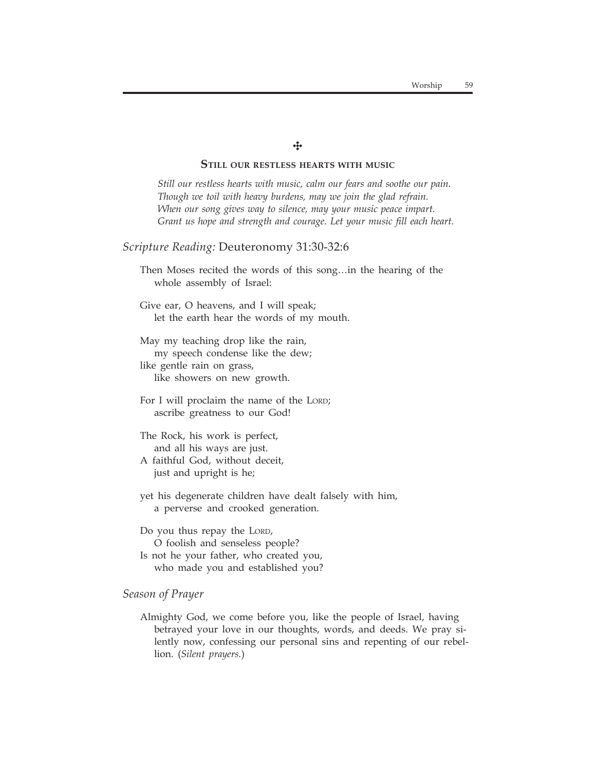✣

### STILL OUR RESTLESS HEARTS WITH MUSIC

*Still our restless hearts with music, calm our fears and soothe our pain.*
*Though we toil with heavy burdens, may we join the glad refrain.*
*When our song gives way to silence, may your music peace impart.*
*Grant us hope and strength and courage. Let your music fill each heart.*

*Scripture Reading:* Deuteronomy 31:30-32:6

Then Moses recited the words of this song…in the hearing of the whole assembly of Israel:

Give ear, O heavens, and I will speak;
let the earth hear the words of my mouth.

May my teaching drop like the rain,
my speech condense like the dew;
like gentle rain on grass,
like showers on new growth.

For I will proclaim the name of the LORD;
ascribe greatness to our God!

The Rock, his work is perfect,
and all his ways are just.
A faithful God, without deceit,
just and upright is he;

yet his degenerate children have dealt falsely with him,
a perverse and crooked generation.

Do you thus repay the LORD,
O foolish and senseless people?
Is not he your father, who created you,
who made you and established you?

*Season of Prayer*

Almighty God, we come before you, like the people of Israel, having betrayed your love in our thoughts, words, and deeds. We pray silently now, confessing our personal sins and repenting of our rebellion. (*Silent prayers.*)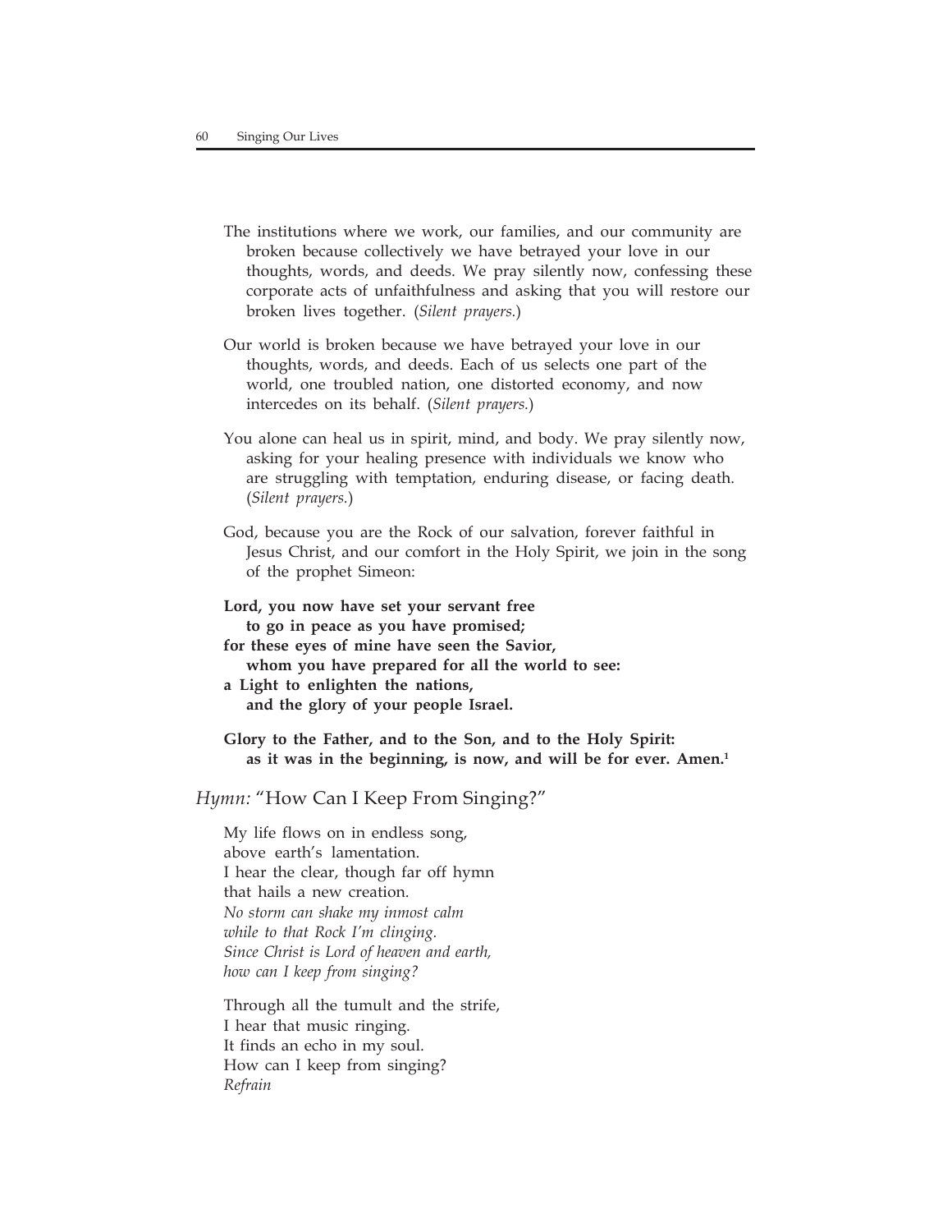The institutions where we work, our families, and our community are broken because collectively we have betrayed your love in our thoughts, words, and deeds. We pray silently now, confessing these corporate acts of unfaithfulness and asking that you will restore our broken lives together. (*Silent prayers.*)

Our world is broken because we have betrayed your love in our thoughts, words, and deeds. Each of us selects one part of the world, one troubled nation, one distorted economy, and now intercedes on its behalf. (*Silent prayers.*)

You alone can heal us in spirit, mind, and body. We pray silently now, asking for your healing presence with individuals we know who are struggling with temptation, enduring disease, or facing death. (*Silent prayers.*)

God, because you are the Rock of our salvation, forever faithful in Jesus Christ, and our comfort in the Holy Spirit, we join in the song of the prophet Simeon:

**Lord, you now have set your servant free**
**to go in peace as you have promised;**
**for these eyes of mine have seen the Savior,**
**whom you have prepared for all the world to see:**
**a Light to enlighten the nations,**
**and the glory of your people Israel.**

**Glory to the Father, and to the Son, and to the Holy Spirit:**
**as it was in the beginning, is now, and will be for ever. Amen.**[1]

## *Hymn:* "How Can I Keep From Singing?"

My life flows on in endless song,
above earth's lamentation.
I hear the clear, though far off hymn
that hails a new creation.
*No storm can shake my inmost calm*
*while to that Rock I'm clinging.*
*Since Christ is Lord of heaven and earth,*
*how can I keep from singing?*

Through all the tumult and the strife,
I hear that music ringing.
It finds an echo in my soul.
How can I keep from singing?
*Refrain*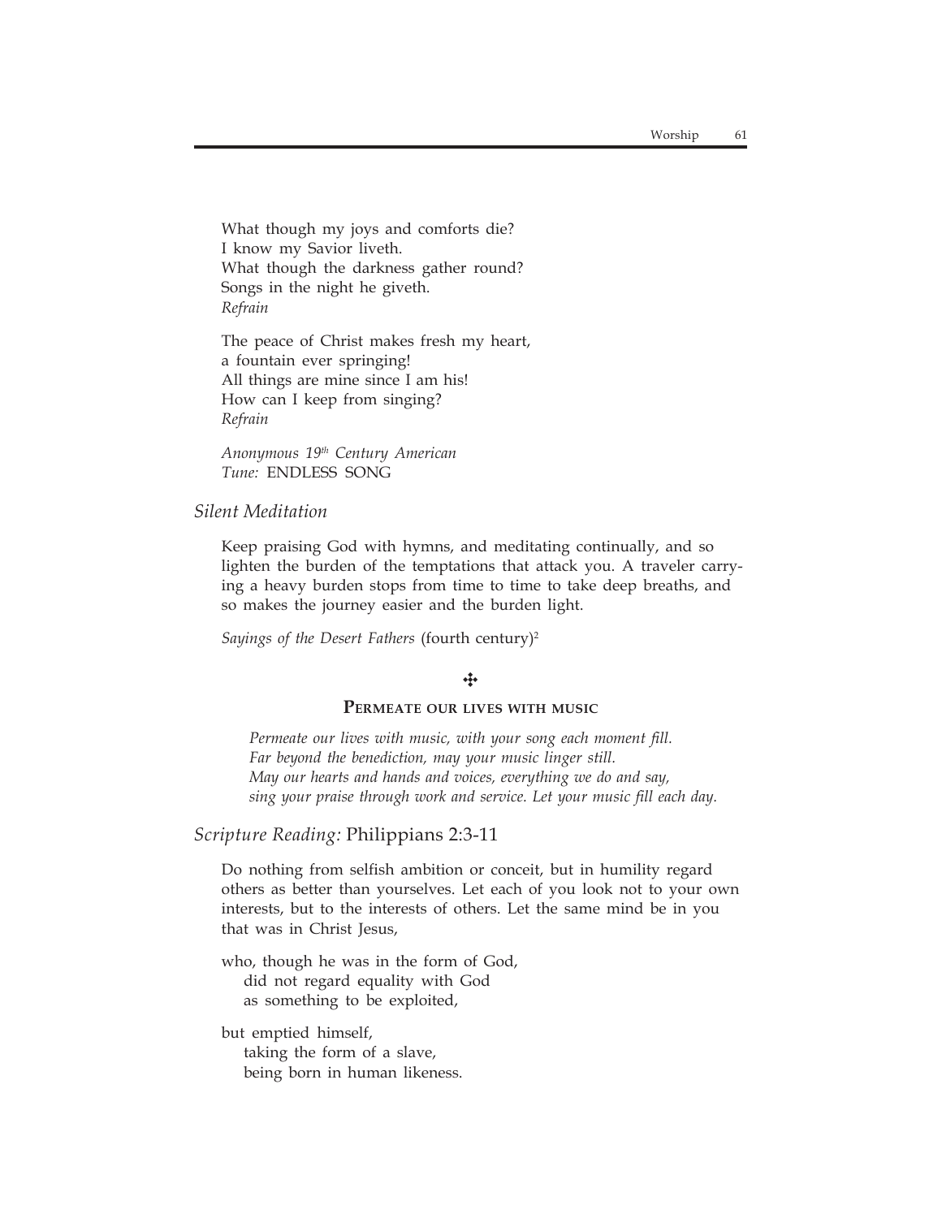What though my joys and comforts die?  
I know my Savior liveth.  
What though the darkness gather round?  
Songs in the night he giveth.  
*Refrain*

The peace of Christ makes fresh my heart,  
a fountain ever springing!  
All things are mine since I am his!  
How can I keep from singing?  
*Refrain*

*Anonymous 19th Century American*  
*Tune:* ENDLESS SONG

### *Silent Meditation*

Keep praising God with hymns, and meditating continually, and so lighten the burden of the temptations that attack you. A traveler carrying a heavy burden stops from time to time to take deep breaths, and so makes the journey easier and the burden light.

*Sayings of the Desert Fathers* (fourth century)[2]

✣

#### PERMEATE OUR LIVES WITH MUSIC

*Permeate our lives with music, with your song each moment fill.*  
*Far beyond the benediction, may your music linger still.*  
*May our hearts and hands and voices, everything we do and say,*  
*sing your praise through work and service. Let your music fill each day.*

### *Scripture Reading:* Philippians 2:3-11

Do nothing from selfish ambition or conceit, but in humility regard others as better than yourselves. Let each of you look not to your own interests, but to the interests of others. Let the same mind be in you that was in Christ Jesus,

who, though he was in the form of God,  
did not regard equality with God  
as something to be exploited,

but emptied himself,  
taking the form of a slave,  
being born in human likeness.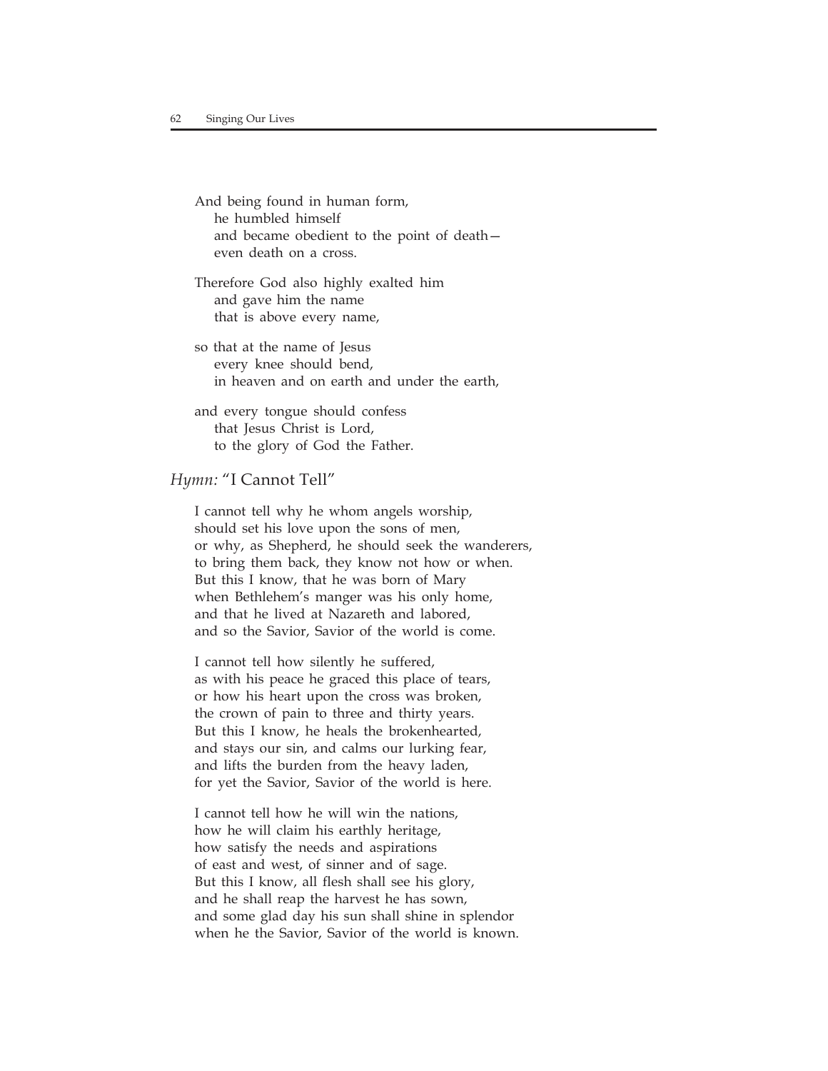And being found in human form,
he humbled himself
and became obedient to the point of death—
even death on a cross.

Therefore God also highly exalted him
and gave him the name
that is above every name,

so that at the name of Jesus
every knee should bend,
in heaven and on earth and under the earth,

and every tongue should confess
that Jesus Christ is Lord,
to the glory of God the Father.

## *Hymn:* "I Cannot Tell"

I cannot tell why he whom angels worship,
should set his love upon the sons of men,
or why, as Shepherd, he should seek the wanderers,
to bring them back, they know not how or when.
But this I know, that he was born of Mary
when Bethlehem's manger was his only home,
and that he lived at Nazareth and labored,
and so the Savior, Savior of the world is come.

I cannot tell how silently he suffered,
as with his peace he graced this place of tears,
or how his heart upon the cross was broken,
the crown of pain to three and thirty years.
But this I know, he heals the brokenhearted,
and stays our sin, and calms our lurking fear,
and lifts the burden from the heavy laden,
for yet the Savior, Savior of the world is here.

I cannot tell how he will win the nations,
how he will claim his earthly heritage,
how satisfy the needs and aspirations
of east and west, of sinner and of sage.
But this I know, all flesh shall see his glory,
and he shall reap the harvest he has sown,
and some glad day his sun shall shine in splendor
when he the Savior, Savior of the world is known.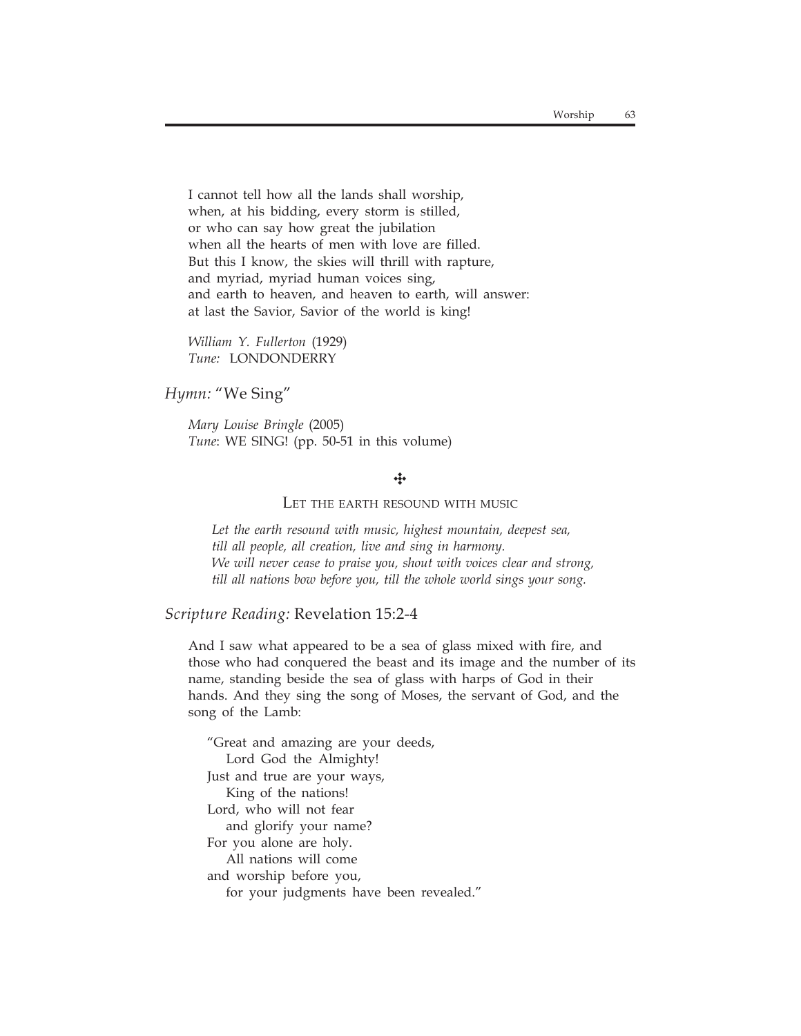I cannot tell how all the lands shall worship,
when, at his bidding, every storm is stilled,
or who can say how great the jubilation
when all the hearts of men with love are filled.
But this I know, the skies will thrill with rapture,
and myriad, myriad human voices sing,
and earth to heaven, and heaven to earth, will answer:
at last the Savior, Savior of the world is king!

*William Y. Fullerton* (1929)
*Tune:* LONDONDERRY

*Hymn:* "We Sing"

*Mary Louise Bringle* (2005)
*Tune*: WE SING! (pp. 50-51 in this volume)

✣

LET THE EARTH RESOUND WITH MUSIC

*Let the earth resound with music, highest mountain, deepest sea,*
*till all people, all creation, live and sing in harmony.*
*We will never cease to praise you, shout with voices clear and strong,*
*till all nations bow before you, till the whole world sings your song.*

*Scripture Reading:* Revelation 15:2-4

And I saw what appeared to be a sea of glass mixed with fire, and those who had conquered the beast and its image and the number of its name, standing beside the sea of glass with harps of God in their hands. And they sing the song of Moses, the servant of God, and the song of the Lamb:

"Great and amazing are your deeds,
  Lord God the Almighty!
Just and true are your ways,
  King of the nations!
Lord, who will not fear
  and glorify your name?
For you alone are holy.
  All nations will come
and worship before you,
  for your judgments have been revealed."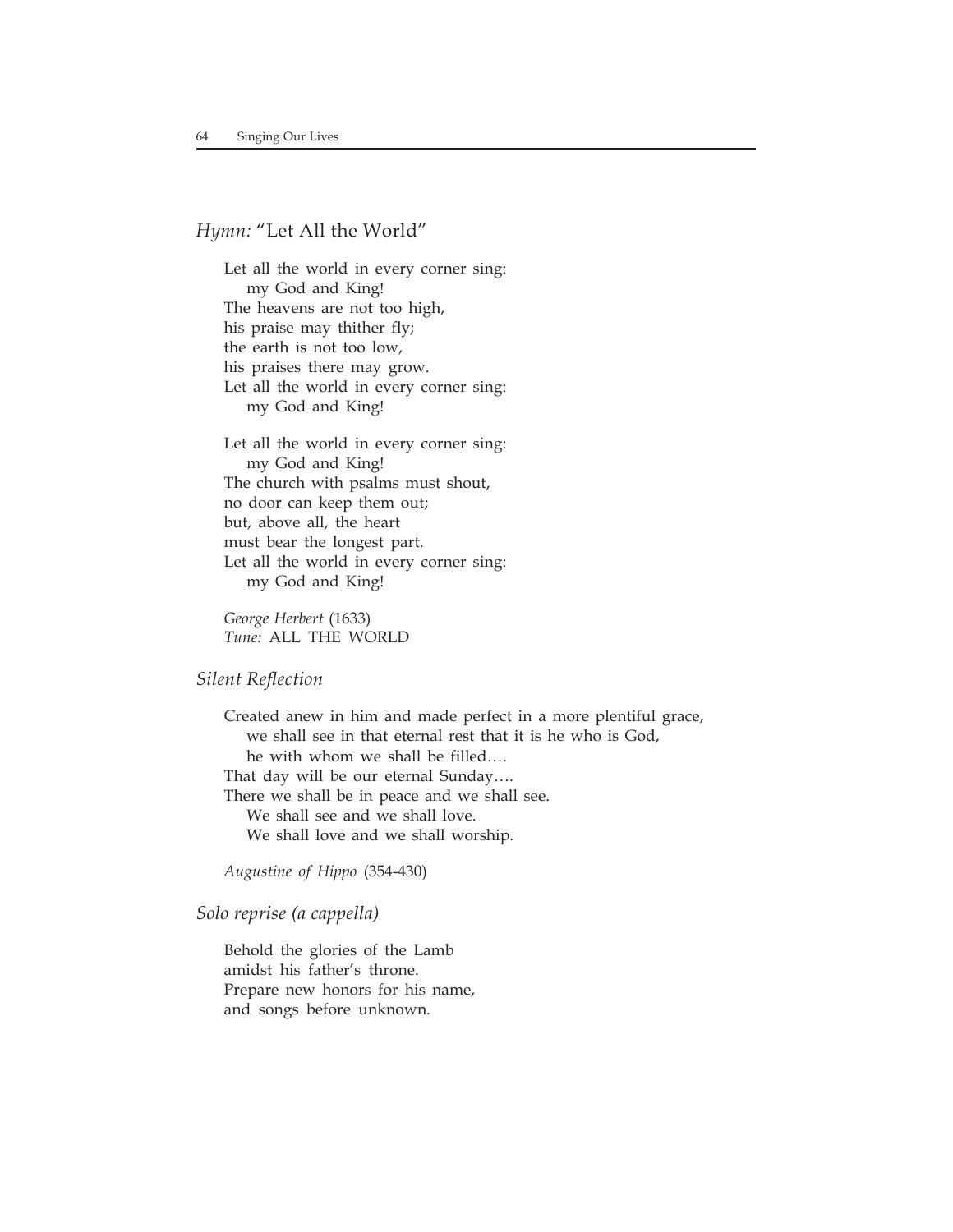*Hymn:* "Let All the World"

Let all the world in every corner sing:  
  my God and King!  
The heavens are not too high,  
his praise may thither fly;  
the earth is not too low,  
his praises there may grow.  
Let all the world in every corner sing:  
  my God and King!

Let all the world in every corner sing:  
  my God and King!  
The church with psalms must shout,  
no door can keep them out;  
but, above all, the heart  
must bear the longest part.  
Let all the world in every corner sing:  
  my God and King!

*George Herbert* (1633)  
*Tune:* ALL THE WORLD

*Silent Reflection*

Created anew in him and made perfect in a more plentiful grace,  
  we shall see in that eternal rest that it is he who is God,  
  he with whom we shall be filled….  
That day will be our eternal Sunday….  
There we shall be in peace and we shall see.  
  We shall see and we shall love.  
  We shall love and we shall worship.

*Augustine of Hippo* (354-430)

*Solo reprise (a cappella)*

Behold the glories of the Lamb  
amidst his father's throne.  
Prepare new honors for his name,  
and songs before unknown.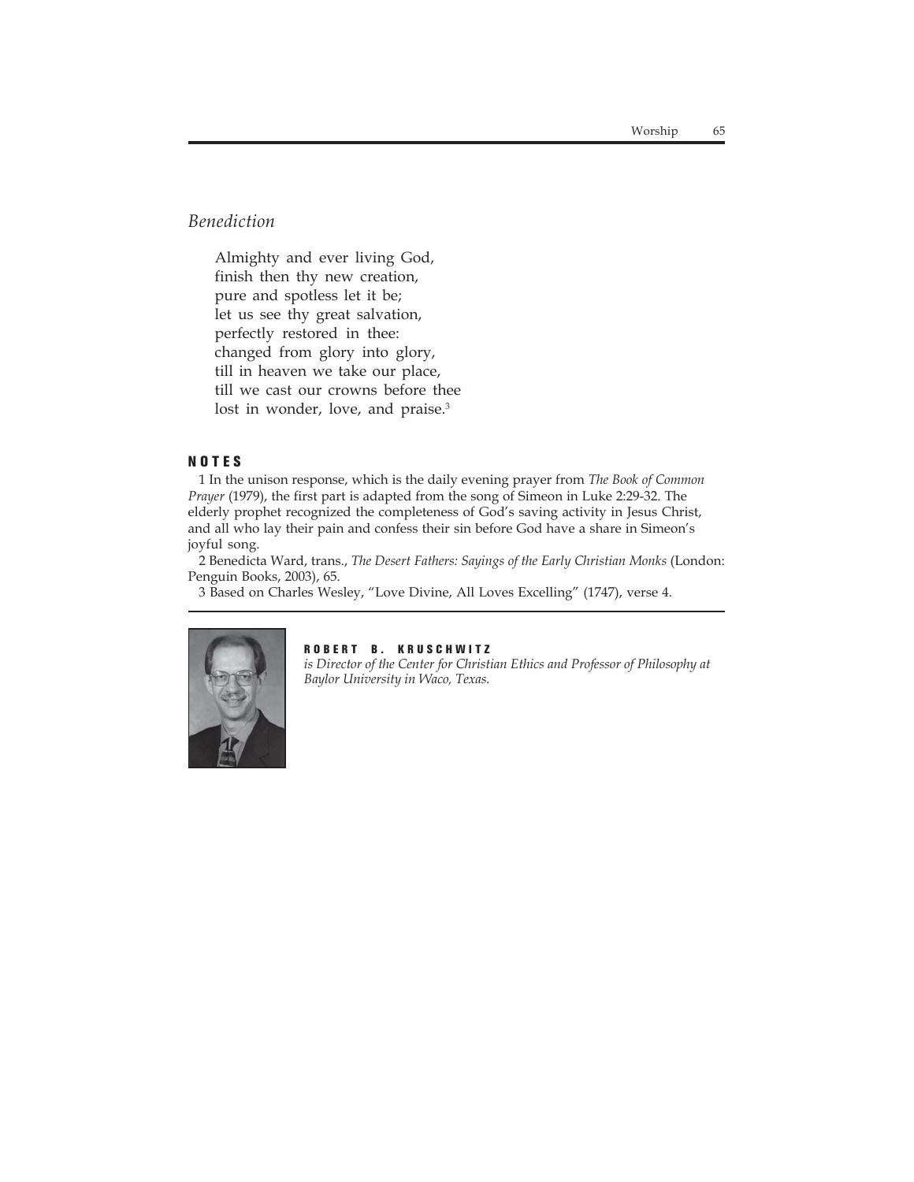*Benediction*

Almighty and ever living God,
finish then thy new creation,
pure and spotless let it be;
let us see thy great salvation,
perfectly restored in thee:
changed from glory into glory,
till in heaven we take our place,
till we cast our crowns before thee
lost in wonder, love, and praise.[3]

**NOTES**

1 In the unison response, which is the daily evening prayer from *The Book of Common Prayer* (1979), the first part is adapted from the song of Simeon in Luke 2:29-32. The elderly prophet recognized the completeness of God's saving activity in Jesus Christ, and all who lay their pain and confess their sin before God have a share in Simeon's joyful song.

2 Benedicta Ward, trans., *The Desert Fathers: Sayings of the Early Christian Monks* (London: Penguin Books, 2003), 65.

3 Based on Charles Wesley, "Love Divine, All Loves Excelling" (1747), verse 4.

**ROBERT B. KRUSCHWITZ**
*is Director of the Center for Christian Ethics and Professor of Philosophy at Baylor University in Waco, Texas.*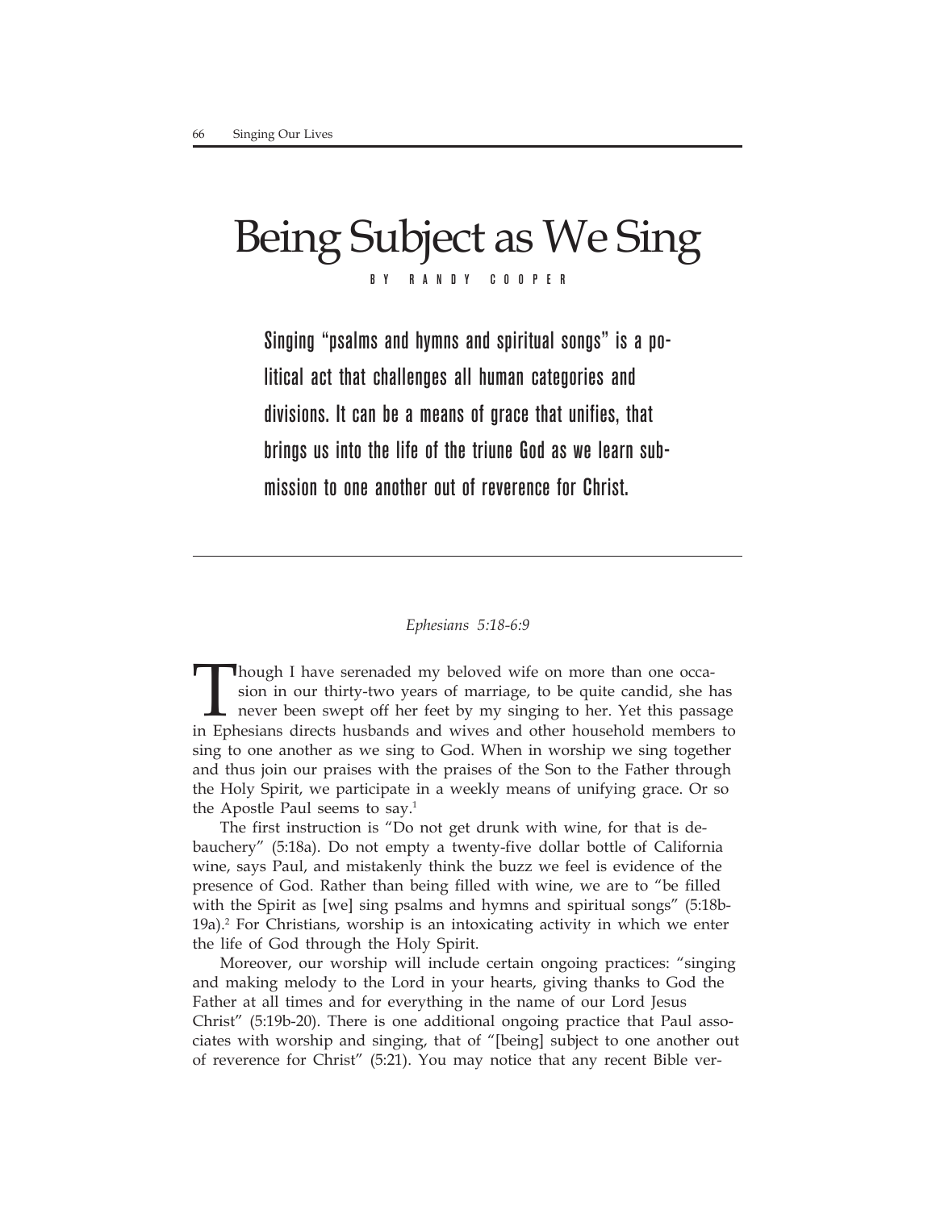# Being Subject as We Sing

BY RANDY COOPER

**Singing "psalms and hymns and spiritual songs" is a political act that challenges all human categories and divisions. It can be a means of grace that unifies, that brings us into the life of the triune God as we learn submission to one another out of reverence for Christ.**

*Ephesians 5:18-6:9*

Though I have serenaded my beloved wife on more than one occasion in our thirty-two years of marriage, to be quite candid, she has never been swept off her feet by my singing to her. Yet this passage in Ephesians directs husbands and wives and other household members to sing to one another as we sing to God. When in worship we sing together and thus join our praises with the praises of the Son to the Father through the Holy Spirit, we participate in a weekly means of unifying grace. Or so the Apostle Paul seems to say.[1]

The first instruction is "Do not get drunk with wine, for that is debauchery" (5:18a). Do not empty a twenty-five dollar bottle of California wine, says Paul, and mistakenly think the buzz we feel is evidence of the presence of God. Rather than being filled with wine, we are to "be filled with the Spirit as [we] sing psalms and hymns and spiritual songs" (5:18b-19a).[2] For Christians, worship is an intoxicating activity in which we enter the life of God through the Holy Spirit.

Moreover, our worship will include certain ongoing practices: "singing and making melody to the Lord in your hearts, giving thanks to God the Father at all times and for everything in the name of our Lord Jesus Christ" (5:19b-20). There is one additional ongoing practice that Paul associates with worship and singing, that of "[being] subject to one another out of reverence for Christ" (5:21). You may notice that any recent Bible ver-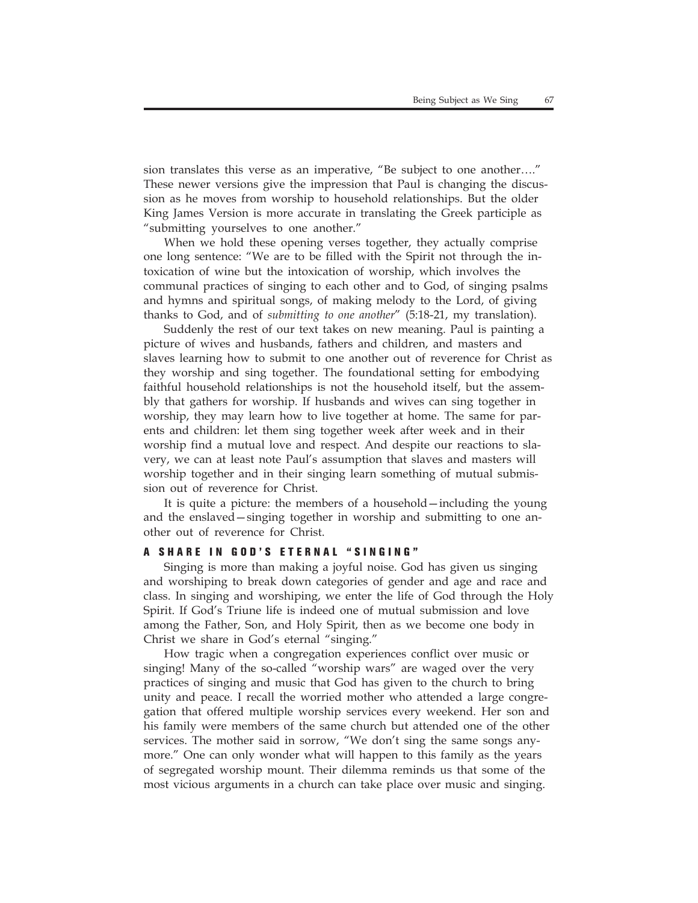sion translates this verse as an imperative, "Be subject to one another…." These newer versions give the impression that Paul is changing the discussion as he moves from worship to household relationships. But the older King James Version is more accurate in translating the Greek participle as "submitting yourselves to one another."

When we hold these opening verses together, they actually comprise one long sentence: "We are to be filled with the Spirit not through the intoxication of wine but the intoxication of worship, which involves the communal practices of singing to each other and to God, of singing psalms and hymns and spiritual songs, of making melody to the Lord, of giving thanks to God, and of *submitting to one another*" (5:18-21, my translation).

Suddenly the rest of our text takes on new meaning. Paul is painting a picture of wives and husbands, fathers and children, and masters and slaves learning how to submit to one another out of reverence for Christ as they worship and sing together. The foundational setting for embodying faithful household relationships is not the household itself, but the assembly that gathers for worship. If husbands and wives can sing together in worship, they may learn how to live together at home. The same for parents and children: let them sing together week after week and in their worship find a mutual love and respect. And despite our reactions to slavery, we can at least note Paul's assumption that slaves and masters will worship together and in their singing learn something of mutual submission out of reverence for Christ.

It is quite a picture: the members of a household—including the young and the enslaved—singing together in worship and submitting to one another out of reverence for Christ.

## A SHARE IN GOD'S ETERNAL "SINGING"

Singing is more than making a joyful noise. God has given us singing and worshiping to break down categories of gender and age and race and class. In singing and worshiping, we enter the life of God through the Holy Spirit. If God's Triune life is indeed one of mutual submission and love among the Father, Son, and Holy Spirit, then as we become one body in Christ we share in God's eternal "singing."

How tragic when a congregation experiences conflict over music or singing! Many of the so-called "worship wars" are waged over the very practices of singing and music that God has given to the church to bring unity and peace. I recall the worried mother who attended a large congregation that offered multiple worship services every weekend. Her son and his family were members of the same church but attended one of the other services. The mother said in sorrow, "We don't sing the same songs anymore." One can only wonder what will happen to this family as the years of segregated worship mount. Their dilemma reminds us that some of the most vicious arguments in a church can take place over music and singing.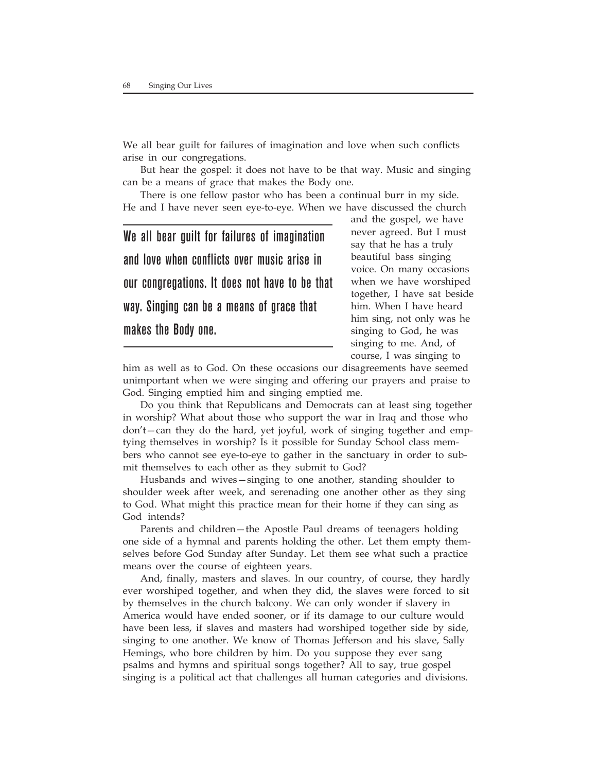We all bear guilt for failures of imagination and love when such conflicts arise in our congregations.

But hear the gospel: it does not have to be that way. Music and singing can be a means of grace that makes the Body one.

There is one fellow pastor who has been a continual burr in my side. He and I have never seen eye-to-eye. When we have discussed the church and the gospel, we have never agreed. But I must say that he has a truly beautiful bass singing voice. On many occasions when we have worshiped together, I have sat beside him. When I have heard him sing, not only was he singing to God, he was singing to me. And, of course, I was singing to him as well as to God. On these occasions our disagreements have seemed unimportant when we were singing and offering our prayers and praise to God. Singing emptied him and singing emptied me.

> **We all bear guilt for failures of imagination and love when conflicts over music arise in our congregations. It does not have to be that way. Singing can be a means of grace that makes the Body one.**

Do you think that Republicans and Democrats can at least sing together in worship? What about those who support the war in Iraq and those who don't—can they do the hard, yet joyful, work of singing together and emptying themselves in worship? Is it possible for Sunday School class members who cannot see eye-to-eye to gather in the sanctuary in order to submit themselves to each other as they submit to God?

Husbands and wives—singing to one another, standing shoulder to shoulder week after week, and serenading one another other as they sing to God. What might this practice mean for their home if they can sing as God intends?

Parents and children—the Apostle Paul dreams of teenagers holding one side of a hymnal and parents holding the other. Let them empty themselves before God Sunday after Sunday. Let them see what such a practice means over the course of eighteen years.

And, finally, masters and slaves. In our country, of course, they hardly ever worshiped together, and when they did, the slaves were forced to sit by themselves in the church balcony. We can only wonder if slavery in America would have ended sooner, or if its damage to our culture would have been less, if slaves and masters had worshiped together side by side, singing to one another. We know of Thomas Jefferson and his slave, Sally Hemings, who bore children by him. Do you suppose they ever sang psalms and hymns and spiritual songs together? All to say, true gospel singing is a political act that challenges all human categories and divisions.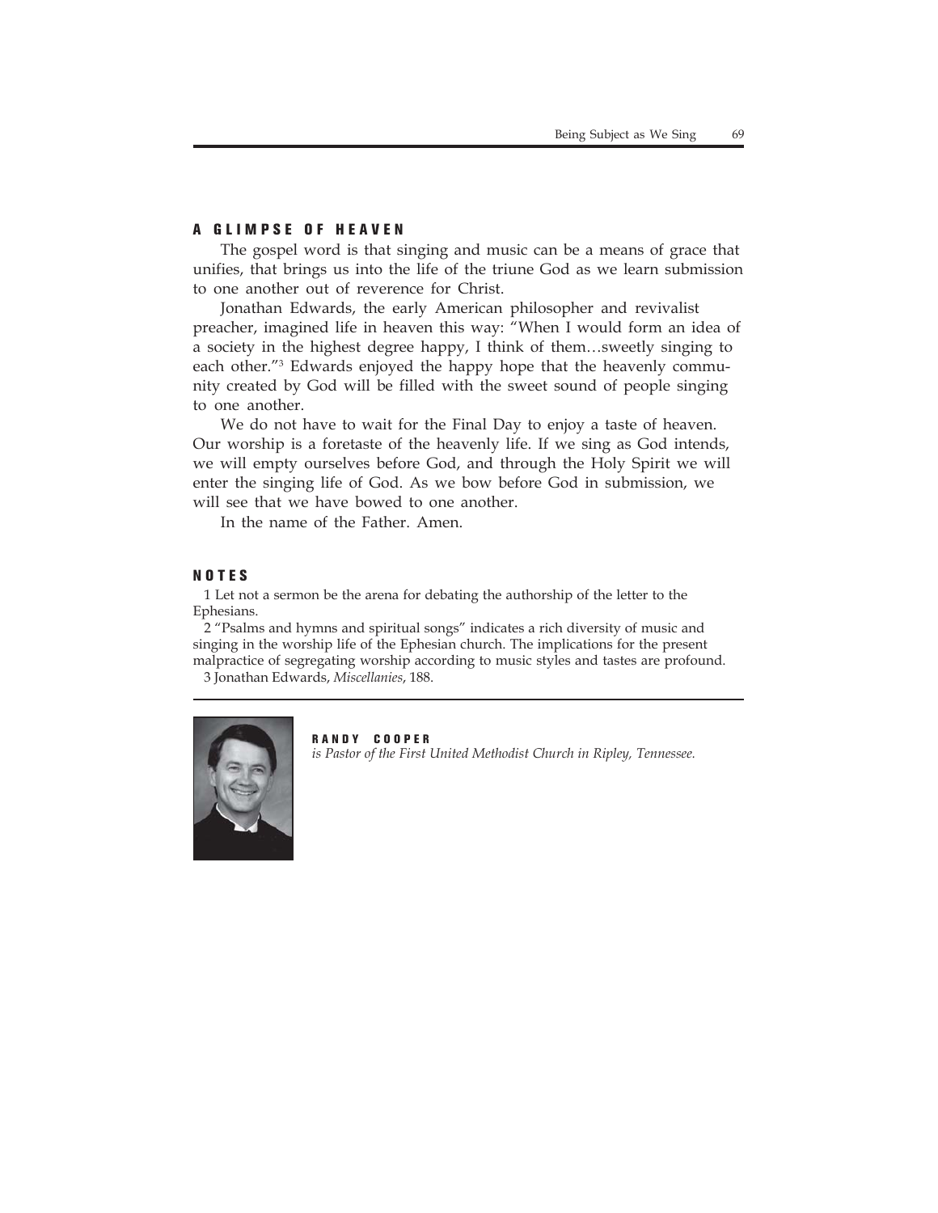## A GLIMPSE OF HEAVEN

The gospel word is that singing and music can be a means of grace that unifies, that brings us into the life of the triune God as we learn submission to one another out of reverence for Christ.

Jonathan Edwards, the early American philosopher and revivalist preacher, imagined life in heaven this way: "When I would form an idea of a society in the highest degree happy, I think of them…sweetly singing to each other."[3] Edwards enjoyed the happy hope that the heavenly community created by God will be filled with the sweet sound of people singing to one another.

We do not have to wait for the Final Day to enjoy a taste of heaven. Our worship is a foretaste of the heavenly life. If we sing as God intends, we will empty ourselves before God, and through the Holy Spirit we will enter the singing life of God. As we bow before God in submission, we will see that we have bowed to one another.

In the name of the Father. Amen.

## NOTES

1 Let not a sermon be the arena for debating the authorship of the letter to the Ephesians.

2 "Psalms and hymns and spiritual songs" indicates a rich diversity of music and singing in the worship life of the Ephesian church. The implications for the present malpractice of segregating worship according to music styles and tastes are profound.

3 Jonathan Edwards, *Miscellanies*, 188.

---

**RANDY COOPER**
*is Pastor of the First United Methodist Church in Ripley, Tennessee.*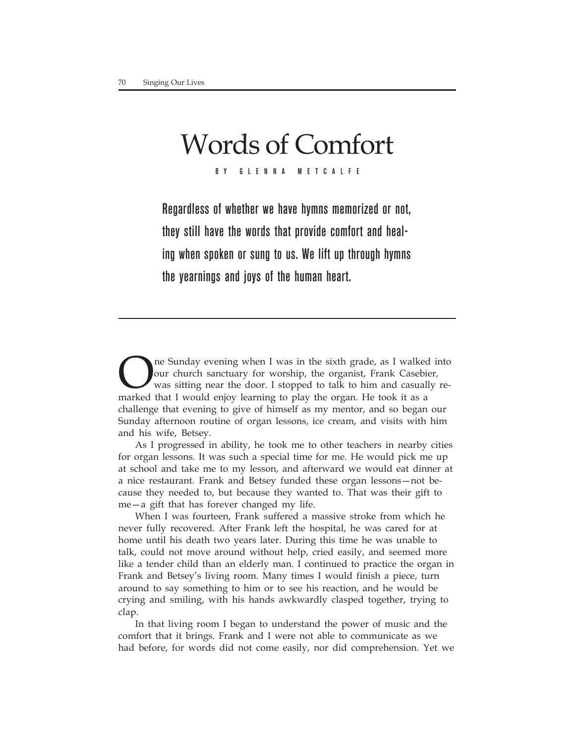# Words of Comfort

BY GLENNA METCALFE

**Regardless of whether we have hymns memorized or not, they still have the words that provide comfort and healing when spoken or sung to us. We lift up through hymns the yearnings and joys of the human heart.**

---

One Sunday evening when I was in the sixth grade, as I walked into our church sanctuary for worship, the organist, Frank Casebier, was sitting near the door. I stopped to talk to him and casually remarked that I would enjoy learning to play the organ. He took it as a challenge that evening to give of himself as my mentor, and so began our Sunday afternoon routine of organ lessons, ice cream, and visits with him and his wife, Betsey.

As I progressed in ability, he took me to other teachers in nearby cities for organ lessons. It was such a special time for me. He would pick me up at school and take me to my lesson, and afterward we would eat dinner at a nice restaurant. Frank and Betsey funded these organ lessons—not because they needed to, but because they wanted to. That was their gift to me—a gift that has forever changed my life.

When I was fourteen, Frank suffered a massive stroke from which he never fully recovered. After Frank left the hospital, he was cared for at home until his death two years later. During this time he was unable to talk, could not move around without help, cried easily, and seemed more like a tender child than an elderly man. I continued to practice the organ in Frank and Betsey's living room. Many times I would finish a piece, turn around to say something to him or to see his reaction, and he would be crying and smiling, with his hands awkwardly clasped together, trying to clap.

In that living room I began to understand the power of music and the comfort that it brings. Frank and I were not able to communicate as we had before, for words did not come easily, nor did comprehension. Yet we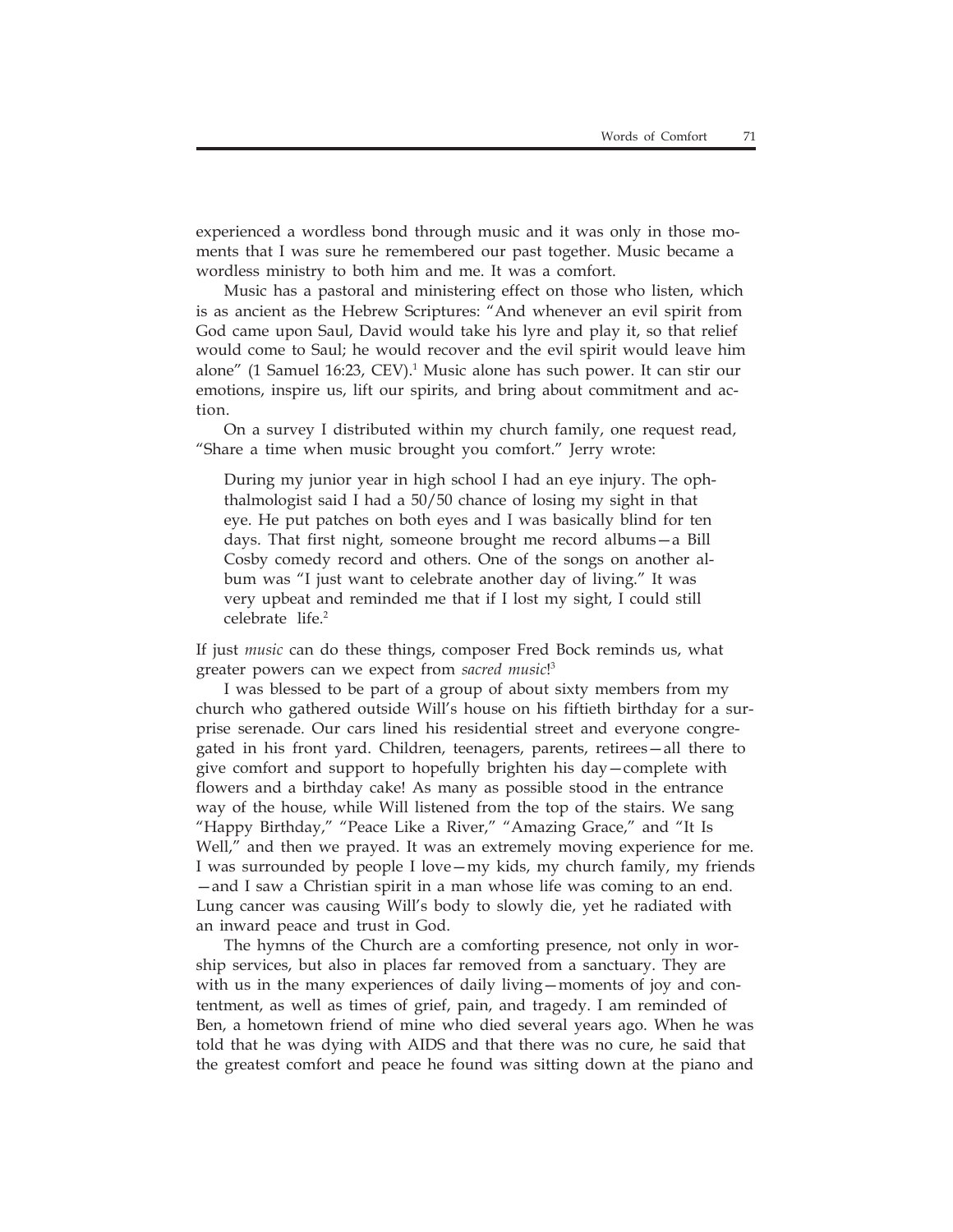experienced a wordless bond through music and it was only in those moments that I was sure he remembered our past together. Music became a wordless ministry to both him and me. It was a comfort.

Music has a pastoral and ministering effect on those who listen, which is as ancient as the Hebrew Scriptures: "And whenever an evil spirit from God came upon Saul, David would take his lyre and play it, so that relief would come to Saul; he would recover and the evil spirit would leave him alone" (1 Samuel 16:23, CEV).[1] Music alone has such power. It can stir our emotions, inspire us, lift our spirits, and bring about commitment and action.

On a survey I distributed within my church family, one request read, "Share a time when music brought you comfort." Jerry wrote:

> During my junior year in high school I had an eye injury. The ophthalmologist said I had a 50/50 chance of losing my sight in that eye. He put patches on both eyes and I was basically blind for ten days. That first night, someone brought me record albums—a Bill Cosby comedy record and others. One of the songs on another album was "I just want to celebrate another day of living." It was very upbeat and reminded me that if I lost my sight, I could still celebrate life.[2]

If just *music* can do these things, composer Fred Bock reminds us, what greater powers can we expect from *sacred music*![3]

I was blessed to be part of a group of about sixty members from my church who gathered outside Will's house on his fiftieth birthday for a surprise serenade. Our cars lined his residential street and everyone congregated in his front yard. Children, teenagers, parents, retirees—all there to give comfort and support to hopefully brighten his day—complete with flowers and a birthday cake! As many as possible stood in the entrance way of the house, while Will listened from the top of the stairs. We sang "Happy Birthday," "Peace Like a River," "Amazing Grace," and "It Is Well," and then we prayed. It was an extremely moving experience for me. I was surrounded by people I love—my kids, my church family, my friends—and I saw a Christian spirit in a man whose life was coming to an end. Lung cancer was causing Will's body to slowly die, yet he radiated with an inward peace and trust in God.

The hymns of the Church are a comforting presence, not only in worship services, but also in places far removed from a sanctuary. They are with us in the many experiences of daily living—moments of joy and contentment, as well as times of grief, pain, and tragedy. I am reminded of Ben, a hometown friend of mine who died several years ago. When he was told that he was dying with AIDS and that there was no cure, he said that the greatest comfort and peace he found was sitting down at the piano and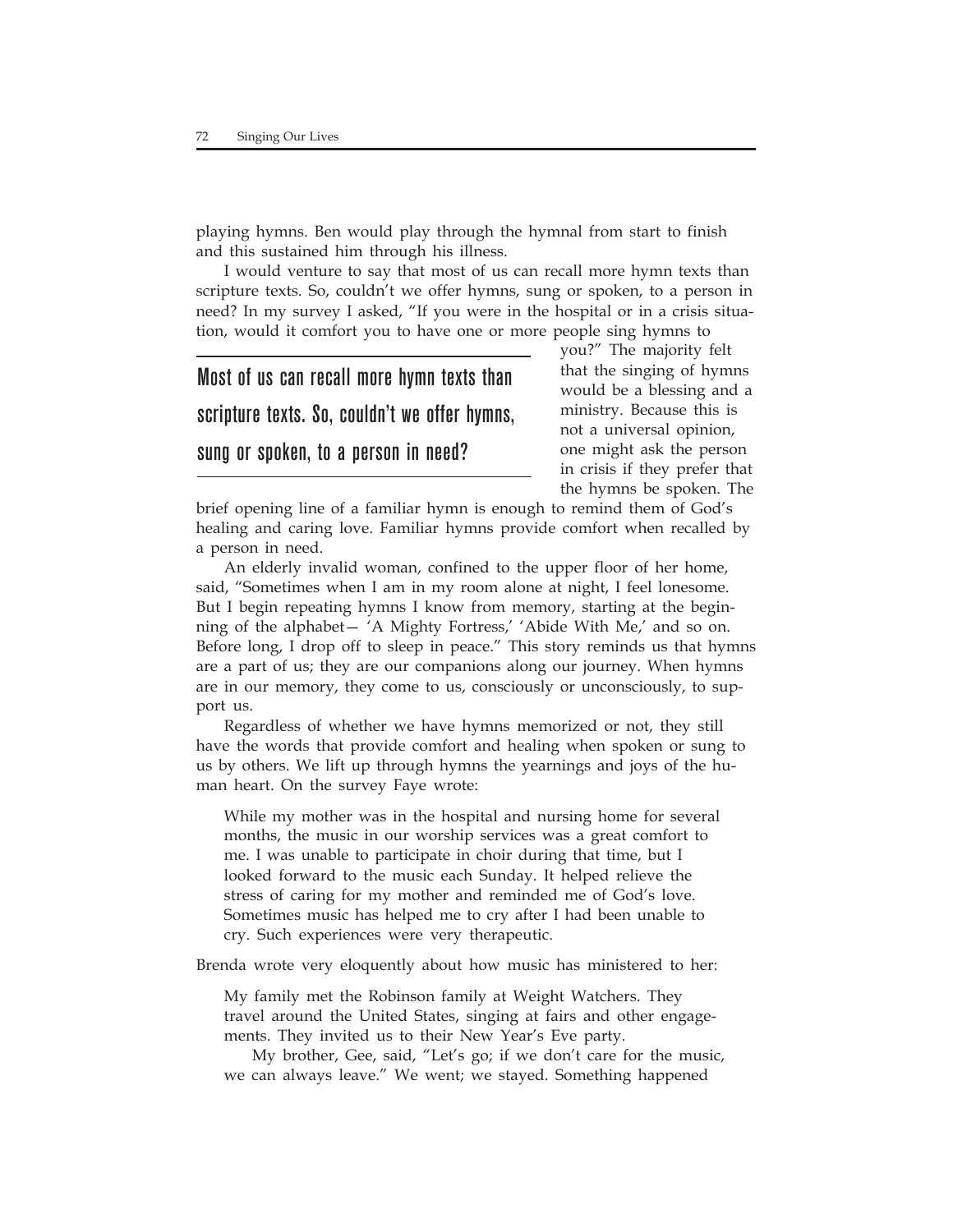playing hymns. Ben would play through the hymnal from start to finish and this sustained him through his illness.

I would venture to say that most of us can recall more hymn texts than scripture texts. So, couldn't we offer hymns, sung or spoken, to a person in need? In my survey I asked, "If you were in the hospital or in a crisis situation, would it comfort you to have one or more people sing hymns to you?" The majority felt that the singing of hymns would be a blessing and a ministry. Because this is not a universal opinion, one might ask the person in crisis if they prefer that the hymns be spoken. The brief opening line of a familiar hymn is enough to remind them of God's healing and caring love. Familiar hymns provide comfort when recalled by a person in need.

> **Most of us can recall more hymn texts than scripture texts. So, couldn't we offer hymns, sung or spoken, to a person in need?**

An elderly invalid woman, confined to the upper floor of her home, said, "Sometimes when I am in my room alone at night, I feel lonesome. But I begin repeating hymns I know from memory, starting at the beginning of the alphabet— 'A Mighty Fortress,' 'Abide With Me,' and so on. Before long, I drop off to sleep in peace." This story reminds us that hymns are a part of us; they are our companions along our journey. When hymns are in our memory, they come to us, consciously or unconsciously, to support us.

Regardless of whether we have hymns memorized or not, they still have the words that provide comfort and healing when spoken or sung to us by others. We lift up through hymns the yearnings and joys of the human heart. On the survey Faye wrote:

> While my mother was in the hospital and nursing home for several months, the music in our worship services was a great comfort to me. I was unable to participate in choir during that time, but I looked forward to the music each Sunday. It helped relieve the stress of caring for my mother and reminded me of God's love. Sometimes music has helped me to cry after I had been unable to cry. Such experiences were very therapeutic.

Brenda wrote very eloquently about how music has ministered to her:

> My family met the Robinson family at Weight Watchers. They travel around the United States, singing at fairs and other engagements. They invited us to their New Year's Eve party.
>
> My brother, Gee, said, "Let's go; if we don't care for the music, we can always leave." We went; we stayed. Something happened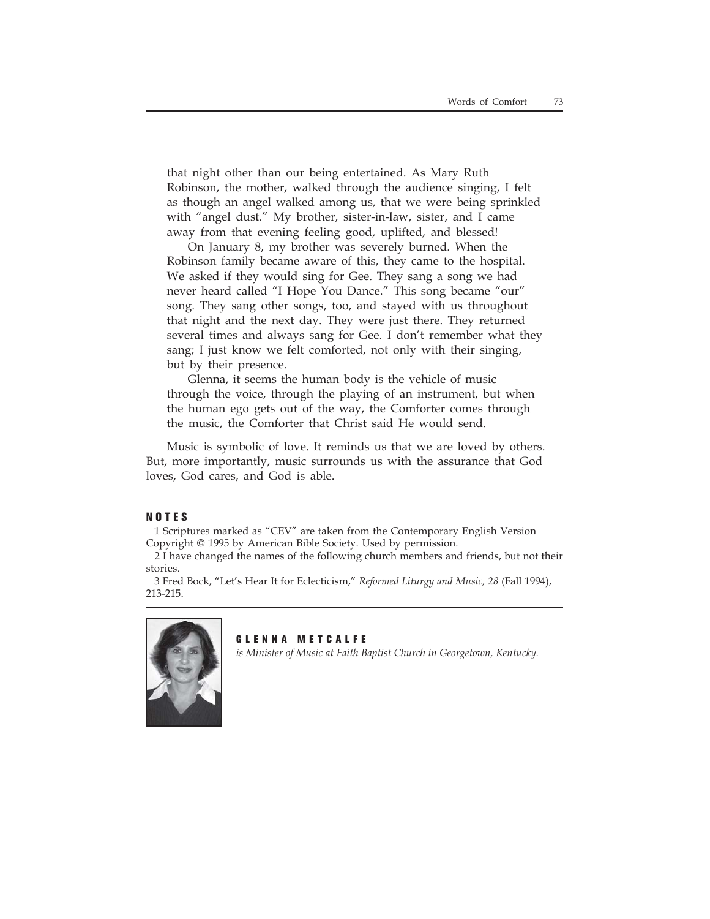> that night other than our being entertained. As Mary Ruth Robinson, the mother, walked through the audience singing, I felt as though an angel walked among us, that we were being sprinkled with "angel dust." My brother, sister-in-law, sister, and I came away from that evening feeling good, uplifted, and blessed!
>
> On January 8, my brother was severely burned. When the Robinson family became aware of this, they came to the hospital. We asked if they would sing for Gee. They sang a song we had never heard called "I Hope You Dance." This song became "our" song. They sang other songs, too, and stayed with us throughout that night and the next day. They were just there. They returned several times and always sang for Gee. I don't remember what they sang; I just know we felt comforted, not only with their singing, but by their presence.
>
> Glenna, it seems the human body is the vehicle of music through the voice, through the playing of an instrument, but when the human ego gets out of the way, the Comforter comes through the music, the Comforter that Christ said He would send.

Music is symbolic of love. It reminds us that we are loved by others. But, more importantly, music surrounds us with the assurance that God loves, God cares, and God is able.

## NOTES

1 Scriptures marked as "CEV" are taken from the Contemporary English Version Copyright © 1995 by American Bible Society. Used by permission.

2 I have changed the names of the following church members and friends, but not their stories.

3 Fred Bock, "Let's Hear It for Eclecticism," *Reformed Liturgy and Music, 28* (Fall 1994), 213-215.

**GLENNA METCALFE**
*is Minister of Music at Faith Baptist Church in Georgetown, Kentucky.*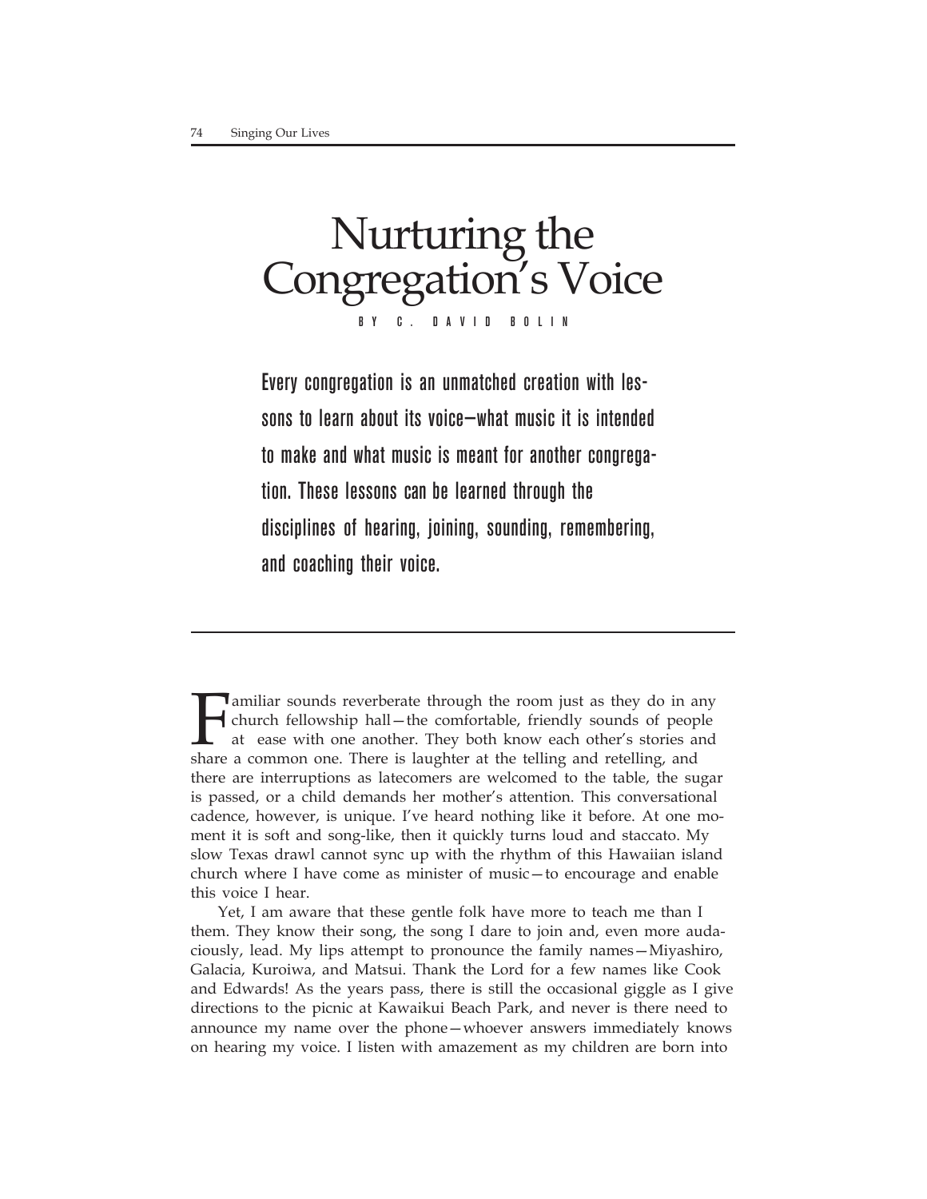# Nurturing the Congregation's Voice

BY C. DAVID BOLIN

**Every congregation is an unmatched creation with lessons to learn about its voice—what music it is intended to make and what music is meant for another congregation. These lessons can be learned through the disciplines of hearing, joining, sounding, remembering, and coaching their voice.**

---

Familiar sounds reverberate through the room just as they do in any church fellowship hall—the comfortable, friendly sounds of people at ease with one another. They both know each other's stories and share a common one. There is laughter at the telling and retelling, and there are interruptions as latecomers are welcomed to the table, the sugar is passed, or a child demands her mother's attention. This conversational cadence, however, is unique. I've heard nothing like it before. At one moment it is soft and song-like, then it quickly turns loud and staccato. My slow Texas drawl cannot sync up with the rhythm of this Hawaiian island church where I have come as minister of music—to encourage and enable this voice I hear.

Yet, I am aware that these gentle folk have more to teach me than I them. They know their song, the song I dare to join and, even more audaciously, lead. My lips attempt to pronounce the family names—Miyashiro, Galacia, Kuroiwa, and Matsui. Thank the Lord for a few names like Cook and Edwards! As the years pass, there is still the occasional giggle as I give directions to the picnic at Kawaikui Beach Park, and never is there need to announce my name over the phone—whoever answers immediately knows on hearing my voice. I listen with amazement as my children are born into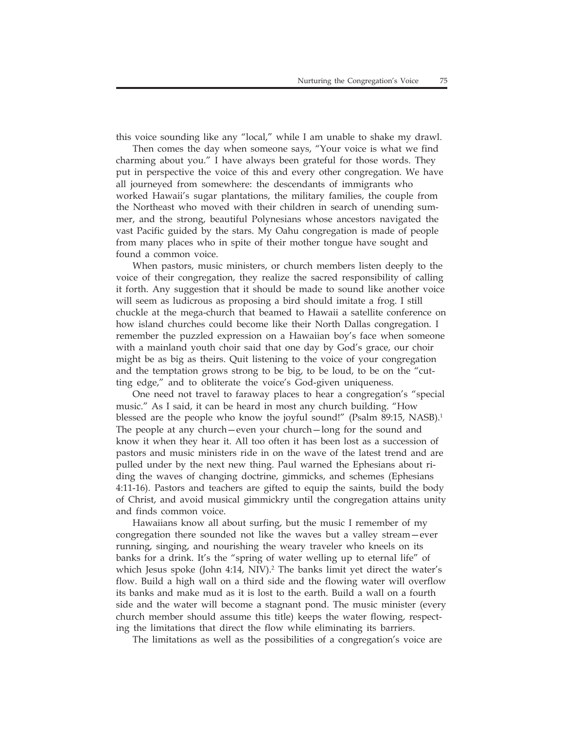this voice sounding like any "local," while I am unable to shake my drawl.

Then comes the day when someone says, "Your voice is what we find charming about you." I have always been grateful for those words. They put in perspective the voice of this and every other congregation. We have all journeyed from somewhere: the descendants of immigrants who worked Hawaii's sugar plantations, the military families, the couple from the Northeast who moved with their children in search of unending summer, and the strong, beautiful Polynesians whose ancestors navigated the vast Pacific guided by the stars. My Oahu congregation is made of people from many places who in spite of their mother tongue have sought and found a common voice.

When pastors, music ministers, or church members listen deeply to the voice of their congregation, they realize the sacred responsibility of calling it forth. Any suggestion that it should be made to sound like another voice will seem as ludicrous as proposing a bird should imitate a frog. I still chuckle at the mega-church that beamed to Hawaii a satellite conference on how island churches could become like their North Dallas congregation. I remember the puzzled expression on a Hawaiian boy's face when someone with a mainland youth choir said that one day by God's grace, our choir might be as big as theirs. Quit listening to the voice of your congregation and the temptation grows strong to be big, to be loud, to be on the "cutting edge," and to obliterate the voice's God-given uniqueness.

One need not travel to faraway places to hear a congregation's "special music." As I said, it can be heard in most any church building. "How blessed are the people who know the joyful sound!" (Psalm 89:15, NASB).[1] The people at any church—even your church—long for the sound and know it when they hear it. All too often it has been lost as a succession of pastors and music ministers ride in on the wave of the latest trend and are pulled under by the next new thing. Paul warned the Ephesians about riding the waves of changing doctrine, gimmicks, and schemes (Ephesians 4:11-16). Pastors and teachers are gifted to equip the saints, build the body of Christ, and avoid musical gimmickry until the congregation attains unity and finds common voice.

Hawaiians know all about surfing, but the music I remember of my congregation there sounded not like the waves but a valley stream—ever running, singing, and nourishing the weary traveler who kneels on its banks for a drink. It's the "spring of water welling up to eternal life" of which Jesus spoke (John 4:14, NIV).[2] The banks limit yet direct the water's flow. Build a high wall on a third side and the flowing water will overflow its banks and make mud as it is lost to the earth. Build a wall on a fourth side and the water will become a stagnant pond. The music minister (every church member should assume this title) keeps the water flowing, respecting the limitations that direct the flow while eliminating its barriers.

The limitations as well as the possibilities of a congregation's voice are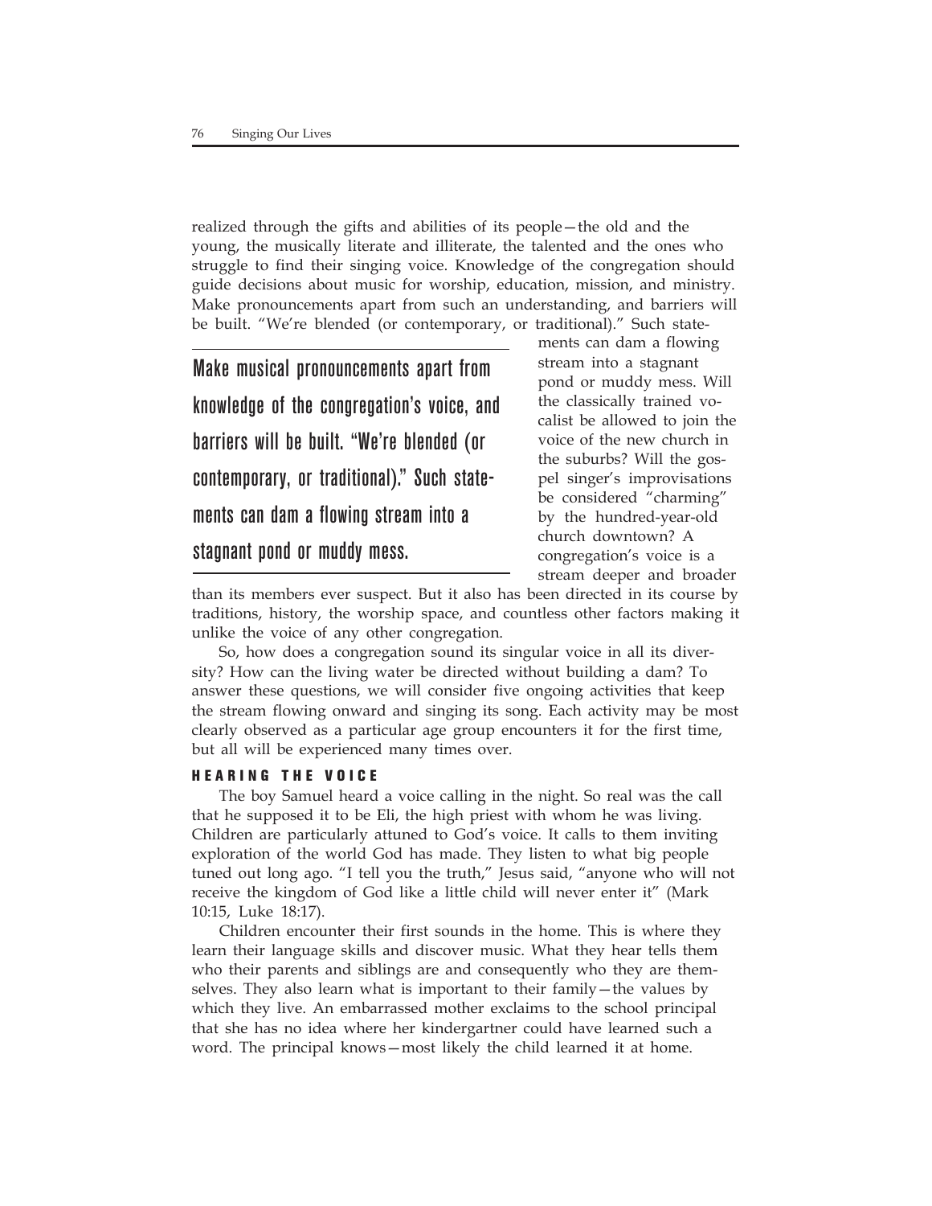realized through the gifts and abilities of its people—the old and the young, the musically literate and illiterate, the talented and the ones who struggle to find their singing voice. Knowledge of the congregation should guide decisions about music for worship, education, mission, and ministry. Make pronouncements apart from such an understanding, and barriers will be built. "We're blended (or contemporary, or traditional)." Such statements can dam a flowing stream into a stagnant pond or muddy mess. Will the classically trained vocalist be allowed to join the voice of the new church in the suburbs? Will the gospel singer's improvisations be considered "charming" by the hundred-year-old church downtown? A congregation's voice is a stream deeper and broader than its members ever suspect. But it also has been directed in its course by traditions, history, the worship space, and countless other factors making it unlike the voice of any other congregation.

> Make musical pronouncements apart from knowledge of the congregation's voice, and barriers will be built. "We're blended (or contemporary, or traditional)." Such statements can dam a flowing stream into a stagnant pond or muddy mess.

So, how does a congregation sound its singular voice in all its diversity? How can the living water be directed without building a dam? To answer these questions, we will consider five ongoing activities that keep the stream flowing onward and singing its song. Each activity may be most clearly observed as a particular age group encounters it for the first time, but all will be experienced many times over.

### HEARING THE VOICE

The boy Samuel heard a voice calling in the night. So real was the call that he supposed it to be Eli, the high priest with whom he was living. Children are particularly attuned to God's voice. It calls to them inviting exploration of the world God has made. They listen to what big people tuned out long ago. "I tell you the truth," Jesus said, "anyone who will not receive the kingdom of God like a little child will never enter it" (Mark 10:15, Luke 18:17).

Children encounter their first sounds in the home. This is where they learn their language skills and discover music. What they hear tells them who their parents and siblings are and consequently who they are themselves. They also learn what is important to their family—the values by which they live. An embarrassed mother exclaims to the school principal that she has no idea where her kindergartner could have learned such a word. The principal knows—most likely the child learned it at home.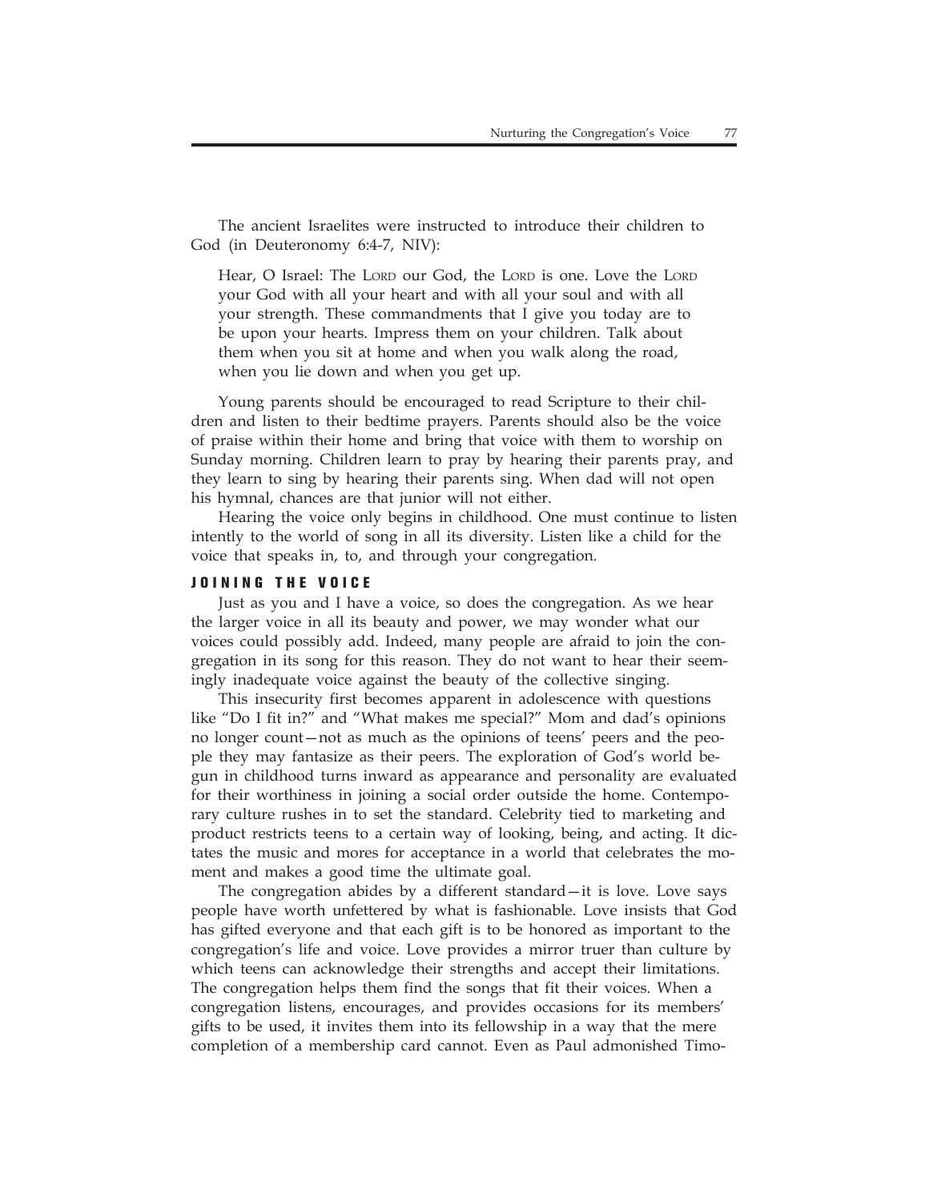The ancient Israelites were instructed to introduce their children to God (in Deuteronomy 6:4-7, NIV):

> Hear, O Israel: The LORD our God, the LORD is one. Love the LORD your God with all your heart and with all your soul and with all your strength. These commandments that I give you today are to be upon your hearts. Impress them on your children. Talk about them when you sit at home and when you walk along the road, when you lie down and when you get up.

Young parents should be encouraged to read Scripture to their children and listen to their bedtime prayers. Parents should also be the voice of praise within their home and bring that voice with them to worship on Sunday morning. Children learn to pray by hearing their parents pray, and they learn to sing by hearing their parents sing. When dad will not open his hymnal, chances are that junior will not either.

Hearing the voice only begins in childhood. One must continue to listen intently to the world of song in all its diversity. Listen like a child for the voice that speaks in, to, and through your congregation.

### JOINING THE VOICE

Just as you and I have a voice, so does the congregation. As we hear the larger voice in all its beauty and power, we may wonder what our voices could possibly add. Indeed, many people are afraid to join the congregation in its song for this reason. They do not want to hear their seemingly inadequate voice against the beauty of the collective singing.

This insecurity first becomes apparent in adolescence with questions like "Do I fit in?" and "What makes me special?" Mom and dad's opinions no longer count—not as much as the opinions of teens' peers and the people they may fantasize as their peers. The exploration of God's world begun in childhood turns inward as appearance and personality are evaluated for their worthiness in joining a social order outside the home. Contemporary culture rushes in to set the standard. Celebrity tied to marketing and product restricts teens to a certain way of looking, being, and acting. It dictates the music and mores for acceptance in a world that celebrates the moment and makes a good time the ultimate goal.

The congregation abides by a different standard—it is love. Love says people have worth unfettered by what is fashionable. Love insists that God has gifted everyone and that each gift is to be honored as important to the congregation's life and voice. Love provides a mirror truer than culture by which teens can acknowledge their strengths and accept their limitations. The congregation helps them find the songs that fit their voices. When a congregation listens, encourages, and provides occasions for its members' gifts to be used, it invites them into its fellowship in a way that the mere completion of a membership card cannot. Even as Paul admonished Timo-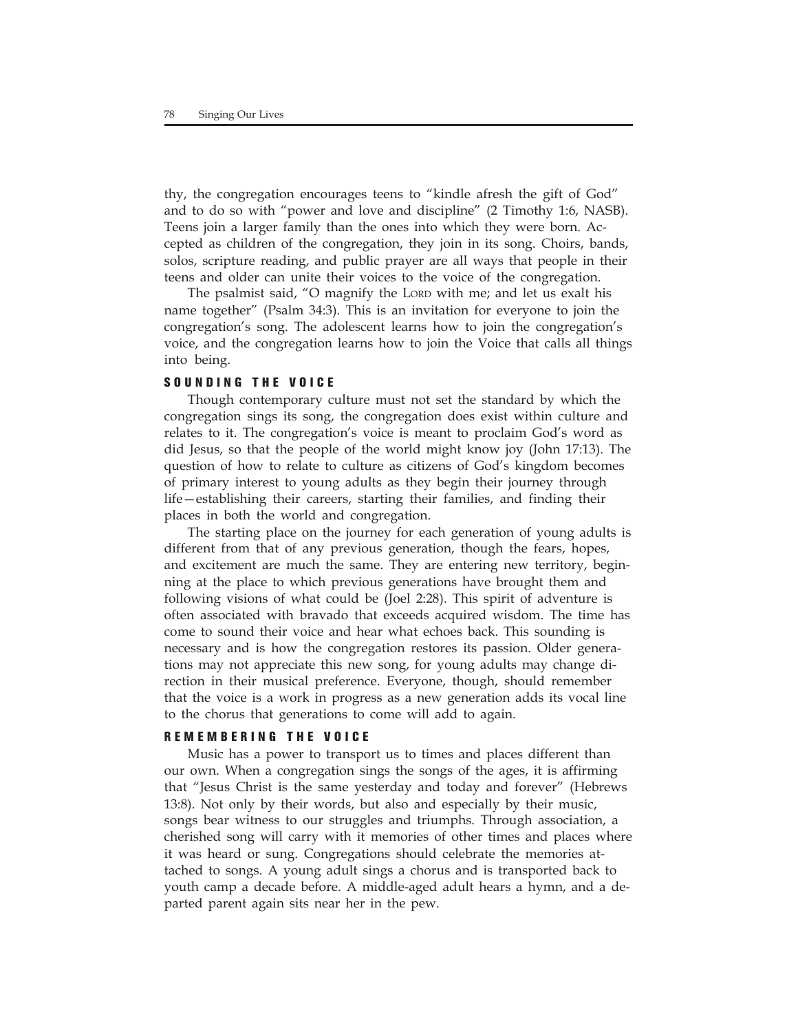thy, the congregation encourages teens to "kindle afresh the gift of God" and to do so with "power and love and discipline" (2 Timothy 1:6, NASB). Teens join a larger family than the ones into which they were born. Accepted as children of the congregation, they join in its song. Choirs, bands, solos, scripture reading, and public prayer are all ways that people in their teens and older can unite their voices to the voice of the congregation.

The psalmist said, "O magnify the LORD with me; and let us exalt his name together" (Psalm 34:3). This is an invitation for everyone to join the congregation's song. The adolescent learns how to join the congregation's voice, and the congregation learns how to join the Voice that calls all things into being.

### SOUNDING THE VOICE

Though contemporary culture must not set the standard by which the congregation sings its song, the congregation does exist within culture and relates to it. The congregation's voice is meant to proclaim God's word as did Jesus, so that the people of the world might know joy (John 17:13). The question of how to relate to culture as citizens of God's kingdom becomes of primary interest to young adults as they begin their journey through life—establishing their careers, starting their families, and finding their places in both the world and congregation.

The starting place on the journey for each generation of young adults is different from that of any previous generation, though the fears, hopes, and excitement are much the same. They are entering new territory, beginning at the place to which previous generations have brought them and following visions of what could be (Joel 2:28). This spirit of adventure is often associated with bravado that exceeds acquired wisdom. The time has come to sound their voice and hear what echoes back. This sounding is necessary and is how the congregation restores its passion. Older generations may not appreciate this new song, for young adults may change direction in their musical preference. Everyone, though, should remember that the voice is a work in progress as a new generation adds its vocal line to the chorus that generations to come will add to again.

### REMEMBERING THE VOICE

Music has a power to transport us to times and places different than our own. When a congregation sings the songs of the ages, it is affirming that "Jesus Christ is the same yesterday and today and forever" (Hebrews 13:8). Not only by their words, but also and especially by their music, songs bear witness to our struggles and triumphs. Through association, a cherished song will carry with it memories of other times and places where it was heard or sung. Congregations should celebrate the memories attached to songs. A young adult sings a chorus and is transported back to youth camp a decade before. A middle-aged adult hears a hymn, and a departed parent again sits near her in the pew.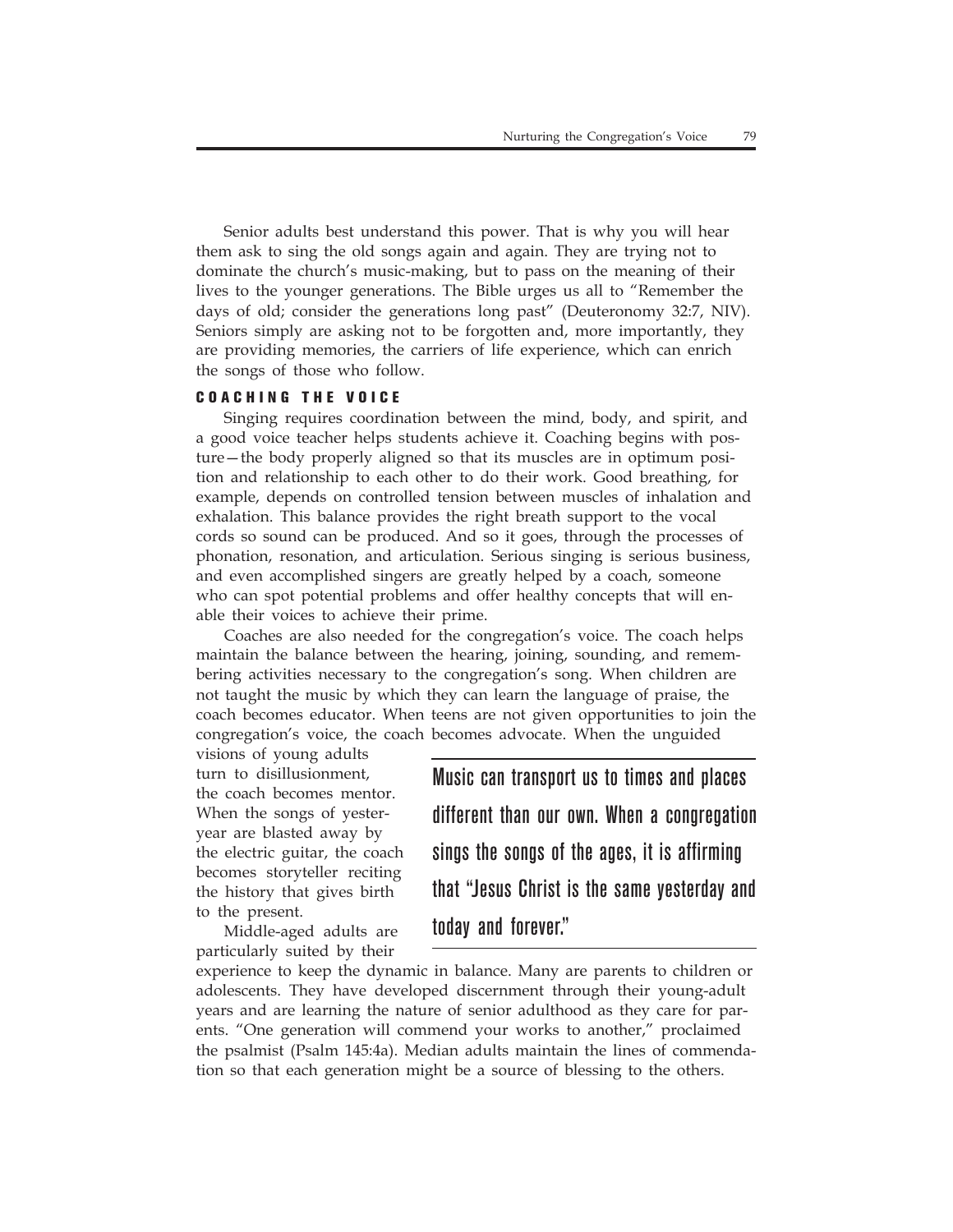Senior adults best understand this power. That is why you will hear them ask to sing the old songs again and again. They are trying not to dominate the church's music-making, but to pass on the meaning of their lives to the younger generations. The Bible urges us all to "Remember the days of old; consider the generations long past" (Deuteronomy 32:7, NIV). Seniors simply are asking not to be forgotten and, more importantly, they are providing memories, the carriers of life experience, which can enrich the songs of those who follow.

### COACHING THE VOICE

Singing requires coordination between the mind, body, and spirit, and a good voice teacher helps students achieve it. Coaching begins with posture—the body properly aligned so that its muscles are in optimum position and relationship to each other to do their work. Good breathing, for example, depends on controlled tension between muscles of inhalation and exhalation. This balance provides the right breath support to the vocal cords so sound can be produced. And so it goes, through the processes of phonation, resonation, and articulation. Serious singing is serious business, and even accomplished singers are greatly helped by a coach, someone who can spot potential problems and offer healthy concepts that will enable their voices to achieve their prime.

Coaches are also needed for the congregation's voice. The coach helps maintain the balance between the hearing, joining, sounding, and remembering activities necessary to the congregation's song. When children are not taught the music by which they can learn the language of praise, the coach becomes educator. When teens are not given opportunities to join the congregation's voice, the coach becomes advocate. When the unguided visions of young adults turn to disillusionment, the coach becomes mentor. When the songs of yesteryear are blasted away by the electric guitar, the coach becomes storyteller reciting the history that gives birth to the present.

> Music can transport us to times and places different than our own. When a congregation sings the songs of the ages, it is affirming that "Jesus Christ is the same yesterday and today and forever."

Middle-aged adults are particularly suited by their experience to keep the dynamic in balance. Many are parents to children or adolescents. They have developed discernment through their young-adult years and are learning the nature of senior adulthood as they care for parents. "One generation will commend your works to another," proclaimed the psalmist (Psalm 145:4a). Median adults maintain the lines of commendation so that each generation might be a source of blessing to the others.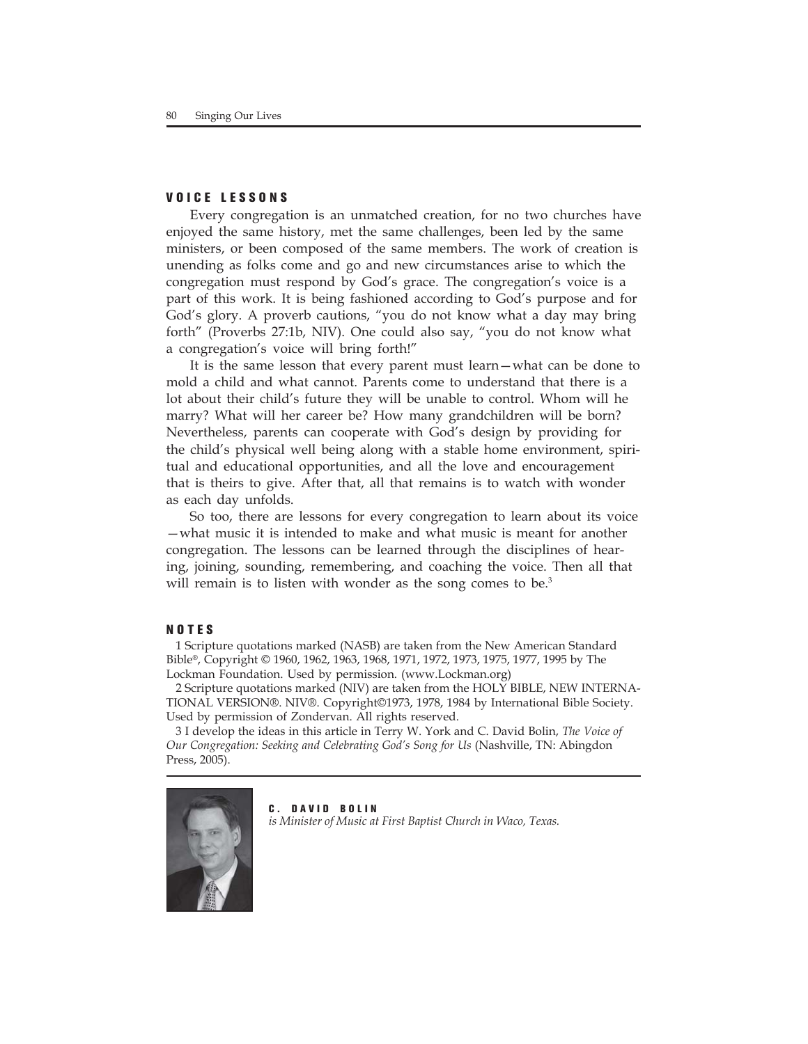## VOICE LESSONS

Every congregation is an unmatched creation, for no two churches have enjoyed the same history, met the same challenges, been led by the same ministers, or been composed of the same members. The work of creation is unending as folks come and go and new circumstances arise to which the congregation must respond by God's grace. The congregation's voice is a part of this work. It is being fashioned according to God's purpose and for God's glory. A proverb cautions, "you do not know what a day may bring forth" (Proverbs 27:1b, NIV). One could also say, "you do not know what a congregation's voice will bring forth!"

It is the same lesson that every parent must learn—what can be done to mold a child and what cannot. Parents come to understand that there is a lot about their child's future they will be unable to control. Whom will he marry? What will her career be? How many grandchildren will be born? Nevertheless, parents can cooperate with God's design by providing for the child's physical well being along with a stable home environment, spiritual and educational opportunities, and all the love and encouragement that is theirs to give. After that, all that remains is to watch with wonder as each day unfolds.

So too, there are lessons for every congregation to learn about its voice—what music it is intended to make and what music is meant for another congregation. The lessons can be learned through the disciplines of hearing, joining, sounding, remembering, and coaching the voice. Then all that will remain is to listen with wonder as the song comes to be.[3]

## NOTES

1 Scripture quotations marked (NASB) are taken from the New American Standard Bible®, Copyright © 1960, 1962, 1963, 1968, 1971, 1972, 1973, 1975, 1977, 1995 by The Lockman Foundation. Used by permission. (www.Lockman.org)

2 Scripture quotations marked (NIV) are taken from the HOLY BIBLE, NEW INTERNATIONAL VERSION®. NIV®. Copyright©1973, 1978, 1984 by International Bible Society. Used by permission of Zondervan. All rights reserved.

3 I develop the ideas in this article in Terry W. York and C. David Bolin, *The Voice of Our Congregation: Seeking and Celebrating God's Song for Us* (Nashville, TN: Abingdon Press, 2005).

**C. DAVID BOLIN**
*is Minister of Music at First Baptist Church in Waco, Texas.*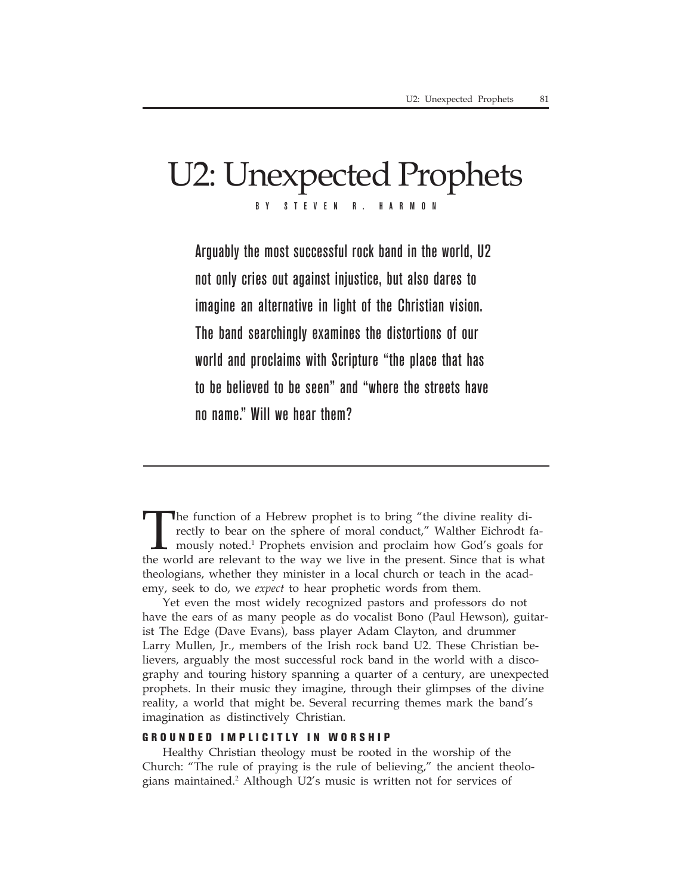# U2: Unexpected Prophets

BY STEVEN R. HARMON

**Arguably the most successful rock band in the world, U2 not only cries out against injustice, but also dares to imagine an alternative in light of the Christian vision. The band searchingly examines the distortions of our world and proclaims with Scripture "the place that has to be believed to be seen" and "where the streets have no name." Will we hear them?**

The function of a Hebrew prophet is to bring "the divine reality directly to bear on the sphere of moral conduct," Walther Eichrodt famously noted.[1] Prophets envision and proclaim how God's goals for the world are relevant to the way we live in the present. Since that is what theologians, whether they minister in a local church or teach in the academy, seek to do, we *expect* to hear prophetic words from them.

Yet even the most widely recognized pastors and professors do not have the ears of as many people as do vocalist Bono (Paul Hewson), guitarist The Edge (Dave Evans), bass player Adam Clayton, and drummer Larry Mullen, Jr., members of the Irish rock band U2. These Christian believers, arguably the most successful rock band in the world with a discography and touring history spanning a quarter of a century, are unexpected prophets. In their music they imagine, through their glimpses of the divine reality, a world that might be. Several recurring themes mark the band's imagination as distinctively Christian.

## GROUNDED IMPLICITLY IN WORSHIP

Healthy Christian theology must be rooted in the worship of the Church: "The rule of praying is the rule of believing," the ancient theologians maintained.[2] Although U2's music is written not for services of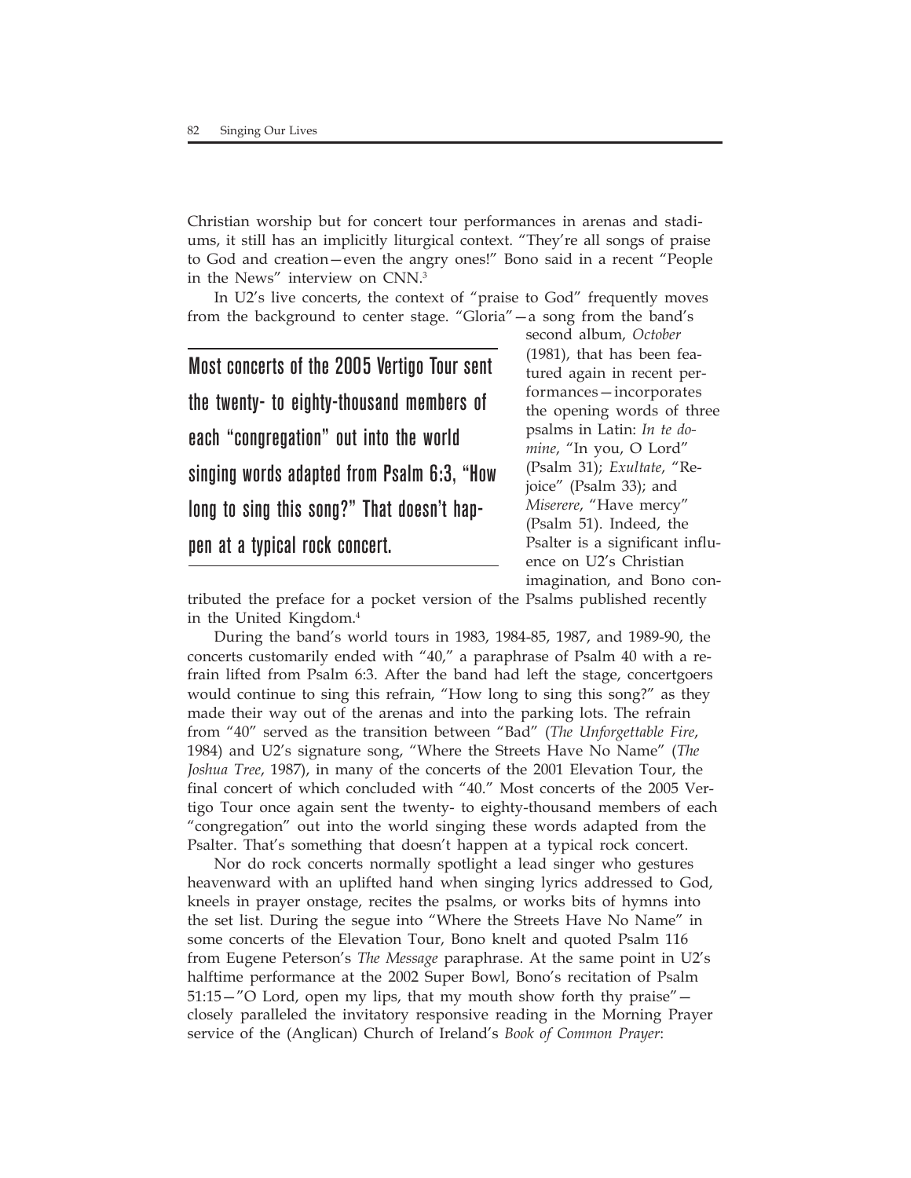Christian worship but for concert tour performances in arenas and stadiums, it still has an implicitly liturgical context. "They're all songs of praise to God and creation—even the angry ones!" Bono said in a recent "People in the News" interview on CNN.[3]

In U2's live concerts, the context of "praise to God" frequently moves from the background to center stage. "Gloria"—a song from the band's second album, *October* (1981), that has been featured again in recent performances—incorporates the opening words of three psalms in Latin: *In te domine*, "In you, O Lord" (Psalm 31); *Exultate*, "Rejoice" (Psalm 33); and *Miserere*, "Have mercy" (Psalm 51). Indeed, the Psalter is a significant influence on U2's Christian imagination, and Bono contributed the preface for a pocket version of the Psalms published recently in the United Kingdom.[4]

> Most concerts of the 2005 Vertigo Tour sent the twenty- to eighty-thousand members of each "congregation" out into the world singing words adapted from Psalm 6:3, "How long to sing this song?" That doesn't happen at a typical rock concert.

During the band's world tours in 1983, 1984-85, 1987, and 1989-90, the concerts customarily ended with "40," a paraphrase of Psalm 40 with a refrain lifted from Psalm 6:3. After the band had left the stage, concertgoers would continue to sing this refrain, "How long to sing this song?" as they made their way out of the arenas and into the parking lots. The refrain from "40" served as the transition between "Bad" (*The Unforgettable Fire*, 1984) and U2's signature song, "Where the Streets Have No Name" (*The Joshua Tree*, 1987), in many of the concerts of the 2001 Elevation Tour, the final concert of which concluded with "40." Most concerts of the 2005 Vertigo Tour once again sent the twenty- to eighty-thousand members of each "congregation" out into the world singing these words adapted from the Psalter. That's something that doesn't happen at a typical rock concert.

Nor do rock concerts normally spotlight a lead singer who gestures heavenward with an uplifted hand when singing lyrics addressed to God, kneels in prayer onstage, recites the psalms, or works bits of hymns into the set list. During the segue into "Where the Streets Have No Name" in some concerts of the Elevation Tour, Bono knelt and quoted Psalm 116 from Eugene Peterson's *The Message* paraphrase. At the same point in U2's halftime performance at the 2002 Super Bowl, Bono's recitation of Psalm 51:15—"O Lord, open my lips, that my mouth show forth thy praise"—closely paralleled the invitatory responsive reading in the Morning Prayer service of the (Anglican) Church of Ireland's *Book of Common Prayer*: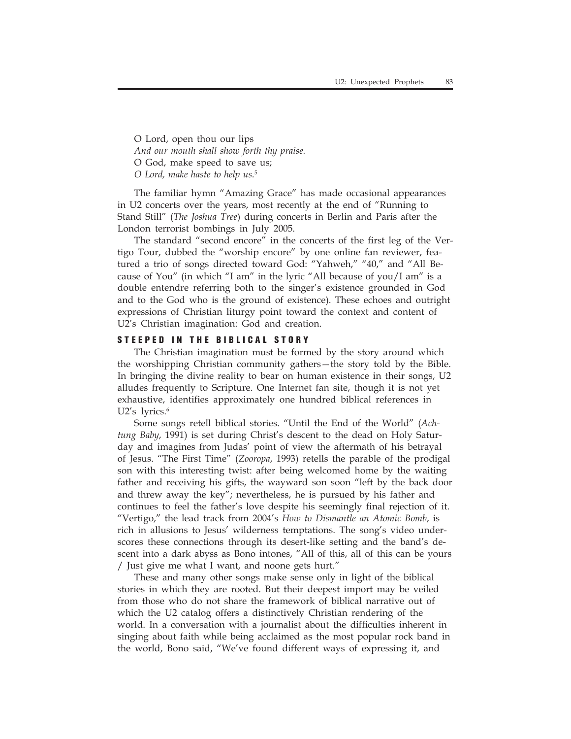O Lord, open thou our lips  
*And our mouth shall show forth thy praise.*  
O God, make speed to save us;  
*O Lord, make haste to help us.*[5]

The familiar hymn "Amazing Grace" has made occasional appearances in U2 concerts over the years, most recently at the end of "Running to Stand Still" (*The Joshua Tree*) during concerts in Berlin and Paris after the London terrorist bombings in July 2005.

The standard "second encore" in the concerts of the first leg of the Vertigo Tour, dubbed the "worship encore" by one online fan reviewer, featured a trio of songs directed toward God: "Yahweh," "40," and "All Because of You" (in which "I am" in the lyric "All because of you/I am" is a double entendre referring both to the singer's existence grounded in God and to the God who is the ground of existence). These echoes and outright expressions of Christian liturgy point toward the context and content of U2's Christian imagination: God and creation.

## STEEPED IN THE BIBLICAL STORY

The Christian imagination must be formed by the story around which the worshipping Christian community gathers—the story told by the Bible. In bringing the divine reality to bear on human existence in their songs, U2 alludes frequently to Scripture. One Internet fan site, though it is not yet exhaustive, identifies approximately one hundred biblical references in U2's lyrics.[6]

Some songs retell biblical stories. "Until the End of the World" (*Achtung Baby*, 1991) is set during Christ's descent to the dead on Holy Saturday and imagines from Judas' point of view the aftermath of his betrayal of Jesus. "The First Time" (*Zooropa*, 1993) retells the parable of the prodigal son with this interesting twist: after being welcomed home by the waiting father and receiving his gifts, the wayward son soon "left by the back door and threw away the key"; nevertheless, he is pursued by his father and continues to feel the father's love despite his seemingly final rejection of it. "Vertigo," the lead track from 2004's *How to Dismantle an Atomic Bomb*, is rich in allusions to Jesus' wilderness temptations. The song's video underscores these connections through its desert-like setting and the band's descent into a dark abyss as Bono intones, "All of this, all of this can be yours / Just give me what I want, and noone gets hurt."

These and many other songs make sense only in light of the biblical stories in which they are rooted. But their deepest import may be veiled from those who do not share the framework of biblical narrative out of which the U2 catalog offers a distinctively Christian rendering of the world. In a conversation with a journalist about the difficulties inherent in singing about faith while being acclaimed as the most popular rock band in the world, Bono said, "We've found different ways of expressing it, and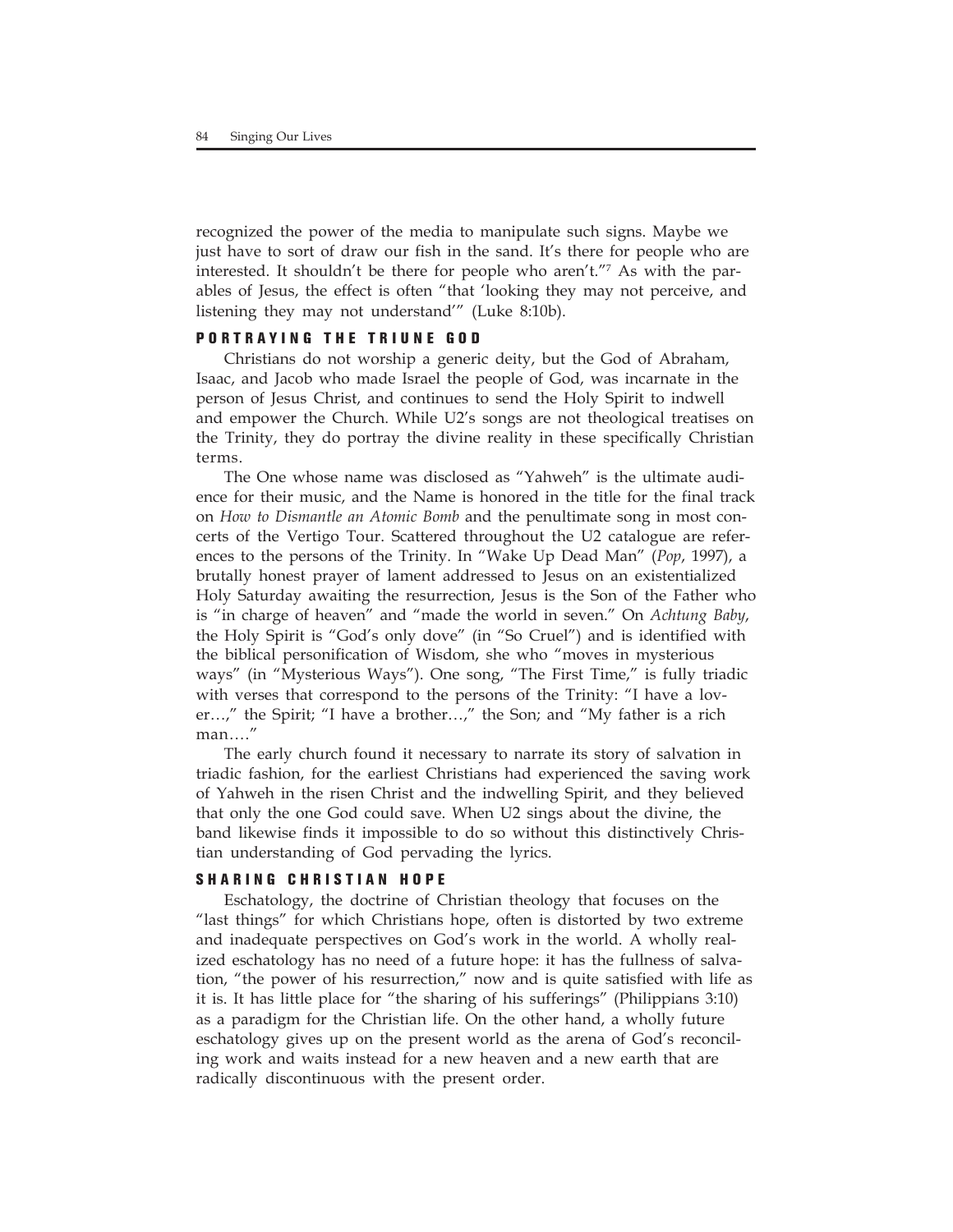recognized the power of the media to manipulate such signs. Maybe we just have to sort of draw our fish in the sand. It's there for people who are interested. It shouldn't be there for people who aren't."[7] As with the parables of Jesus, the effect is often "that 'looking they may not perceive, and listening they may not understand'" (Luke 8:10b).

## PORTRAYING THE TRIUNE GOD

Christians do not worship a generic deity, but the God of Abraham, Isaac, and Jacob who made Israel the people of God, was incarnate in the person of Jesus Christ, and continues to send the Holy Spirit to indwell and empower the Church. While U2's songs are not theological treatises on the Trinity, they do portray the divine reality in these specifically Christian terms.

The One whose name was disclosed as "Yahweh" is the ultimate audience for their music, and the Name is honored in the title for the final track on *How to Dismantle an Atomic Bomb* and the penultimate song in most concerts of the Vertigo Tour. Scattered throughout the U2 catalogue are references to the persons of the Trinity. In "Wake Up Dead Man" (*Pop*, 1997), a brutally honest prayer of lament addressed to Jesus on an existentialized Holy Saturday awaiting the resurrection, Jesus is the Son of the Father who is "in charge of heaven" and "made the world in seven." On *Achtung Baby*, the Holy Spirit is "God's only dove" (in "So Cruel") and is identified with the biblical personification of Wisdom, she who "moves in mysterious ways" (in "Mysterious Ways"). One song, "The First Time," is fully triadic with verses that correspond to the persons of the Trinity: "I have a lover…," the Spirit; "I have a brother…," the Son; and "My father is a rich man…."

The early church found it necessary to narrate its story of salvation in triadic fashion, for the earliest Christians had experienced the saving work of Yahweh in the risen Christ and the indwelling Spirit, and they believed that only the one God could save. When U2 sings about the divine, the band likewise finds it impossible to do so without this distinctively Christian understanding of God pervading the lyrics.

## SHARING CHRISTIAN HOPE

Eschatology, the doctrine of Christian theology that focuses on the "last things" for which Christians hope, often is distorted by two extreme and inadequate perspectives on God's work in the world. A wholly realized eschatology has no need of a future hope: it has the fullness of salvation, "the power of his resurrection," now and is quite satisfied with life as it is. It has little place for "the sharing of his sufferings" (Philippians 3:10) as a paradigm for the Christian life. On the other hand, a wholly future eschatology gives up on the present world as the arena of God's reconciling work and waits instead for a new heaven and a new earth that are radically discontinuous with the present order.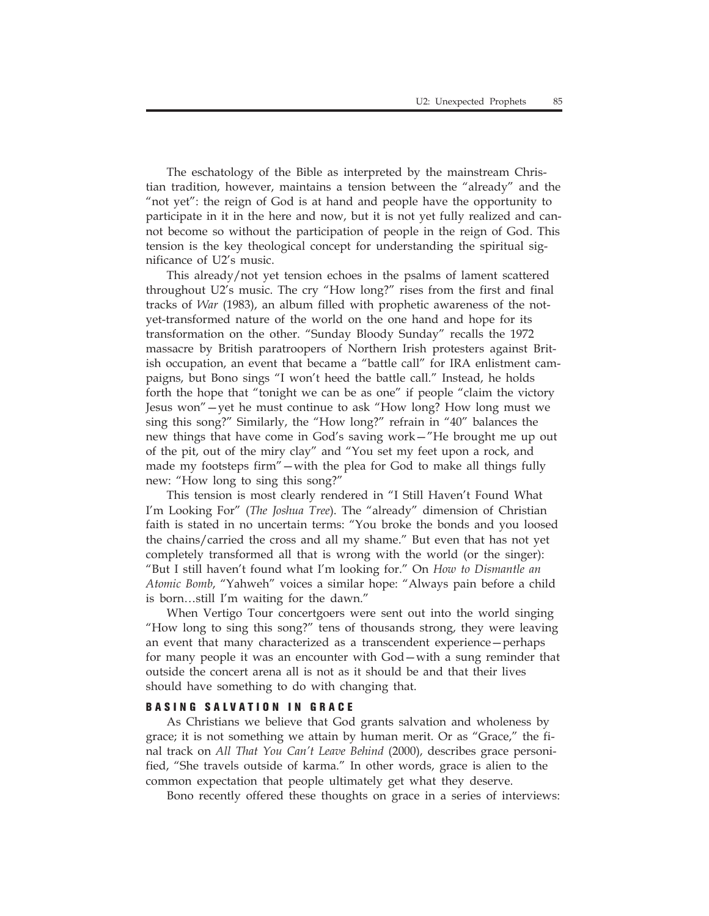The eschatology of the Bible as interpreted by the mainstream Christian tradition, however, maintains a tension between the "already" and the "not yet": the reign of God is at hand and people have the opportunity to participate in it in the here and now, but it is not yet fully realized and cannot become so without the participation of people in the reign of God. This tension is the key theological concept for understanding the spiritual significance of U2's music.

This already/not yet tension echoes in the psalms of lament scattered throughout U2's music. The cry "How long?" rises from the first and final tracks of *War* (1983), an album filled with prophetic awareness of the not-yet-transformed nature of the world on the one hand and hope for its transformation on the other. "Sunday Bloody Sunday" recalls the 1972 massacre by British paratroopers of Northern Irish protesters against British occupation, an event that became a "battle call" for IRA enlistment campaigns, but Bono sings "I won't heed the battle call." Instead, he holds forth the hope that "tonight we can be as one" if people "claim the victory Jesus won"—yet he must continue to ask "How long? How long must we sing this song?" Similarly, the "How long?" refrain in "40" balances the new things that have come in God's saving work—"He brought me up out of the pit, out of the miry clay" and "You set my feet upon a rock, and made my footsteps firm"—with the plea for God to make all things fully new: "How long to sing this song?"

This tension is most clearly rendered in "I Still Haven't Found What I'm Looking For" (*The Joshua Tree*). The "already" dimension of Christian faith is stated in no uncertain terms: "You broke the bonds and you loosed the chains/carried the cross and all my shame." But even that has not yet completely transformed all that is wrong with the world (or the singer): "But I still haven't found what I'm looking for." On *How to Dismantle an Atomic Bomb*, "Yahweh" voices a similar hope: "Always pain before a child is born…still I'm waiting for the dawn."

When Vertigo Tour concertgoers were sent out into the world singing "How long to sing this song?" tens of thousands strong, they were leaving an event that many characterized as a transcendent experience—perhaps for many people it was an encounter with God—with a sung reminder that outside the concert arena all is not as it should be and that their lives should have something to do with changing that.

## BASING SALVATION IN GRACE

As Christians we believe that God grants salvation and wholeness by grace; it is not something we attain by human merit. Or as "Grace," the final track on *All That You Can't Leave Behind* (2000), describes grace personified, "She travels outside of karma." In other words, grace is alien to the common expectation that people ultimately get what they deserve.

Bono recently offered these thoughts on grace in a series of interviews: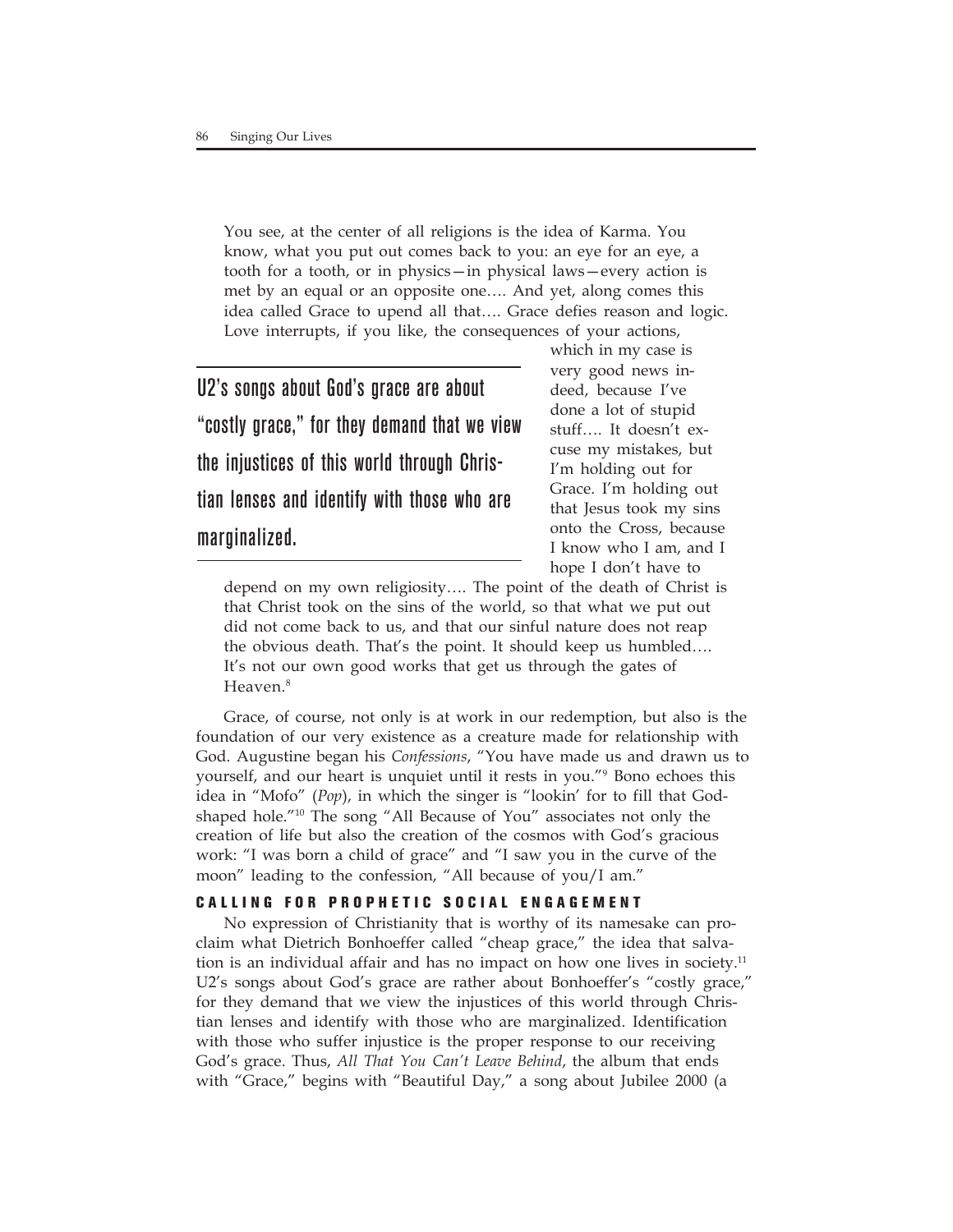> You see, at the center of all religions is the idea of Karma. You know, what you put out comes back to you: an eye for an eye, a tooth for a tooth, or in physics—in physical laws—every action is met by an equal or an opposite one…. And yet, along comes this idea called Grace to upend all that…. Grace defies reason and logic. Love interrupts, if you like, the consequences of your actions, which in my case is very good news indeed, because I've done a lot of stupid stuff…. It doesn't excuse my mistakes, but I'm holding out for Grace. I'm holding out that Jesus took my sins onto the Cross, because I know who I am, and I hope I don't have to depend on my own religiosity…. The point of the death of Christ is that Christ took on the sins of the world, so that what we put out did not come back to us, and that our sinful nature does not reap the obvious death. That's the point. It should keep us humbled…. It's not our own good works that get us through the gates of Heaven.[8]

> U2's songs about God's grace are about "costly grace," for they demand that we view the injustices of this world through Christian lenses and identify with those who are marginalized.

Grace, of course, not only is at work in our redemption, but also is the foundation of our very existence as a creature made for relationship with God. Augustine began his *Confessions*, "You have made us and drawn us to yourself, and our heart is unquiet until it rests in you."[9] Bono echoes this idea in "Mofo" (*Pop*), in which the singer is "lookin' for to fill that God-shaped hole."[10] The song "All Because of You" associates not only the creation of life but also the creation of the cosmos with God's gracious work: "I was born a child of grace" and "I saw you in the curve of the moon" leading to the confession, "All because of you/I am."

## CALLING FOR PROPHETIC SOCIAL ENGAGEMENT

No expression of Christianity that is worthy of its namesake can proclaim what Dietrich Bonhoeffer called "cheap grace," the idea that salvation is an individual affair and has no impact on how one lives in society.[11] U2's songs about God's grace are rather about Bonhoeffer's "costly grace," for they demand that we view the injustices of this world through Christian lenses and identify with those who are marginalized. Identification with those who suffer injustice is the proper response to our receiving God's grace. Thus, *All That You Can't Leave Behind*, the album that ends with "Grace," begins with "Beautiful Day," a song about Jubilee 2000 (a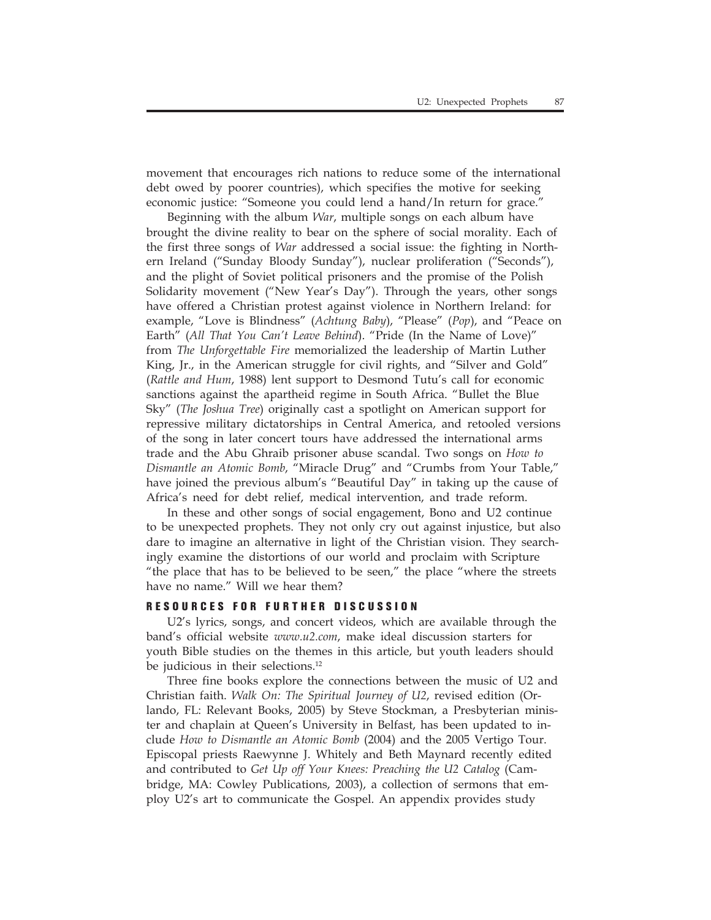movement that encourages rich nations to reduce some of the international debt owed by poorer countries), which specifies the motive for seeking economic justice: "Someone you could lend a hand/In return for grace."

Beginning with the album *War*, multiple songs on each album have brought the divine reality to bear on the sphere of social morality. Each of the first three songs of *War* addressed a social issue: the fighting in Northern Ireland ("Sunday Bloody Sunday"), nuclear proliferation ("Seconds"), and the plight of Soviet political prisoners and the promise of the Polish Solidarity movement ("New Year's Day"). Through the years, other songs have offered a Christian protest against violence in Northern Ireland: for example, "Love is Blindness" (*Achtung Baby*), "Please" (*Pop*), and "Peace on Earth" (*All That You Can't Leave Behind*). "Pride (In the Name of Love)" from *The Unforgettable Fire* memorialized the leadership of Martin Luther King, Jr., in the American struggle for civil rights, and "Silver and Gold" (*Rattle and Hum*, 1988) lent support to Desmond Tutu's call for economic sanctions against the apartheid regime in South Africa. "Bullet the Blue Sky" (*The Joshua Tree*) originally cast a spotlight on American support for repressive military dictatorships in Central America, and retooled versions of the song in later concert tours have addressed the international arms trade and the Abu Ghraib prisoner abuse scandal. Two songs on *How to Dismantle an Atomic Bomb*, "Miracle Drug" and "Crumbs from Your Table," have joined the previous album's "Beautiful Day" in taking up the cause of Africa's need for debt relief, medical intervention, and trade reform.

In these and other songs of social engagement, Bono and U2 continue to be unexpected prophets. They not only cry out against injustice, but also dare to imagine an alternative in light of the Christian vision. They searchingly examine the distortions of our world and proclaim with Scripture "the place that has to be believed to be seen," the place "where the streets have no name." Will we hear them?

## RESOURCES FOR FURTHER DISCUSSION

U2's lyrics, songs, and concert videos, which are available through the band's official website *www.u2.com*, make ideal discussion starters for youth Bible studies on the themes in this article, but youth leaders should be judicious in their selections.[12]

Three fine books explore the connections between the music of U2 and Christian faith. *Walk On: The Spiritual Journey of U2*, revised edition (Orlando, FL: Relevant Books, 2005) by Steve Stockman, a Presbyterian minister and chaplain at Queen's University in Belfast, has been updated to include *How to Dismantle an Atomic Bomb* (2004) and the 2005 Vertigo Tour. Episcopal priests Raewynne J. Whitely and Beth Maynard recently edited and contributed to *Get Up off Your Knees: Preaching the U2 Catalog* (Cambridge, MA: Cowley Publications, 2003), a collection of sermons that employ U2's art to communicate the Gospel. An appendix provides study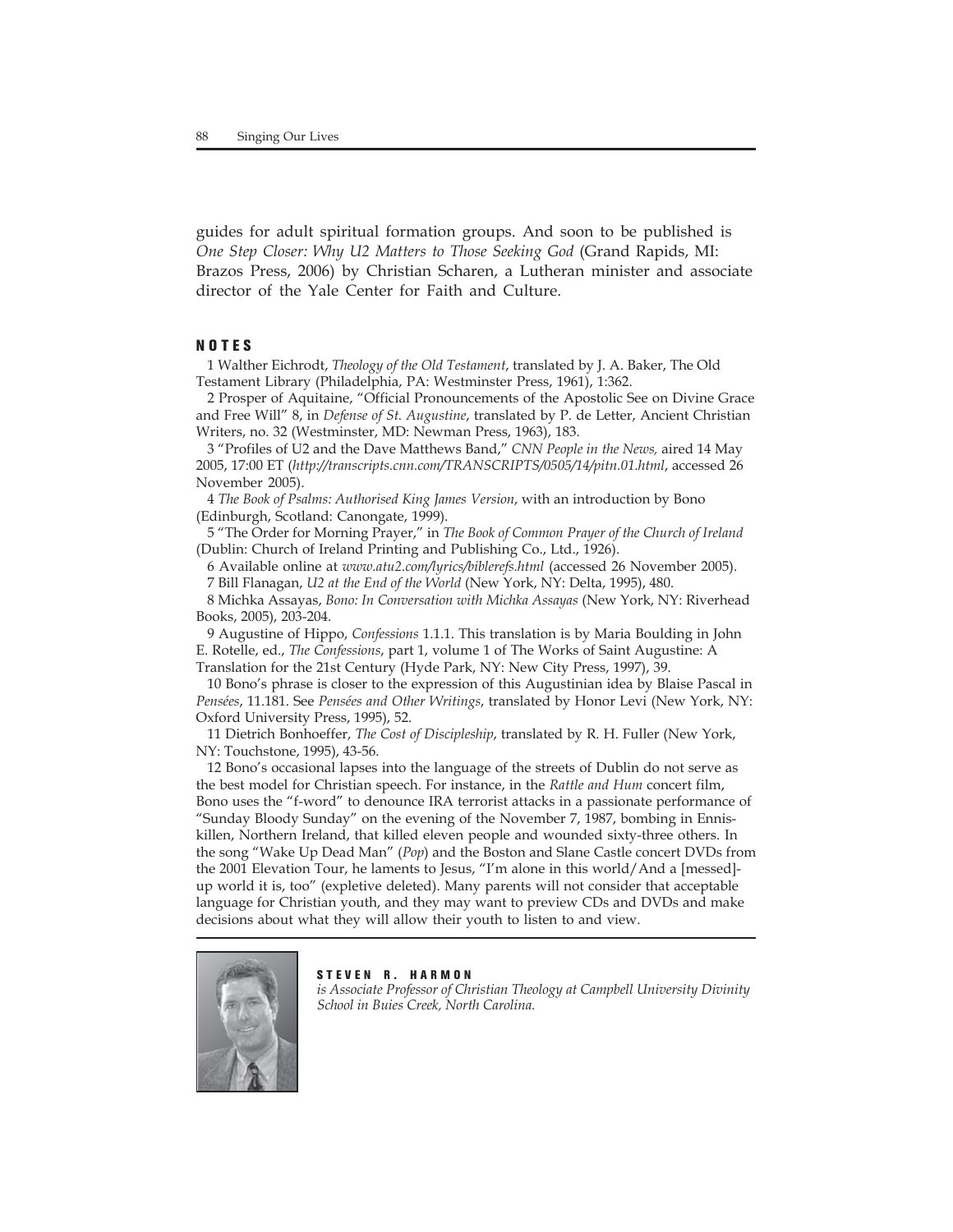guides for adult spiritual formation groups. And soon to be published is *One Step Closer: Why U2 Matters to Those Seeking God* (Grand Rapids, MI: Brazos Press, 2006) by Christian Scharen, a Lutheran minister and associate director of the Yale Center for Faith and Culture.

## NOTES

1 Walther Eichrodt, *Theology of the Old Testament*, translated by J. A. Baker, The Old Testament Library (Philadelphia, PA: Westminster Press, 1961), 1:362.

2 Prosper of Aquitaine, "Official Pronouncements of the Apostolic See on Divine Grace and Free Will" 8, in *Defense of St. Augustine*, translated by P. de Letter, Ancient Christian Writers, no. 32 (Westminster, MD: Newman Press, 1963), 183.

3 "Profiles of U2 and the Dave Matthews Band," *CNN People in the News,* aired 14 May 2005, 17:00 ET (*http://transcripts.cnn.com/TRANSCRIPTS/0505/14/pitn.01.html*, accessed 26 November 2005).

4 *The Book of Psalms: Authorised King James Version*, with an introduction by Bono (Edinburgh, Scotland: Canongate, 1999).

5 "The Order for Morning Prayer," in *The Book of Common Prayer of the Church of Ireland* (Dublin: Church of Ireland Printing and Publishing Co., Ltd., 1926).

6 Available online at *www.atu2.com/lyrics/biblerefs.html* (accessed 26 November 2005).

7 Bill Flanagan, *U2 at the End of the World* (New York, NY: Delta, 1995), 480.

8 Michka Assayas, *Bono: In Conversation with Michka Assayas* (New York, NY: Riverhead Books, 2005), 203-204.

9 Augustine of Hippo, *Confessions* 1.1.1. This translation is by Maria Boulding in John E. Rotelle, ed., *The Confessions*, part 1, volume 1 of The Works of Saint Augustine: A Translation for the 21st Century (Hyde Park, NY: New City Press, 1997), 39.

10 Bono's phrase is closer to the expression of this Augustinian idea by Blaise Pascal in *Pensées*, 11.181. See *Pensées and Other Writings*, translated by Honor Levi (New York, NY: Oxford University Press, 1995), 52.

11 Dietrich Bonhoeffer, *The Cost of Discipleship*, translated by R. H. Fuller (New York, NY: Touchstone, 1995), 43-56.

12 Bono's occasional lapses into the language of the streets of Dublin do not serve as the best model for Christian speech. For instance, in the *Rattle and Hum* concert film, Bono uses the "f-word" to denounce IRA terrorist attacks in a passionate performance of "Sunday Bloody Sunday" on the evening of the November 7, 1987, bombing in Enniskillen, Northern Ireland, that killed eleven people and wounded sixty-three others. In the song "Wake Up Dead Man" (*Pop*) and the Boston and Slane Castle concert DVDs from the 2001 Elevation Tour, he laments to Jesus, "I'm alone in this world/And a [messed]-up world it is, too" (expletive deleted). Many parents will not consider that acceptable language for Christian youth, and they may want to preview CDs and DVDs and make decisions about what they will allow their youth to listen to and view.

**STEVEN R. HARMON**
*is Associate Professor of Christian Theology at Campbell University Divinity School in Buies Creek, North Carolina.*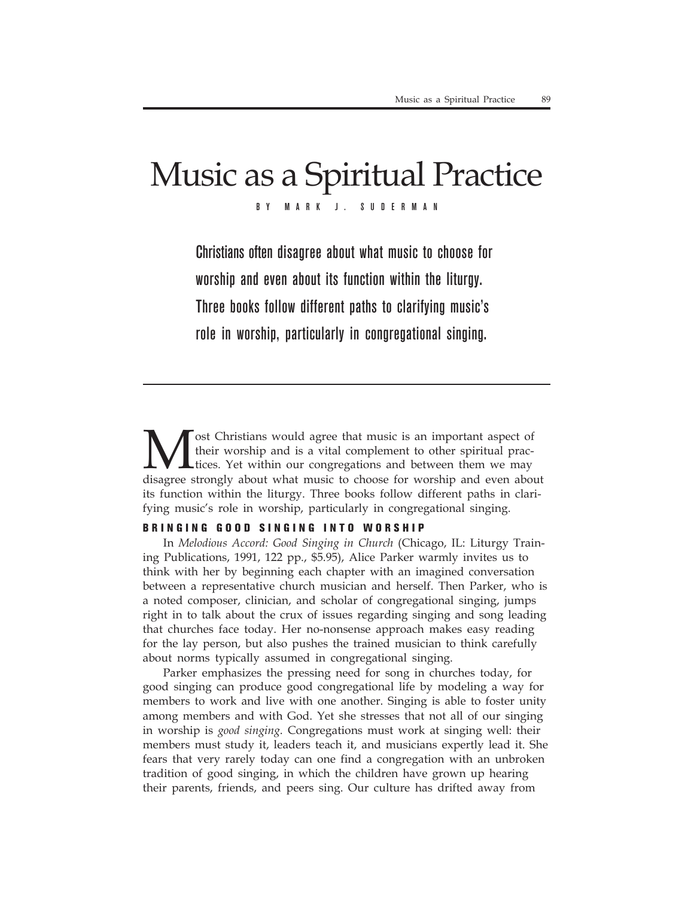# Music as a Spiritual Practice

BY MARK J. SUDERMAN

**Christians often disagree about what music to choose for worship and even about its function within the liturgy. Three books follow different paths to clarifying music's role in worship, particularly in congregational singing.**

Most Christians would agree that music is an important aspect of their worship and is a vital complement to other spiritual practices. Yet within our congregations and between them we may disagree strongly about what music to choose for worship and even about its function within the liturgy. Three books follow different paths in clarifying music's role in worship, particularly in congregational singing.

## BRINGING GOOD SINGING INTO WORSHIP

In *Melodious Accord: Good Singing in Church* (Chicago, IL: Liturgy Training Publications, 1991, 122 pp., $5.95), Alice Parker warmly invites us to think with her by beginning each chapter with an imagined conversation between a representative church musician and herself. Then Parker, who is a noted composer, clinician, and scholar of congregational singing, jumps right in to talk about the crux of issues regarding singing and song leading that churches face today. Her no-nonsense approach makes easy reading for the lay person, but also pushes the trained musician to think carefully about norms typically assumed in congregational singing.

Parker emphasizes the pressing need for song in churches today, for good singing can produce good congregational life by modeling a way for members to work and live with one another. Singing is able to foster unity among members and with God. Yet she stresses that not all of our singing in worship is *good singing*. Congregations must work at singing well: their members must study it, leaders teach it, and musicians expertly lead it. She fears that very rarely today can one find a congregation with an unbroken tradition of good singing, in which the children have grown up hearing their parents, friends, and peers sing. Our culture has drifted away from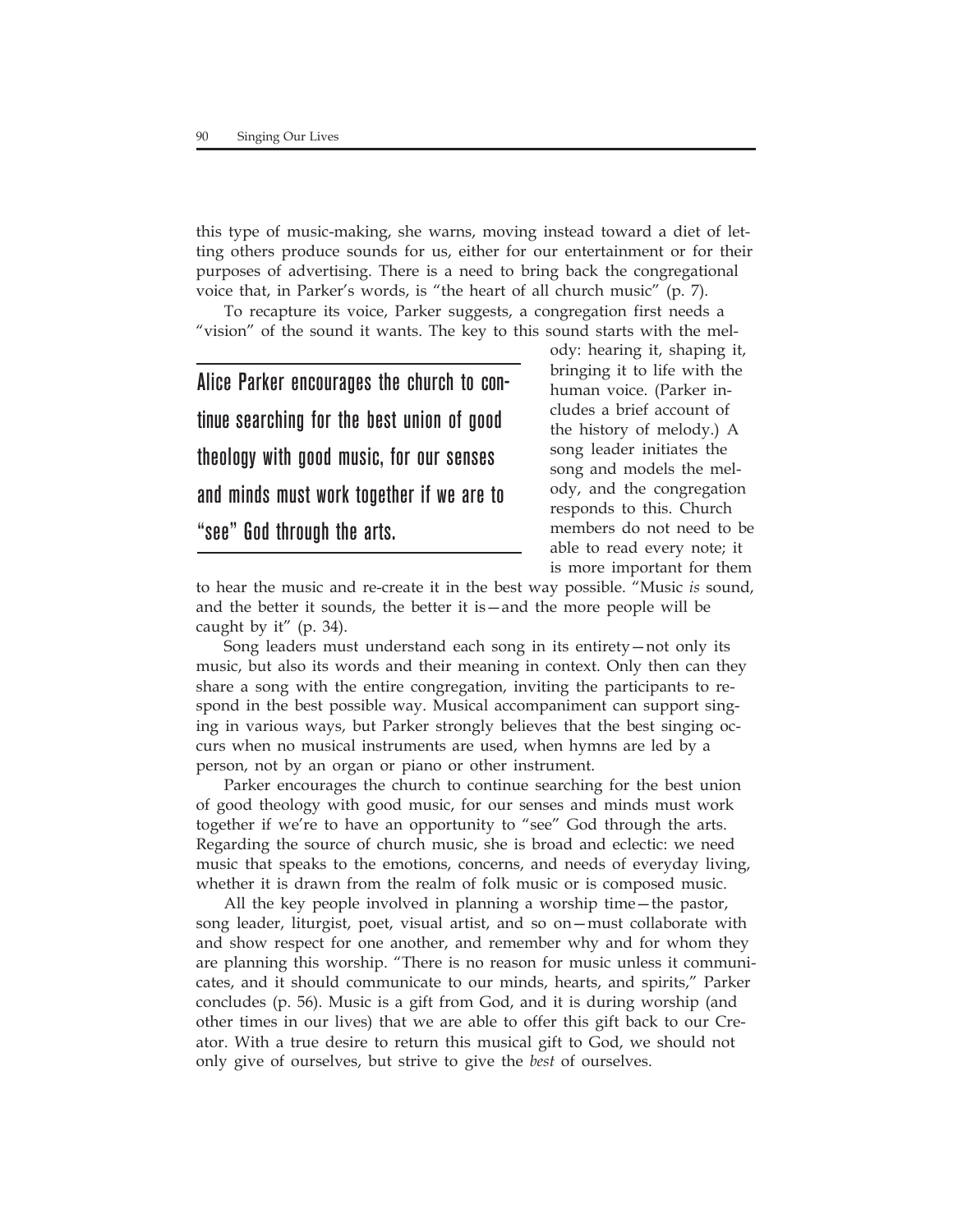this type of music-making, she warns, moving instead toward a diet of letting others produce sounds for us, either for our entertainment or for their purposes of advertising. There is a need to bring back the congregational voice that, in Parker's words, is "the heart of all church music" (p. 7).

To recapture its voice, Parker suggests, a congregation first needs a "vision" of the sound it wants. The key to this sound starts with the melody: hearing it, shaping it, bringing it to life with the human voice. (Parker includes a brief account of the history of melody.) A song leader initiates the song and models the melody, and the congregation responds to this. Church members do not need to be able to read every note; it is more important for them to hear the music and re-create it in the best way possible. "Music *is* sound, and the better it sounds, the better it is—and the more people will be caught by it" (p. 34).

> **Alice Parker encourages the church to continue searching for the best union of good theology with good music, for our senses and minds must work together if we are to "see" God through the arts.**

Song leaders must understand each song in its entirety—not only its music, but also its words and their meaning in context. Only then can they share a song with the entire congregation, inviting the participants to respond in the best possible way. Musical accompaniment can support singing in various ways, but Parker strongly believes that the best singing occurs when no musical instruments are used, when hymns are led by a person, not by an organ or piano or other instrument.

Parker encourages the church to continue searching for the best union of good theology with good music, for our senses and minds must work together if we're to have an opportunity to "see" God through the arts. Regarding the source of church music, she is broad and eclectic: we need music that speaks to the emotions, concerns, and needs of everyday living, whether it is drawn from the realm of folk music or is composed music.

All the key people involved in planning a worship time—the pastor, song leader, liturgist, poet, visual artist, and so on—must collaborate with and show respect for one another, and remember why and for whom they are planning this worship. "There is no reason for music unless it communicates, and it should communicate to our minds, hearts, and spirits," Parker concludes (p. 56). Music is a gift from God, and it is during worship (and other times in our lives) that we are able to offer this gift back to our Creator. With a true desire to return this musical gift to God, we should not only give of ourselves, but strive to give the *best* of ourselves.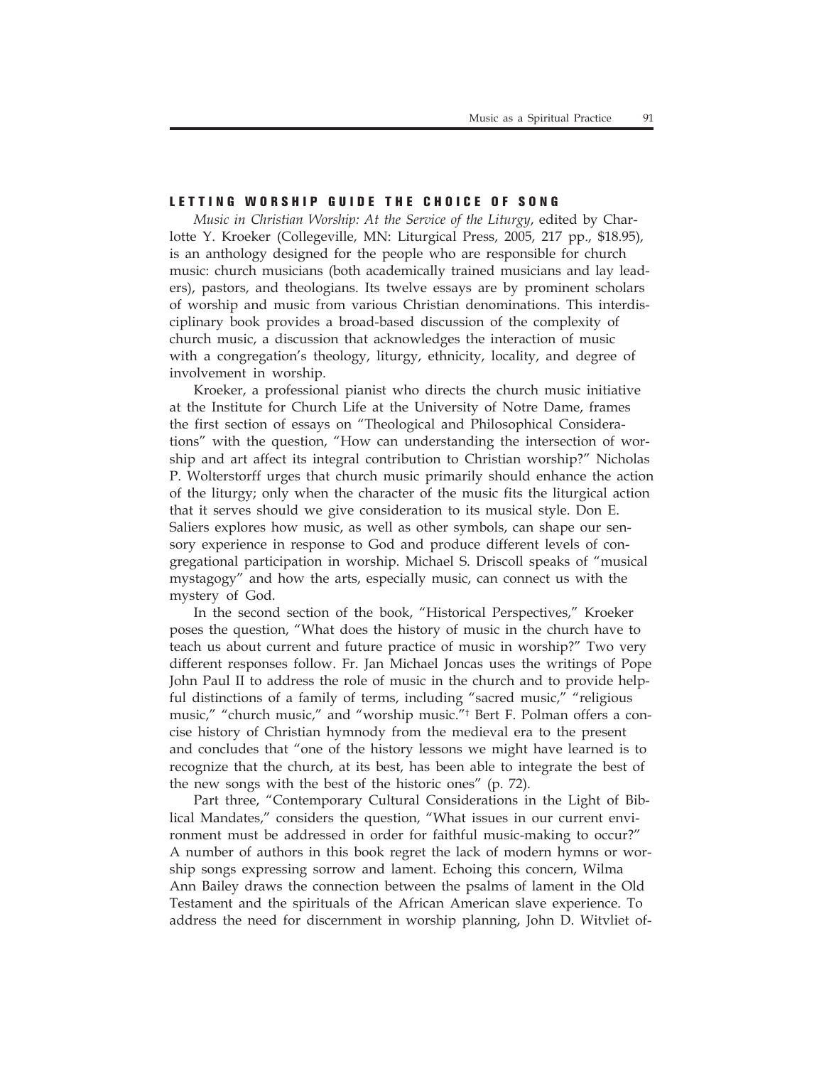## LETTING WORSHIP GUIDE THE CHOICE OF SONG

*Music in Christian Worship: At the Service of the Liturgy*, edited by Charlotte Y. Kroeker (Collegeville, MN: Liturgical Press, 2005, 217 pp., $18.95), is an anthology designed for the people who are responsible for church music: church musicians (both academically trained musicians and lay leaders), pastors, and theologians. Its twelve essays are by prominent scholars of worship and music from various Christian denominations. This interdisciplinary book provides a broad-based discussion of the complexity of church music, a discussion that acknowledges the interaction of music with a congregation's theology, liturgy, ethnicity, locality, and degree of involvement in worship.

Kroeker, a professional pianist who directs the church music initiative at the Institute for Church Life at the University of Notre Dame, frames the first section of essays on "Theological and Philosophical Considerations" with the question, "How can understanding the intersection of worship and art affect its integral contribution to Christian worship?" Nicholas P. Wolterstorff urges that church music primarily should enhance the action of the liturgy; only when the character of the music fits the liturgical action that it serves should we give consideration to its musical style. Don E. Saliers explores how music, as well as other symbols, can shape our sensory experience in response to God and produce different levels of congregational participation in worship. Michael S. Driscoll speaks of "musical mystagogy" and how the arts, especially music, can connect us with the mystery of God.

In the second section of the book, "Historical Perspectives," Kroeker poses the question, "What does the history of music in the church have to teach us about current and future practice of music in worship?" Two very different responses follow. Fr. Jan Michael Joncas uses the writings of Pope John Paul II to address the role of music in the church and to provide helpful distinctions of a family of terms, including "sacred music," "religious music," "church music," and "worship music."[†] Bert F. Polman offers a concise history of Christian hymnody from the medieval era to the present and concludes that "one of the history lessons we might have learned is to recognize that the church, at its best, has been able to integrate the best of the new songs with the best of the historic ones" (p. 72).

Part three, "Contemporary Cultural Considerations in the Light of Biblical Mandates," considers the question, "What issues in our current environment must be addressed in order for faithful music-making to occur?" A number of authors in this book regret the lack of modern hymns or worship songs expressing sorrow and lament. Echoing this concern, Wilma Ann Bailey draws the connection between the psalms of lament in the Old Testament and the spirituals of the African American slave experience. To address the need for discernment in worship planning, John D. Witvliet of-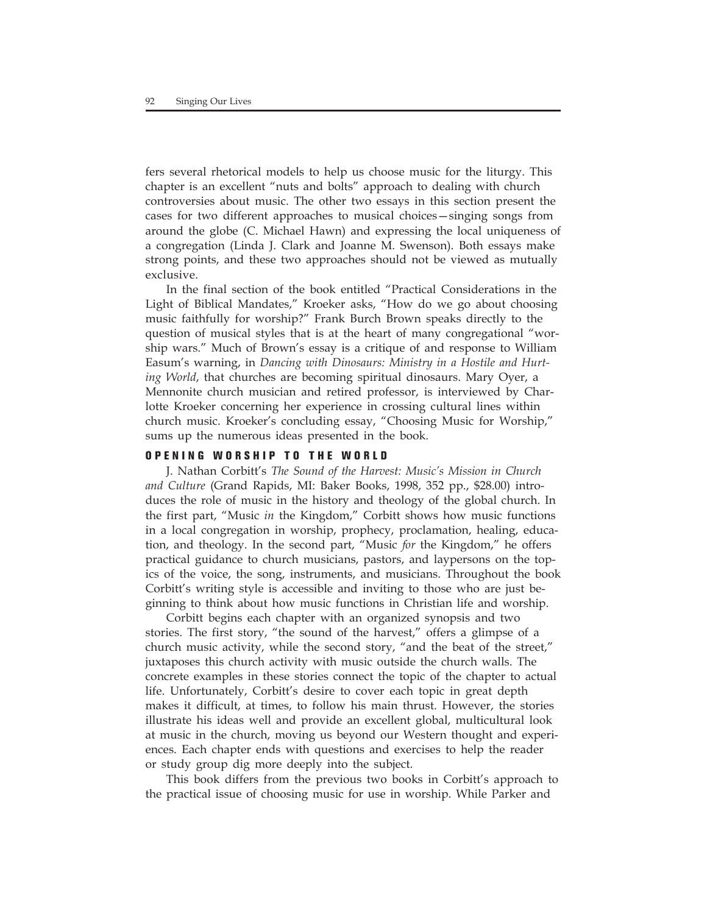fers several rhetorical models to help us choose music for the liturgy. This chapter is an excellent "nuts and bolts" approach to dealing with church controversies about music. The other two essays in this section present the cases for two different approaches to musical choices—singing songs from around the globe (C. Michael Hawn) and expressing the local uniqueness of a congregation (Linda J. Clark and Joanne M. Swenson). Both essays make strong points, and these two approaches should not be viewed as mutually exclusive.

In the final section of the book entitled "Practical Considerations in the Light of Biblical Mandates," Kroeker asks, "How do we go about choosing music faithfully for worship?" Frank Burch Brown speaks directly to the question of musical styles that is at the heart of many congregational "worship wars." Much of Brown's essay is a critique of and response to William Easum's warning, in *Dancing with Dinosaurs: Ministry in a Hostile and Hurting World*, that churches are becoming spiritual dinosaurs. Mary Oyer, a Mennonite church musician and retired professor, is interviewed by Charlotte Kroeker concerning her experience in crossing cultural lines within church music. Kroeker's concluding essay, "Choosing Music for Worship," sums up the numerous ideas presented in the book.

## OPENING WORSHIP TO THE WORLD

J. Nathan Corbitt's *The Sound of the Harvest: Music's Mission in Church and Culture* (Grand Rapids, MI: Baker Books, 1998, 352 pp., $28.00) introduces the role of music in the history and theology of the global church. In the first part, "Music *in* the Kingdom," Corbitt shows how music functions in a local congregation in worship, prophecy, proclamation, healing, education, and theology. In the second part, "Music *for* the Kingdom," he offers practical guidance to church musicians, pastors, and laypersons on the topics of the voice, the song, instruments, and musicians. Throughout the book Corbitt's writing style is accessible and inviting to those who are just beginning to think about how music functions in Christian life and worship.

Corbitt begins each chapter with an organized synopsis and two stories. The first story, "the sound of the harvest," offers a glimpse of a church music activity, while the second story, "and the beat of the street," juxtaposes this church activity with music outside the church walls. The concrete examples in these stories connect the topic of the chapter to actual life. Unfortunately, Corbitt's desire to cover each topic in great depth makes it difficult, at times, to follow his main thrust. However, the stories illustrate his ideas well and provide an excellent global, multicultural look at music in the church, moving us beyond our Western thought and experiences. Each chapter ends with questions and exercises to help the reader or study group dig more deeply into the subject.

This book differs from the previous two books in Corbitt's approach to the practical issue of choosing music for use in worship. While Parker and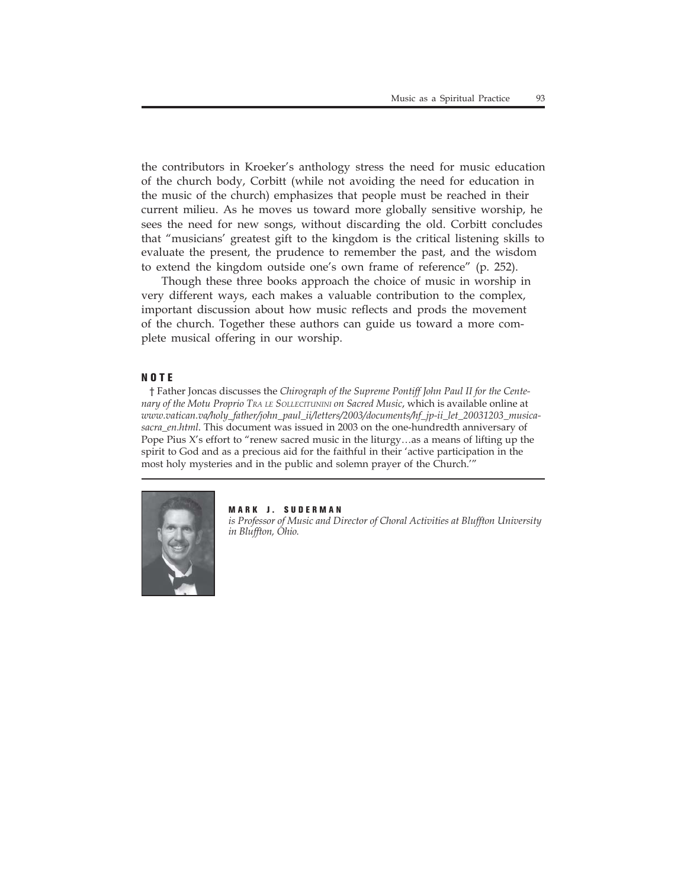the contributors in Kroeker's anthology stress the need for music education of the church body, Corbitt (while not avoiding the need for education in the music of the church) emphasizes that people must be reached in their current milieu. As he moves us toward more globally sensitive worship, he sees the need for new songs, without discarding the old. Corbitt concludes that "musicians' greatest gift to the kingdom is the critical listening skills to evaluate the present, the prudence to remember the past, and the wisdom to extend the kingdom outside one's own frame of reference" (p. 252).

Though these three books approach the choice of music in worship in very different ways, each makes a valuable contribution to the complex, important discussion about how music reflects and prods the movement of the church. Together these authors can guide us toward a more complete musical offering in our worship.

## NOTE

† Father Joncas discusses the *Chirograph of the Supreme Pontiff John Paul II for the Centenary of the Motu Proprio Tra le Sollecitunini on Sacred Music*, which is available online at *www.vatican.va/holy_father/john_paul_ii/letters/2003/documents/hf_jp-ii_let_20031203_musica-sacra_en.html*. This document was issued in 2003 on the one-hundredth anniversary of Pope Pius X's effort to "renew sacred music in the liturgy…as a means of lifting up the spirit to God and as a precious aid for the faithful in their 'active participation in the most holy mysteries and in the public and solemn prayer of the Church.'"

**MARK J. SUDERMAN**
*is Professor of Music and Director of Choral Activities at Bluffton University in Bluffton, Ohio.*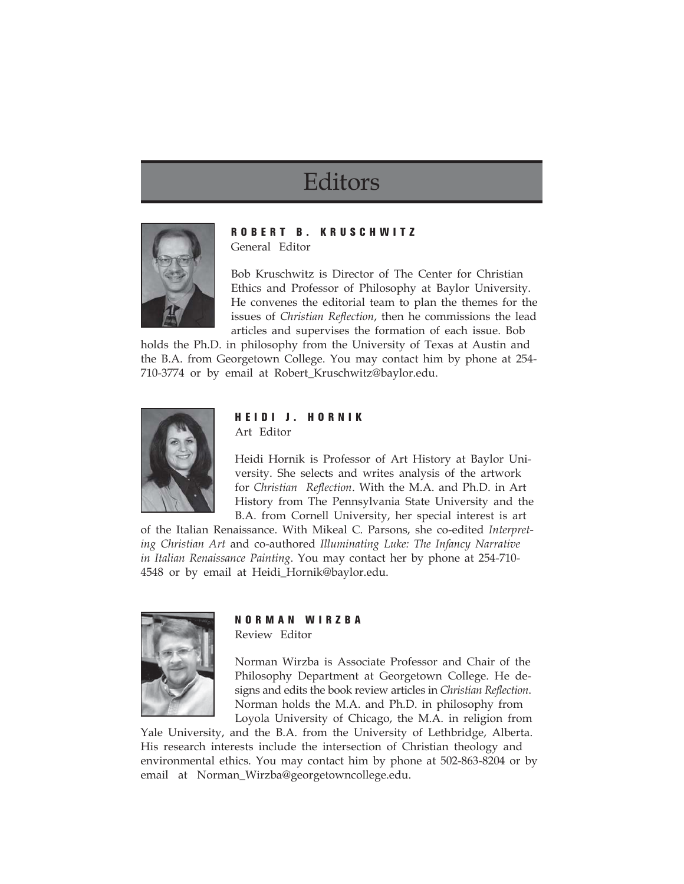# Editors

## ROBERT B. KRUSCHWITZ

General Editor

Bob Kruschwitz is Director of The Center for Christian Ethics and Professor of Philosophy at Baylor University. He convenes the editorial team to plan the themes for the issues of *Christian Reflection*, then he commissions the lead articles and supervises the formation of each issue. Bob holds the Ph.D. in philosophy from the University of Texas at Austin and the B.A. from Georgetown College. You may contact him by phone at 254-710-3774 or by email at Robert_Kruschwitz@baylor.edu.

## HEIDI J. HORNIK

Art Editor

Heidi Hornik is Professor of Art History at Baylor University. She selects and writes analysis of the artwork for *Christian Reflection*. With the M.A. and Ph.D. in Art History from The Pennsylvania State University and the B.A. from Cornell University, her special interest is art of the Italian Renaissance. With Mikeal C. Parsons, she co-edited *Interpreting Christian Art* and co-authored *Illuminating Luke: The Infancy Narrative in Italian Renaissance Painting*. You may contact her by phone at 254-710-4548 or by email at Heidi_Hornik@baylor.edu.

## NORMAN WIRZBA

Review Editor

Norman Wirzba is Associate Professor and Chair of the Philosophy Department at Georgetown College. He designs and edits the book review articles in *Christian Reflection*. Norman holds the M.A. and Ph.D. in philosophy from Loyola University of Chicago, the M.A. in religion from Yale University, and the B.A. from the University of Lethbridge, Alberta. His research interests include the intersection of Christian theology and environmental ethics. You may contact him by phone at 502-863-8204 or by email at Norman_Wirzba@georgetowncollege.edu.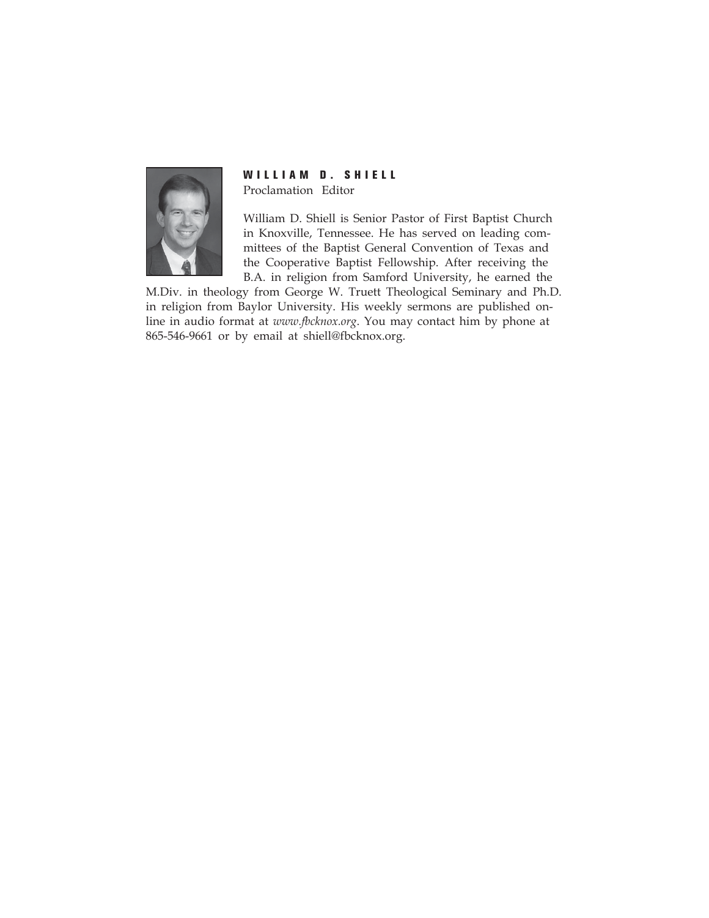**WILLIAM D. SHIELL**

Proclamation Editor

William D. Shiell is Senior Pastor of First Baptist Church in Knoxville, Tennessee. He has served on leading committees of the Baptist General Convention of Texas and the Cooperative Baptist Fellowship. After receiving the B.A. in religion from Samford University, he earned the M.Div. in theology from George W. Truett Theological Seminary and Ph.D. in religion from Baylor University. His weekly sermons are published online in audio format at *www.fbcknox.org*. You may contact him by phone at 865-546-9661 or by email at shiell@fbcknox.org.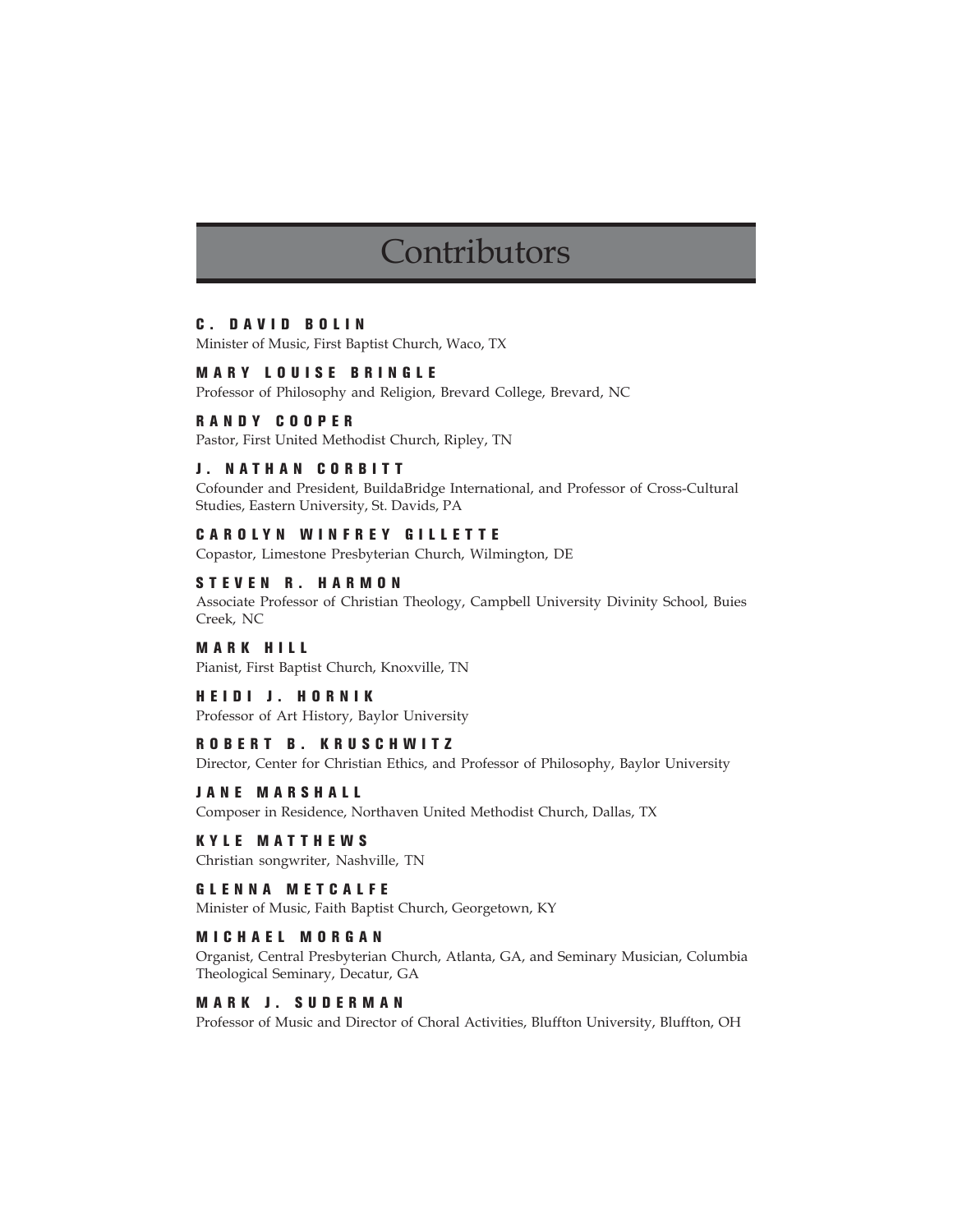# Contributors

**C. DAVID BOLIN**
Minister of Music, First Baptist Church, Waco, TX

**MARY LOUISE BRINGLE**
Professor of Philosophy and Religion, Brevard College, Brevard, NC

**RANDY COOPER**
Pastor, First United Methodist Church, Ripley, TN

**J. NATHAN CORBITT**
Cofounder and President, BuildaBridge International, and Professor of Cross-Cultural Studies, Eastern University, St. Davids, PA

**CAROLYN WINFREY GILLETTE**
Copastor, Limestone Presbyterian Church, Wilmington, DE

**STEVEN R. HARMON**
Associate Professor of Christian Theology, Campbell University Divinity School, Buies Creek, NC

**MARK HILL**
Pianist, First Baptist Church, Knoxville, TN

**HEIDI J. HORNIK**
Professor of Art History, Baylor University

**ROBERT B. KRUSCHWITZ**
Director, Center for Christian Ethics, and Professor of Philosophy, Baylor University

**JANE MARSHALL**
Composer in Residence, Northaven United Methodist Church, Dallas, TX

**KYLE MATTHEWS**
Christian songwriter, Nashville, TN

**GLENNA METCALFE**
Minister of Music, Faith Baptist Church, Georgetown, KY

**MICHAEL MORGAN**
Organist, Central Presbyterian Church, Atlanta, GA, and Seminary Musician, Columbia Theological Seminary, Decatur, GA

**MARK J. SUDERMAN**
Professor of Music and Director of Choral Activities, Bluffton University, Bluffton, OH